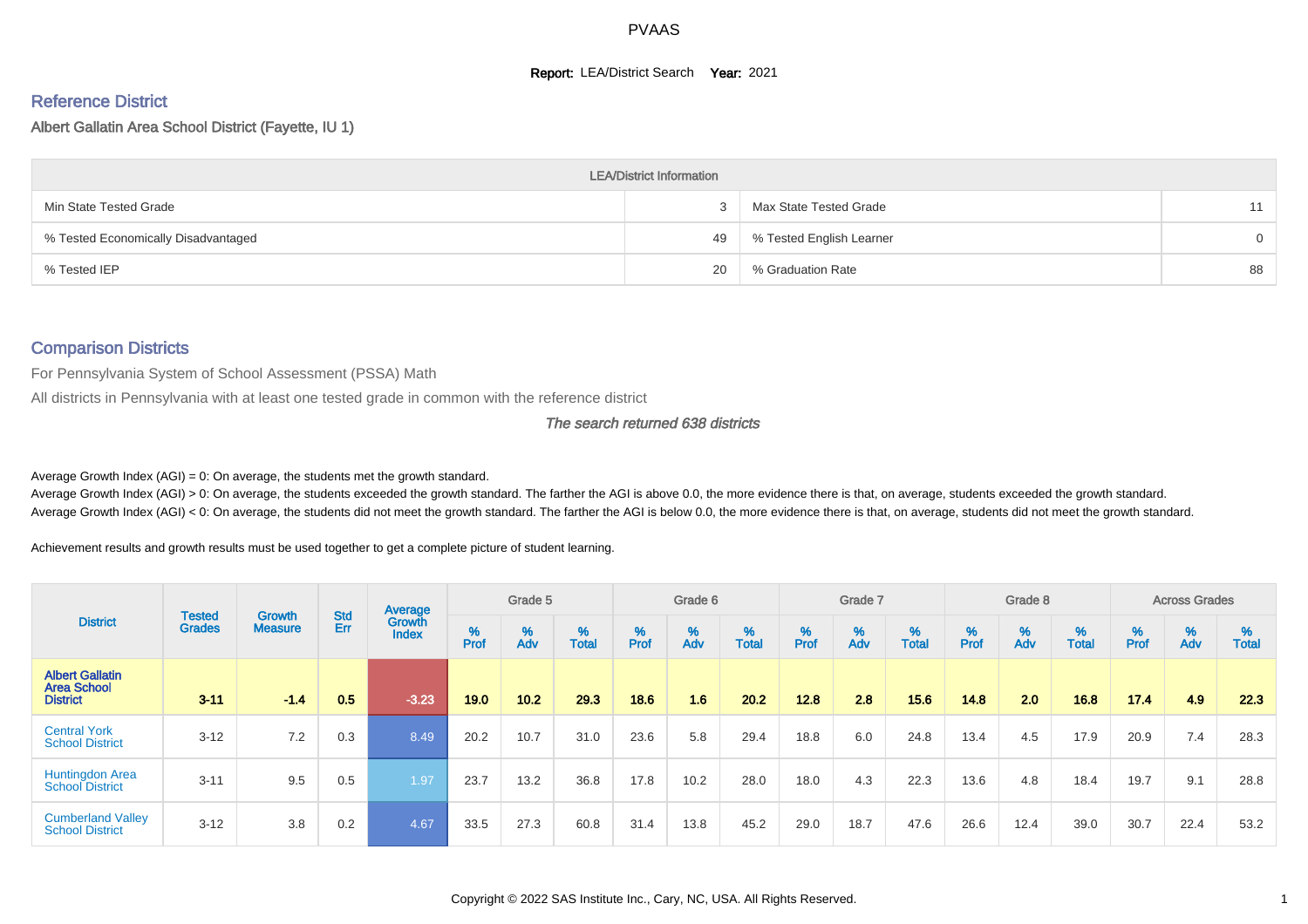PVAAS

**Report:** LEA/District Search **Year:** 2021

## Reference District

Albert Gallatin Area School District (Fayette, IU 1)

| LEA/District Information | | | |
|---|---|---|---|
| Min State Tested Grade | 3 | Max State Tested Grade | 11 |
| % Tested Economically Disadvantaged | 49 | % Tested English Learner | 0 |
| % Tested IEP | 20 | % Graduation Rate | 88 |

## Comparison Districts

For Pennsylvania System of School Assessment (PSSA) Math

All districts in Pennsylvania with at least one tested grade in common with the reference district

*The search returned 638 districts*

Average Growth Index (AGI) = 0: On average, the students met the growth standard.

Average Growth Index (AGI) > 0: On average, the students exceeded the growth standard. The farther the AGI is above 0.0, the more evidence there is that, on average, students exceeded the growth standard.

Average Growth Index (AGI) < 0: On average, the students did not meet the growth standard. The farther the AGI is below 0.0, the more evidence there is that, on average, students did not meet the growth standard.

Achievement results and growth results must be used together to get a complete picture of student learning.

| District | Tested Grades | Growth Measure | Std Err | Average Growth Index | Grade 5 | | | Grade 6 | | | Grade 7 | | | Grade 8 | | | Across Grades | | |
|---|---|---|---|---|---|---|---|---|---|---|---|---|---|---|---|---|---|---|---|
| | | | | | % Prof | % Adv | % Total | % Prof | % Adv | % Total | % Prof | % Adv | % Total | % Prof | % Adv | % Total | % Prof | % Adv | % Total |
| **Albert Gallatin Area School District** | **3-11** | **-1.4** | **0.5** | **-3.23** | **19.0** | **10.2** | **29.3** | **18.6** | **1.6** | **20.2** | **12.8** | **2.8** | **15.6** | **14.8** | **2.0** | **16.8** | **17.4** | **4.9** | **22.3** |
| Central York School District | 3-12 | 7.2 | 0.3 | 8.49 | 20.2 | 10.7 | 31.0 | 23.6 | 5.8 | 29.4 | 18.8 | 6.0 | 24.8 | 13.4 | 4.5 | 17.9 | 20.9 | 7.4 | 28.3 |
| Huntingdon Area School District | 3-11 | 9.5 | 0.5 | 1.97 | 23.7 | 13.2 | 36.8 | 17.8 | 10.2 | 28.0 | 18.0 | 4.3 | 22.3 | 13.6 | 4.8 | 18.4 | 19.7 | 9.1 | 28.8 |
| Cumberland Valley School District | 3-12 | 3.8 | 0.2 | 4.67 | 33.5 | 27.3 | 60.8 | 31.4 | 13.8 | 45.2 | 29.0 | 18.7 | 47.6 | 26.6 | 12.4 | 39.0 | 30.7 | 22.4 | 53.2 |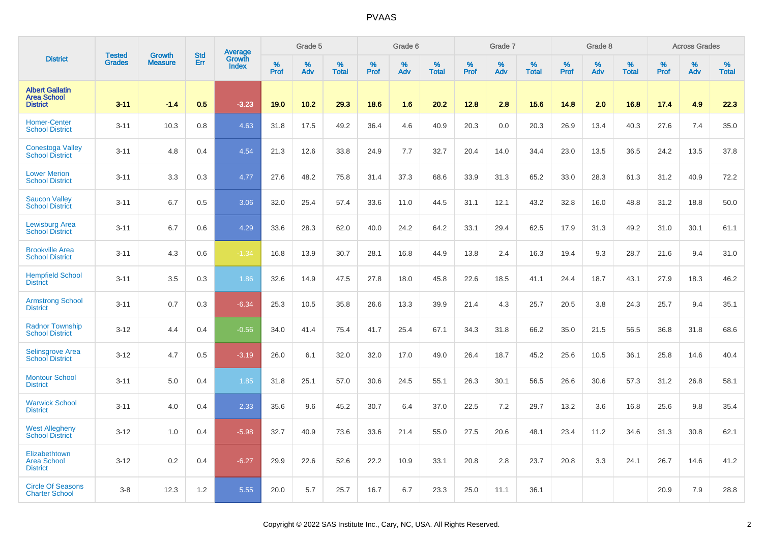# PVAAS

| District | Tested Grades | Growth Measure | Std Err | Average Growth Index | Grade 5 | | | Grade 6 | | | Grade 7 | | | Grade 8 | | | Across Grades | | |
|---|---|---|---|---|---|---|---|---|---|---|---|---|---|---|---|---|---|---|---|
| | | | | | % Prof | % Adv | % Total | % Prof | % Adv | % Total | % Prof | % Adv | % Total | % Prof | % Adv | % Total | % Prof | % Adv | % Total |
| **Albert Gallatin Area School District** | **3-11** | **-1.4** | **0.5** | **-3.23** | **19.0** | **10.2** | **29.3** | **18.6** | **1.6** | **20.2** | **12.8** | **2.8** | **15.6** | **14.8** | **2.0** | **16.8** | **17.4** | **4.9** | **22.3** |
| Homer-Center School District | 3-11 | 10.3 | 0.8 | 4.63 | 31.8 | 17.5 | 49.2 | 36.4 | 4.6 | 40.9 | 20.3 | 0.0 | 20.3 | 26.9 | 13.4 | 40.3 | 27.6 | 7.4 | 35.0 |
| Conestoga Valley School District | 3-11 | 4.8 | 0.4 | 4.54 | 21.3 | 12.6 | 33.8 | 24.9 | 7.7 | 32.7 | 20.4 | 14.0 | 34.4 | 23.0 | 13.5 | 36.5 | 24.2 | 13.5 | 37.8 |
| Lower Merion School District | 3-11 | 3.3 | 0.3 | 4.77 | 27.6 | 48.2 | 75.8 | 31.4 | 37.3 | 68.6 | 33.9 | 31.3 | 65.2 | 33.0 | 28.3 | 61.3 | 31.2 | 40.9 | 72.2 |
| Saucon Valley School District | 3-11 | 6.7 | 0.5 | 3.06 | 32.0 | 25.4 | 57.4 | 33.6 | 11.0 | 44.5 | 31.1 | 12.1 | 43.2 | 32.8 | 16.0 | 48.8 | 31.2 | 18.8 | 50.0 |
| Lewisburg Area School District | 3-11 | 6.7 | 0.6 | 4.29 | 33.6 | 28.3 | 62.0 | 40.0 | 24.2 | 64.2 | 33.1 | 29.4 | 62.5 | 17.9 | 31.3 | 49.2 | 31.0 | 30.1 | 61.1 |
| Brookville Area School District | 3-11 | 4.3 | 0.6 | -1.34 | 16.8 | 13.9 | 30.7 | 28.1 | 16.8 | 44.9 | 13.8 | 2.4 | 16.3 | 19.4 | 9.3 | 28.7 | 21.6 | 9.4 | 31.0 |
| Hempfield School District | 3-11 | 3.5 | 0.3 | 1.86 | 32.6 | 14.9 | 47.5 | 27.8 | 18.0 | 45.8 | 22.6 | 18.5 | 41.1 | 24.4 | 18.7 | 43.1 | 27.9 | 18.3 | 46.2 |
| Armstrong School District | 3-11 | 0.7 | 0.3 | -6.34 | 25.3 | 10.5 | 35.8 | 26.6 | 13.3 | 39.9 | 21.4 | 4.3 | 25.7 | 20.5 | 3.8 | 24.3 | 25.7 | 9.4 | 35.1 |
| Radnor Township School District | 3-12 | 4.4 | 0.4 | -0.56 | 34.0 | 41.4 | 75.4 | 41.7 | 25.4 | 67.1 | 34.3 | 31.8 | 66.2 | 35.0 | 21.5 | 56.5 | 36.8 | 31.8 | 68.6 |
| Selinsgrove Area School District | 3-12 | 4.7 | 0.5 | -3.19 | 26.0 | 6.1 | 32.0 | 32.0 | 17.0 | 49.0 | 26.4 | 18.7 | 45.2 | 25.6 | 10.5 | 36.1 | 25.8 | 14.6 | 40.4 |
| Montour School District | 3-11 | 5.0 | 0.4 | 1.85 | 31.8 | 25.1 | 57.0 | 30.6 | 24.5 | 55.1 | 26.3 | 30.1 | 56.5 | 26.6 | 30.6 | 57.3 | 31.2 | 26.8 | 58.1 |
| Warwick School District | 3-11 | 4.0 | 0.4 | 2.33 | 35.6 | 9.6 | 45.2 | 30.7 | 6.4 | 37.0 | 22.5 | 7.2 | 29.7 | 13.2 | 3.6 | 16.8 | 25.6 | 9.8 | 35.4 |
| West Allegheny School District | 3-12 | 1.0 | 0.4 | -5.98 | 32.7 | 40.9 | 73.6 | 33.6 | 21.4 | 55.0 | 27.5 | 20.6 | 48.1 | 23.4 | 11.2 | 34.6 | 31.3 | 30.8 | 62.1 |
| Elizabethtown Area School District | 3-12 | 0.2 | 0.4 | -6.27 | 29.9 | 22.6 | 52.6 | 22.2 | 10.9 | 33.1 | 20.8 | 2.8 | 23.7 | 20.8 | 3.3 | 24.1 | 26.7 | 14.6 | 41.2 |
| Circle Of Seasons Charter School | 3-8 | 12.3 | 1.2 | 5.55 | 20.0 | 5.7 | 25.7 | 16.7 | 6.7 | 23.3 | 25.0 | 11.1 | 36.1 | | | | 20.9 | 7.9 | 28.8 |

Copyright © 2022 SAS Institute Inc., Cary, NC, USA. All Rights Reserved.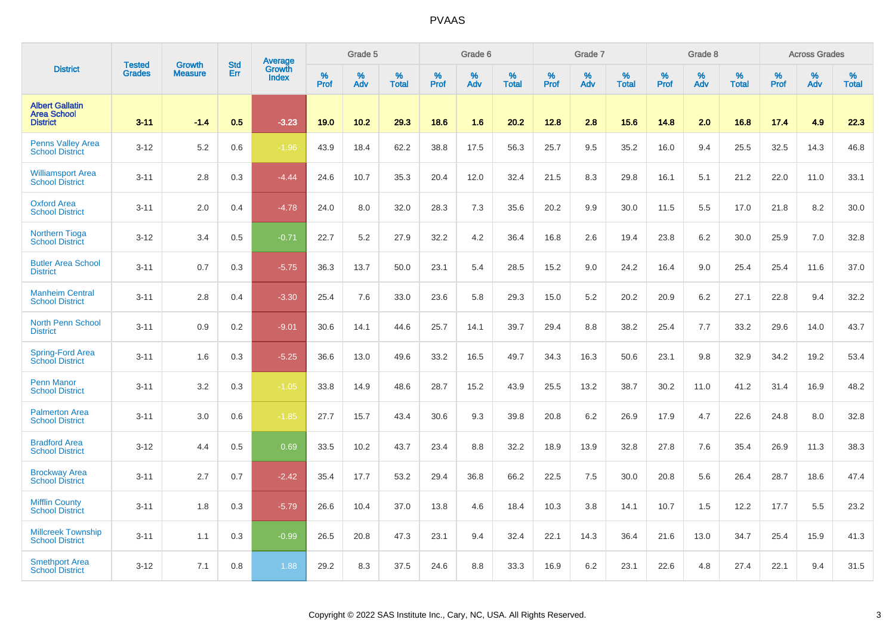# PVAAS

| District | Tested Grades | Growth Measure | Std Err | Average Growth Index | Grade 5 | | | Grade 6 | | | Grade 7 | | | Grade 8 | | | Across Grades | | |
|---|---|---|---|---|---|---|---|---|---|---|---|---|---|---|---|---|---|---|---|
| | | | | | % Prof | % Adv | % Total | % Prof | % Adv | % Total | % Prof | % Adv | % Total | % Prof | % Adv | % Total | % Prof | % Adv | % Total |
| **Albert Gallatin Area School District** | **3-11** | **-1.4** | **0.5** | **-3.23** | **19.0** | **10.2** | **29.3** | **18.6** | **1.6** | **20.2** | **12.8** | **2.8** | **15.6** | **14.8** | **2.0** | **16.8** | **17.4** | **4.9** | **22.3** |
| Penns Valley Area School District | 3-12 | 5.2 | 0.6 | -1.96 | 43.9 | 18.4 | 62.2 | 38.8 | 17.5 | 56.3 | 25.7 | 9.5 | 35.2 | 16.0 | 9.4 | 25.5 | 32.5 | 14.3 | 46.8 |
| Williamsport Area School District | 3-11 | 2.8 | 0.3 | -4.44 | 24.6 | 10.7 | 35.3 | 20.4 | 12.0 | 32.4 | 21.5 | 8.3 | 29.8 | 16.1 | 5.1 | 21.2 | 22.0 | 11.0 | 33.1 |
| Oxford Area School District | 3-11 | 2.0 | 0.4 | -4.78 | 24.0 | 8.0 | 32.0 | 28.3 | 7.3 | 35.6 | 20.2 | 9.9 | 30.0 | 11.5 | 5.5 | 17.0 | 21.8 | 8.2 | 30.0 |
| Northern Tioga School District | 3-12 | 3.4 | 0.5 | -0.71 | 22.7 | 5.2 | 27.9 | 32.2 | 4.2 | 36.4 | 16.8 | 2.6 | 19.4 | 23.8 | 6.2 | 30.0 | 25.9 | 7.0 | 32.8 |
| Butler Area School District | 3-11 | 0.7 | 0.3 | -5.75 | 36.3 | 13.7 | 50.0 | 23.1 | 5.4 | 28.5 | 15.2 | 9.0 | 24.2 | 16.4 | 9.0 | 25.4 | 25.4 | 11.6 | 37.0 |
| Manheim Central School District | 3-11 | 2.8 | 0.4 | -3.30 | 25.4 | 7.6 | 33.0 | 23.6 | 5.8 | 29.3 | 15.0 | 5.2 | 20.2 | 20.9 | 6.2 | 27.1 | 22.8 | 9.4 | 32.2 |
| North Penn School District | 3-11 | 0.9 | 0.2 | -9.01 | 30.6 | 14.1 | 44.6 | 25.7 | 14.1 | 39.7 | 29.4 | 8.8 | 38.2 | 25.4 | 7.7 | 33.2 | 29.6 | 14.0 | 43.7 |
| Spring-Ford Area School District | 3-11 | 1.6 | 0.3 | -5.25 | 36.6 | 13.0 | 49.6 | 33.2 | 16.5 | 49.7 | 34.3 | 16.3 | 50.6 | 23.1 | 9.8 | 32.9 | 34.2 | 19.2 | 53.4 |
| Penn Manor School District | 3-11 | 3.2 | 0.3 | -1.05 | 33.8 | 14.9 | 48.6 | 28.7 | 15.2 | 43.9 | 25.5 | 13.2 | 38.7 | 30.2 | 11.0 | 41.2 | 31.4 | 16.9 | 48.2 |
| Palmerton Area School District | 3-11 | 3.0 | 0.6 | -1.85 | 27.7 | 15.7 | 43.4 | 30.6 | 9.3 | 39.8 | 20.8 | 6.2 | 26.9 | 17.9 | 4.7 | 22.6 | 24.8 | 8.0 | 32.8 |
| Bradford Area School District | 3-12 | 4.4 | 0.5 | 0.69 | 33.5 | 10.2 | 43.7 | 23.4 | 8.8 | 32.2 | 18.9 | 13.9 | 32.8 | 27.8 | 7.6 | 35.4 | 26.9 | 11.3 | 38.3 |
| Brockway Area School District | 3-11 | 2.7 | 0.7 | -2.42 | 35.4 | 17.7 | 53.2 | 29.4 | 36.8 | 66.2 | 22.5 | 7.5 | 30.0 | 20.8 | 5.6 | 26.4 | 28.7 | 18.6 | 47.4 |
| Mifflin County School District | 3-11 | 1.8 | 0.3 | -5.79 | 26.6 | 10.4 | 37.0 | 13.8 | 4.6 | 18.4 | 10.3 | 3.8 | 14.1 | 10.7 | 1.5 | 12.2 | 17.7 | 5.5 | 23.2 |
| Millcreek Township School District | 3-11 | 1.1 | 0.3 | -0.99 | 26.5 | 20.8 | 47.3 | 23.1 | 9.4 | 32.4 | 22.1 | 14.3 | 36.4 | 21.6 | 13.0 | 34.7 | 25.4 | 15.9 | 41.3 |
| Smethport Area School District | 3-12 | 7.1 | 0.8 | 1.88 | 29.2 | 8.3 | 37.5 | 24.6 | 8.8 | 33.3 | 16.9 | 6.2 | 23.1 | 22.6 | 4.8 | 27.4 | 22.1 | 9.4 | 31.5 |

Copyright © 2022 SAS Institute Inc., Cary, NC, USA. All Rights Reserved.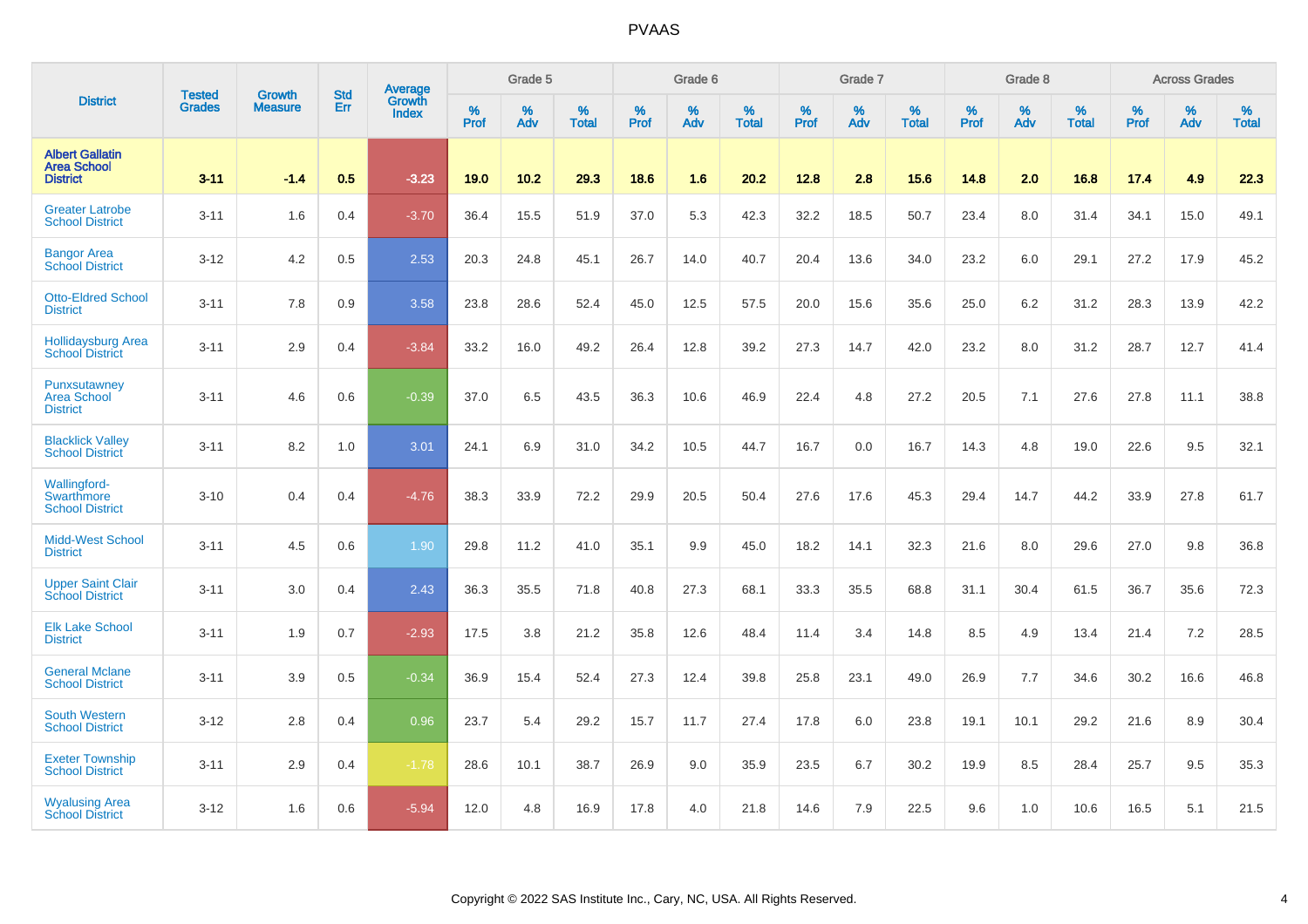| District | Tested Grades | Growth Measure | Std Err | Average Growth Index | Grade 5 | | | Grade 6 | | | Grade 7 | | | Grade 8 | | | Across Grades | | |
|---|---|---|---|---|---|---|---|---|---|---|---|---|---|---|---|---|---|---|---|
| | | | | | % Prof | % Adv | % Total | % Prof | % Adv | % Total | % Prof | % Adv | % Total | % Prof | % Adv | % Total | % Prof | % Adv | % Total |
| **Albert Gallatin Area School District** | **3-11** | **-1.4** | **0.5** | **-3.23** | **19.0** | **10.2** | **29.3** | **18.6** | **1.6** | **20.2** | **12.8** | **2.8** | **15.6** | **14.8** | **2.0** | **16.8** | **17.4** | **4.9** | **22.3** |
| Greater Latrobe School District | 3-11 | 1.6 | 0.4 | -3.70 | 36.4 | 15.5 | 51.9 | 37.0 | 5.3 | 42.3 | 32.2 | 18.5 | 50.7 | 23.4 | 8.0 | 31.4 | 34.1 | 15.0 | 49.1 |
| Bangor Area School District | 3-12 | 4.2 | 0.5 | 2.53 | 20.3 | 24.8 | 45.1 | 26.7 | 14.0 | 40.7 | 20.4 | 13.6 | 34.0 | 23.2 | 6.0 | 29.1 | 27.2 | 17.9 | 45.2 |
| Otto-Eldred School District | 3-11 | 7.8 | 0.9 | 3.58 | 23.8 | 28.6 | 52.4 | 45.0 | 12.5 | 57.5 | 20.0 | 15.6 | 35.6 | 25.0 | 6.2 | 31.2 | 28.3 | 13.9 | 42.2 |
| Hollidaysburg Area School District | 3-11 | 2.9 | 0.4 | -3.84 | 33.2 | 16.0 | 49.2 | 26.4 | 12.8 | 39.2 | 27.3 | 14.7 | 42.0 | 23.2 | 8.0 | 31.2 | 28.7 | 12.7 | 41.4 |
| Punxsutawney Area School District | 3-11 | 4.6 | 0.6 | -0.39 | 37.0 | 6.5 | 43.5 | 36.3 | 10.6 | 46.9 | 22.4 | 4.8 | 27.2 | 20.5 | 7.1 | 27.6 | 27.8 | 11.1 | 38.8 |
| Blacklick Valley School District | 3-11 | 8.2 | 1.0 | 3.01 | 24.1 | 6.9 | 31.0 | 34.2 | 10.5 | 44.7 | 16.7 | 0.0 | 16.7 | 14.3 | 4.8 | 19.0 | 22.6 | 9.5 | 32.1 |
| Wallingford-Swarthmore School District | 3-10 | 0.4 | 0.4 | -4.76 | 38.3 | 33.9 | 72.2 | 29.9 | 20.5 | 50.4 | 27.6 | 17.6 | 45.3 | 29.4 | 14.7 | 44.2 | 33.9 | 27.8 | 61.7 |
| Midd-West School District | 3-11 | 4.5 | 0.6 | 1.90 | 29.8 | 11.2 | 41.0 | 35.1 | 9.9 | 45.0 | 18.2 | 14.1 | 32.3 | 21.6 | 8.0 | 29.6 | 27.0 | 9.8 | 36.8 |
| Upper Saint Clair School District | 3-11 | 3.0 | 0.4 | 2.43 | 36.3 | 35.5 | 71.8 | 40.8 | 27.3 | 68.1 | 33.3 | 35.5 | 68.8 | 31.1 | 30.4 | 61.5 | 36.7 | 35.6 | 72.3 |
| Elk Lake School District | 3-11 | 1.9 | 0.7 | -2.93 | 17.5 | 3.8 | 21.2 | 35.8 | 12.6 | 48.4 | 11.4 | 3.4 | 14.8 | 8.5 | 4.9 | 13.4 | 21.4 | 7.2 | 28.5 |
| General Mclane School District | 3-11 | 3.9 | 0.5 | -0.34 | 36.9 | 15.4 | 52.4 | 27.3 | 12.4 | 39.8 | 25.8 | 23.1 | 49.0 | 26.9 | 7.7 | 34.6 | 30.2 | 16.6 | 46.8 |
| South Western School District | 3-12 | 2.8 | 0.4 | 0.96 | 23.7 | 5.4 | 29.2 | 15.7 | 11.7 | 27.4 | 17.8 | 6.0 | 23.8 | 19.1 | 10.1 | 29.2 | 21.6 | 8.9 | 30.4 |
| Exeter Township School District | 3-11 | 2.9 | 0.4 | -1.78 | 28.6 | 10.1 | 38.7 | 26.9 | 9.0 | 35.9 | 23.5 | 6.7 | 30.2 | 19.9 | 8.5 | 28.4 | 25.7 | 9.5 | 35.3 |
| Wyalusing Area School District | 3-12 | 1.6 | 0.6 | -5.94 | 12.0 | 4.8 | 16.9 | 17.8 | 4.0 | 21.8 | 14.6 | 7.9 | 22.5 | 9.6 | 1.0 | 10.6 | 16.5 | 5.1 | 21.5 |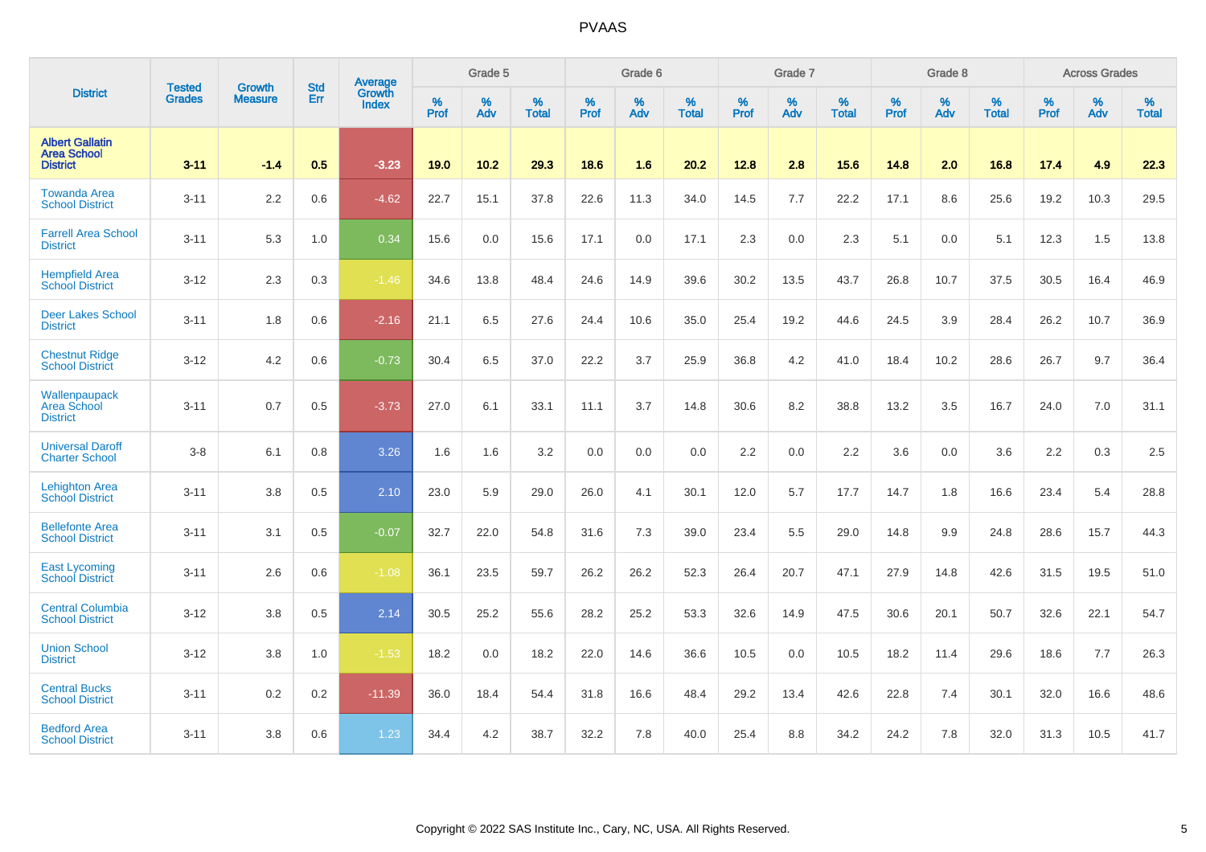# PVAAS

| District | Tested Grades | Growth Measure | Std Err | Average Growth Index | Grade 5 | | | Grade 6 | | | Grade 7 | | | Grade 8 | | | Across Grades | | |
|---|---|---|---|---|---|---|---|---|---|---|---|---|---|---|---|---|---|---|---|
| | | | | | % Prof | % Adv | % Total | % Prof | % Adv | % Total | % Prof | % Adv | % Total | % Prof | % Adv | % Total | % Prof | % Adv | % Total |
| **Albert Gallatin Area School District** | **3-11** | **-1.4** | **0.5** | **-3.23** | **19.0** | **10.2** | **29.3** | **18.6** | **1.6** | **20.2** | **12.8** | **2.8** | **15.6** | **14.8** | **2.0** | **16.8** | **17.4** | **4.9** | **22.3** |
| Towanda Area School District | 3-11 | 2.2 | 0.6 | -4.62 | 22.7 | 15.1 | 37.8 | 22.6 | 11.3 | 34.0 | 14.5 | 7.7 | 22.2 | 17.1 | 8.6 | 25.6 | 19.2 | 10.3 | 29.5 |
| Farrell Area School District | 3-11 | 5.3 | 1.0 | 0.34 | 15.6 | 0.0 | 15.6 | 17.1 | 0.0 | 17.1 | 2.3 | 0.0 | 2.3 | 5.1 | 0.0 | 5.1 | 12.3 | 1.5 | 13.8 |
| Hempfield Area School District | 3-12 | 2.3 | 0.3 | -1.46 | 34.6 | 13.8 | 48.4 | 24.6 | 14.9 | 39.6 | 30.2 | 13.5 | 43.7 | 26.8 | 10.7 | 37.5 | 30.5 | 16.4 | 46.9 |
| Deer Lakes School District | 3-11 | 1.8 | 0.6 | -2.16 | 21.1 | 6.5 | 27.6 | 24.4 | 10.6 | 35.0 | 25.4 | 19.2 | 44.6 | 24.5 | 3.9 | 28.4 | 26.2 | 10.7 | 36.9 |
| Chestnut Ridge School District | 3-12 | 4.2 | 0.6 | -0.73 | 30.4 | 6.5 | 37.0 | 22.2 | 3.7 | 25.9 | 36.8 | 4.2 | 41.0 | 18.4 | 10.2 | 28.6 | 26.7 | 9.7 | 36.4 |
| Wallenpaupack Area School District | 3-11 | 0.7 | 0.5 | -3.73 | 27.0 | 6.1 | 33.1 | 11.1 | 3.7 | 14.8 | 30.6 | 8.2 | 38.8 | 13.2 | 3.5 | 16.7 | 24.0 | 7.0 | 31.1 |
| Universal Daroff Charter School | 3-8 | 6.1 | 0.8 | 3.26 | 1.6 | 1.6 | 3.2 | 0.0 | 0.0 | 0.0 | 2.2 | 0.0 | 2.2 | 3.6 | 0.0 | 3.6 | 2.2 | 0.3 | 2.5 |
| Lehighton Area School District | 3-11 | 3.8 | 0.5 | 2.10 | 23.0 | 5.9 | 29.0 | 26.0 | 4.1 | 30.1 | 12.0 | 5.7 | 17.7 | 14.7 | 1.8 | 16.6 | 23.4 | 5.4 | 28.8 |
| Bellefonte Area School District | 3-11 | 3.1 | 0.5 | -0.07 | 32.7 | 22.0 | 54.8 | 31.6 | 7.3 | 39.0 | 23.4 | 5.5 | 29.0 | 14.8 | 9.9 | 24.8 | 28.6 | 15.7 | 44.3 |
| East Lycoming School District | 3-11 | 2.6 | 0.6 | -1.08 | 36.1 | 23.5 | 59.7 | 26.2 | 26.2 | 52.3 | 26.4 | 20.7 | 47.1 | 27.9 | 14.8 | 42.6 | 31.5 | 19.5 | 51.0 |
| Central Columbia School District | 3-12 | 3.8 | 0.5 | 2.14 | 30.5 | 25.2 | 55.6 | 28.2 | 25.2 | 53.3 | 32.6 | 14.9 | 47.5 | 30.6 | 20.1 | 50.7 | 32.6 | 22.1 | 54.7 |
| Union School District | 3-12 | 3.8 | 1.0 | -1.53 | 18.2 | 0.0 | 18.2 | 22.0 | 14.6 | 36.6 | 10.5 | 0.0 | 10.5 | 18.2 | 11.4 | 29.6 | 18.6 | 7.7 | 26.3 |
| Central Bucks School District | 3-11 | 0.2 | 0.2 | -11.39 | 36.0 | 18.4 | 54.4 | 31.8 | 16.6 | 48.4 | 29.2 | 13.4 | 42.6 | 22.8 | 7.4 | 30.1 | 32.0 | 16.6 | 48.6 |
| Bedford Area School District | 3-11 | 3.8 | 0.6 | 1.23 | 34.4 | 4.2 | 38.7 | 32.2 | 7.8 | 40.0 | 25.4 | 8.8 | 34.2 | 24.2 | 7.8 | 32.0 | 31.3 | 10.5 | 41.7 |

Copyright © 2022 SAS Institute Inc., Cary, NC, USA. All Rights Reserved.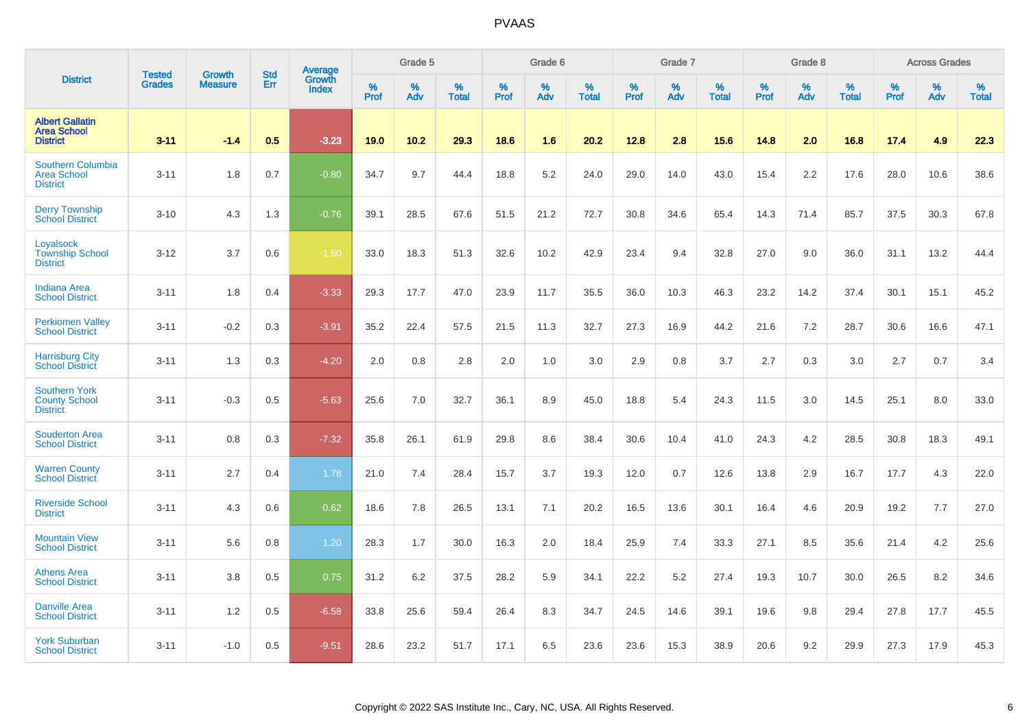| District | Tested Grades | Growth Measure | Std Err | Average Growth Index | Grade 5 | | | Grade 6 | | | Grade 7 | | | Grade 8 | | | Across Grades | | |
|---|---|---|---|---|---|---|---|---|---|---|---|---|---|---|---|---|---|---|---|
| | | | | | % Prof | % Adv | % Total | % Prof | % Adv | % Total | % Prof | % Adv | % Total | % Prof | % Adv | % Total | % Prof | % Adv | % Total |
| **Albert Gallatin Area School District** | **3-11** | **-1.4** | **0.5** | **-3.23** | **19.0** | **10.2** | **29.3** | **18.6** | **1.6** | **20.2** | **12.8** | **2.8** | **15.6** | **14.8** | **2.0** | **16.8** | **17.4** | **4.9** | **22.3** |
| Southern Columbia Area School District | 3-11 | 1.8 | 0.7 | -0.80 | 34.7 | 9.7 | 44.4 | 18.8 | 5.2 | 24.0 | 29.0 | 14.0 | 43.0 | 15.4 | 2.2 | 17.6 | 28.0 | 10.6 | 38.6 |
| Derry Township School District | 3-10 | 4.3 | 1.3 | -0.76 | 39.1 | 28.5 | 67.6 | 51.5 | 21.2 | 72.7 | 30.8 | 34.6 | 65.4 | 14.3 | 71.4 | 85.7 | 37.5 | 30.3 | 67.8 |
| Loyalsock Township School District | 3-12 | 3.7 | 0.6 | -1.60 | 33.0 | 18.3 | 51.3 | 32.6 | 10.2 | 42.9 | 23.4 | 9.4 | 32.8 | 27.0 | 9.0 | 36.0 | 31.1 | 13.2 | 44.4 |
| Indiana Area School District | 3-11 | 1.8 | 0.4 | -3.33 | 29.3 | 17.7 | 47.0 | 23.9 | 11.7 | 35.5 | 36.0 | 10.3 | 46.3 | 23.2 | 14.2 | 37.4 | 30.1 | 15.1 | 45.2 |
| Perkiomen Valley School District | 3-11 | -0.2 | 0.3 | -3.91 | 35.2 | 22.4 | 57.5 | 21.5 | 11.3 | 32.7 | 27.3 | 16.9 | 44.2 | 21.6 | 7.2 | 28.7 | 30.6 | 16.6 | 47.1 |
| Harrisburg City School District | 3-11 | 1.3 | 0.3 | -4.20 | 2.0 | 0.8 | 2.8 | 2.0 | 1.0 | 3.0 | 2.9 | 0.8 | 3.7 | 2.7 | 0.3 | 3.0 | 2.7 | 0.7 | 3.4 |
| Southern York County School District | 3-11 | -0.3 | 0.5 | -5.63 | 25.6 | 7.0 | 32.7 | 36.1 | 8.9 | 45.0 | 18.8 | 5.4 | 24.3 | 11.5 | 3.0 | 14.5 | 25.1 | 8.0 | 33.0 |
| Souderton Area School District | 3-11 | 0.8 | 0.3 | -7.32 | 35.8 | 26.1 | 61.9 | 29.8 | 8.6 | 38.4 | 30.6 | 10.4 | 41.0 | 24.3 | 4.2 | 28.5 | 30.8 | 18.3 | 49.1 |
| Warren County School District | 3-11 | 2.7 | 0.4 | 1.78 | 21.0 | 7.4 | 28.4 | 15.7 | 3.7 | 19.3 | 12.0 | 0.7 | 12.6 | 13.8 | 2.9 | 16.7 | 17.7 | 4.3 | 22.0 |
| Riverside School District | 3-11 | 4.3 | 0.6 | 0.62 | 18.6 | 7.8 | 26.5 | 13.1 | 7.1 | 20.2 | 16.5 | 13.6 | 30.1 | 16.4 | 4.6 | 20.9 | 19.2 | 7.7 | 27.0 |
| Mountain View School District | 3-11 | 5.6 | 0.8 | 1.20 | 28.3 | 1.7 | 30.0 | 16.3 | 2.0 | 18.4 | 25.9 | 7.4 | 33.3 | 27.1 | 8.5 | 35.6 | 21.4 | 4.2 | 25.6 |
| Athens Area School District | 3-11 | 3.8 | 0.5 | 0.75 | 31.2 | 6.2 | 37.5 | 28.2 | 5.9 | 34.1 | 22.2 | 5.2 | 27.4 | 19.3 | 10.7 | 30.0 | 26.5 | 8.2 | 34.6 |
| Danville Area School District | 3-11 | 1.2 | 0.5 | -6.58 | 33.8 | 25.6 | 59.4 | 26.4 | 8.3 | 34.7 | 24.5 | 14.6 | 39.1 | 19.6 | 9.8 | 29.4 | 27.8 | 17.7 | 45.5 |
| York Suburban School District | 3-11 | -1.0 | 0.5 | -9.51 | 28.6 | 23.2 | 51.7 | 17.1 | 6.5 | 23.6 | 23.6 | 15.3 | 38.9 | 20.6 | 9.2 | 29.9 | 27.3 | 17.9 | 45.3 |

Copyright © 2022 SAS Institute Inc., Cary, NC, USA. All Rights Reserved.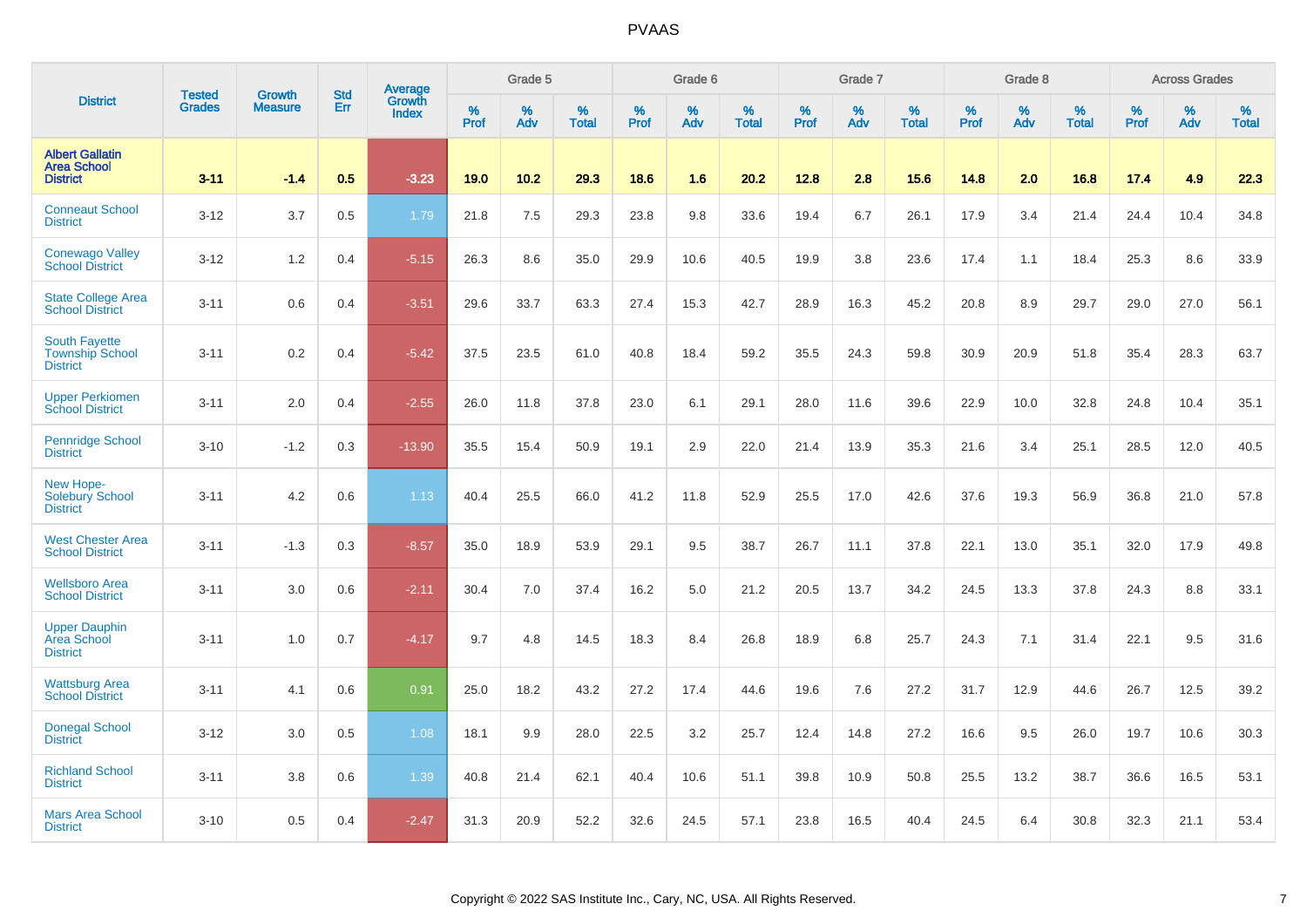# PVAAS

| District | Tested Grades | Growth Measure | Std Err | Average Growth Index | Grade 5 | | | Grade 6 | | | Grade 7 | | | Grade 8 | | | Across Grades | | |
|---|---|---|---|---|---|---|---|---|---|---|---|---|---|---|---|---|---|---|---|
| | | | | | % Prof | % Adv | % Total | % Prof | % Adv | % Total | % Prof | % Adv | % Total | % Prof | % Adv | % Total | % Prof | % Adv | % Total |
| **Albert Gallatin Area School District** | **3-11** | **-1.4** | **0.5** | **-3.23** | **19.0** | **10.2** | **29.3** | **18.6** | **1.6** | **20.2** | **12.8** | **2.8** | **15.6** | **14.8** | **2.0** | **16.8** | **17.4** | **4.9** | **22.3** |
| Conneaut School District | 3-12 | 3.7 | 0.5 | 1.79 | 21.8 | 7.5 | 29.3 | 23.8 | 9.8 | 33.6 | 19.4 | 6.7 | 26.1 | 17.9 | 3.4 | 21.4 | 24.4 | 10.4 | 34.8 |
| Conewago Valley School District | 3-12 | 1.2 | 0.4 | -5.15 | 26.3 | 8.6 | 35.0 | 29.9 | 10.6 | 40.5 | 19.9 | 3.8 | 23.6 | 17.4 | 1.1 | 18.4 | 25.3 | 8.6 | 33.9 |
| State College Area School District | 3-11 | 0.6 | 0.4 | -3.51 | 29.6 | 33.7 | 63.3 | 27.4 | 15.3 | 42.7 | 28.9 | 16.3 | 45.2 | 20.8 | 8.9 | 29.7 | 29.0 | 27.0 | 56.1 |
| South Fayette Township School District | 3-11 | 0.2 | 0.4 | -5.42 | 37.5 | 23.5 | 61.0 | 40.8 | 18.4 | 59.2 | 35.5 | 24.3 | 59.8 | 30.9 | 20.9 | 51.8 | 35.4 | 28.3 | 63.7 |
| Upper Perkiomen School District | 3-11 | 2.0 | 0.4 | -2.55 | 26.0 | 11.8 | 37.8 | 23.0 | 6.1 | 29.1 | 28.0 | 11.6 | 39.6 | 22.9 | 10.0 | 32.8 | 24.8 | 10.4 | 35.1 |
| Pennridge School District | 3-10 | -1.2 | 0.3 | -13.90 | 35.5 | 15.4 | 50.9 | 19.1 | 2.9 | 22.0 | 21.4 | 13.9 | 35.3 | 21.6 | 3.4 | 25.1 | 28.5 | 12.0 | 40.5 |
| New Hope-Solebury School District | 3-11 | 4.2 | 0.6 | 1.13 | 40.4 | 25.5 | 66.0 | 41.2 | 11.8 | 52.9 | 25.5 | 17.0 | 42.6 | 37.6 | 19.3 | 56.9 | 36.8 | 21.0 | 57.8 |
| West Chester Area School District | 3-11 | -1.3 | 0.3 | -8.57 | 35.0 | 18.9 | 53.9 | 29.1 | 9.5 | 38.7 | 26.7 | 11.1 | 37.8 | 22.1 | 13.0 | 35.1 | 32.0 | 17.9 | 49.8 |
| Wellsboro Area School District | 3-11 | 3.0 | 0.6 | -2.11 | 30.4 | 7.0 | 37.4 | 16.2 | 5.0 | 21.2 | 20.5 | 13.7 | 34.2 | 24.5 | 13.3 | 37.8 | 24.3 | 8.8 | 33.1 |
| Upper Dauphin Area School District | 3-11 | 1.0 | 0.7 | -4.17 | 9.7 | 4.8 | 14.5 | 18.3 | 8.4 | 26.8 | 18.9 | 6.8 | 25.7 | 24.3 | 7.1 | 31.4 | 22.1 | 9.5 | 31.6 |
| Wattsburg Area School District | 3-11 | 4.1 | 0.6 | 0.91 | 25.0 | 18.2 | 43.2 | 27.2 | 17.4 | 44.6 | 19.6 | 7.6 | 27.2 | 31.7 | 12.9 | 44.6 | 26.7 | 12.5 | 39.2 |
| Donegal School District | 3-12 | 3.0 | 0.5 | 1.08 | 18.1 | 9.9 | 28.0 | 22.5 | 3.2 | 25.7 | 12.4 | 14.8 | 27.2 | 16.6 | 9.5 | 26.0 | 19.7 | 10.6 | 30.3 |
| Richland School District | 3-11 | 3.8 | 0.6 | 1.39 | 40.8 | 21.4 | 62.1 | 40.4 | 10.6 | 51.1 | 39.8 | 10.9 | 50.8 | 25.5 | 13.2 | 38.7 | 36.6 | 16.5 | 53.1 |
| Mars Area School District | 3-10 | 0.5 | 0.4 | -2.47 | 31.3 | 20.9 | 52.2 | 32.6 | 24.5 | 57.1 | 23.8 | 16.5 | 40.4 | 24.5 | 6.4 | 30.8 | 32.3 | 21.1 | 53.4 |

Copyright © 2022 SAS Institute Inc., Cary, NC, USA. All Rights Reserved.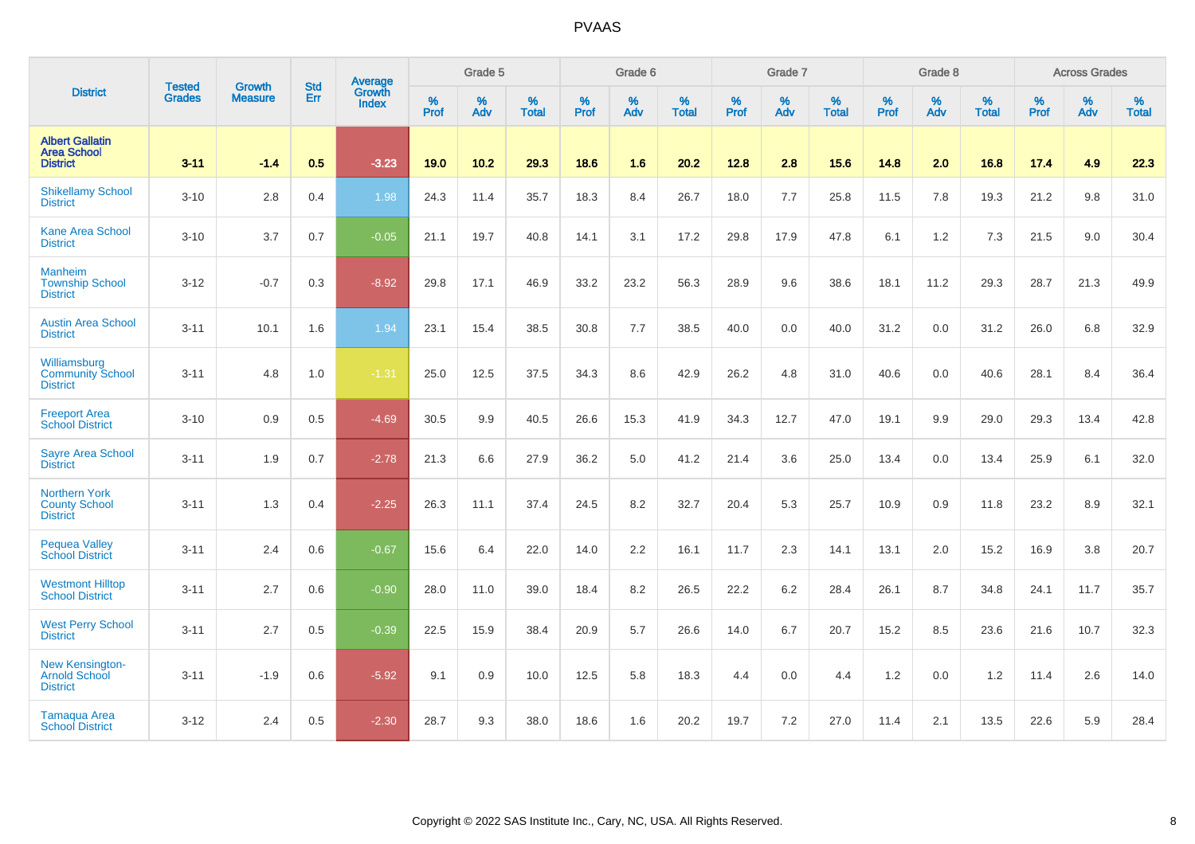# PVAAS

| District | Tested Grades | Growth Measure | Std Err | Average Growth Index | Grade 5 | | | Grade 6 | | | Grade 7 | | | Grade 8 | | | Across Grades | | |
|---|---|---|---|---|---|---|---|---|---|---|---|---|---|---|---|---|---|---|---|
| | | | | | % Prof | % Adv | % Total | % Prof | % Adv | % Total | % Prof | % Adv | % Total | % Prof | % Adv | % Total | % Prof | % Adv | % Total |
| **Albert Gallatin Area School District** | **3-11** | **-1.4** | **0.5** | **-3.23** | **19.0** | **10.2** | **29.3** | **18.6** | **1.6** | **20.2** | **12.8** | **2.8** | **15.6** | **14.8** | **2.0** | **16.8** | **17.4** | **4.9** | **22.3** |
| Shikellamy School District | 3-10 | 2.8 | 0.4 | 1.98 | 24.3 | 11.4 | 35.7 | 18.3 | 8.4 | 26.7 | 18.0 | 7.7 | 25.8 | 11.5 | 7.8 | 19.3 | 21.2 | 9.8 | 31.0 |
| Kane Area School District | 3-10 | 3.7 | 0.7 | -0.05 | 21.1 | 19.7 | 40.8 | 14.1 | 3.1 | 17.2 | 29.8 | 17.9 | 47.8 | 6.1 | 1.2 | 7.3 | 21.5 | 9.0 | 30.4 |
| Manheim Township School District | 3-12 | -0.7 | 0.3 | -8.92 | 29.8 | 17.1 | 46.9 | 33.2 | 23.2 | 56.3 | 28.9 | 9.6 | 38.6 | 18.1 | 11.2 | 29.3 | 28.7 | 21.3 | 49.9 |
| Austin Area School District | 3-11 | 10.1 | 1.6 | 1.94 | 23.1 | 15.4 | 38.5 | 30.8 | 7.7 | 38.5 | 40.0 | 0.0 | 40.0 | 31.2 | 0.0 | 31.2 | 26.0 | 6.8 | 32.9 |
| Williamsburg Community School District | 3-11 | 4.8 | 1.0 | -1.31 | 25.0 | 12.5 | 37.5 | 34.3 | 8.6 | 42.9 | 26.2 | 4.8 | 31.0 | 40.6 | 0.0 | 40.6 | 28.1 | 8.4 | 36.4 |
| Freeport Area School District | 3-10 | 0.9 | 0.5 | -4.69 | 30.5 | 9.9 | 40.5 | 26.6 | 15.3 | 41.9 | 34.3 | 12.7 | 47.0 | 19.1 | 9.9 | 29.0 | 29.3 | 13.4 | 42.8 |
| Sayre Area School District | 3-11 | 1.9 | 0.7 | -2.78 | 21.3 | 6.6 | 27.9 | 36.2 | 5.0 | 41.2 | 21.4 | 3.6 | 25.0 | 13.4 | 0.0 | 13.4 | 25.9 | 6.1 | 32.0 |
| Northern York County School District | 3-11 | 1.3 | 0.4 | -2.25 | 26.3 | 11.1 | 37.4 | 24.5 | 8.2 | 32.7 | 20.4 | 5.3 | 25.7 | 10.9 | 0.9 | 11.8 | 23.2 | 8.9 | 32.1 |
| Pequea Valley School District | 3-11 | 2.4 | 0.6 | -0.67 | 15.6 | 6.4 | 22.0 | 14.0 | 2.2 | 16.1 | 11.7 | 2.3 | 14.1 | 13.1 | 2.0 | 15.2 | 16.9 | 3.8 | 20.7 |
| Westmont Hilltop School District | 3-11 | 2.7 | 0.6 | -0.90 | 28.0 | 11.0 | 39.0 | 18.4 | 8.2 | 26.5 | 22.2 | 6.2 | 28.4 | 26.1 | 8.7 | 34.8 | 24.1 | 11.7 | 35.7 |
| West Perry School District | 3-11 | 2.7 | 0.5 | -0.39 | 22.5 | 15.9 | 38.4 | 20.9 | 5.7 | 26.6 | 14.0 | 6.7 | 20.7 | 15.2 | 8.5 | 23.6 | 21.6 | 10.7 | 32.3 |
| New Kensington-Arnold School District | 3-11 | -1.9 | 0.6 | -5.92 | 9.1 | 0.9 | 10.0 | 12.5 | 5.8 | 18.3 | 4.4 | 0.0 | 4.4 | 1.2 | 0.0 | 1.2 | 11.4 | 2.6 | 14.0 |
| Tamaqua Area School District | 3-12 | 2.4 | 0.5 | -2.30 | 28.7 | 9.3 | 38.0 | 18.6 | 1.6 | 20.2 | 19.7 | 7.2 | 27.0 | 11.4 | 2.1 | 13.5 | 22.6 | 5.9 | 28.4 |

Copyright © 2022 SAS Institute Inc., Cary, NC, USA. All Rights Reserved.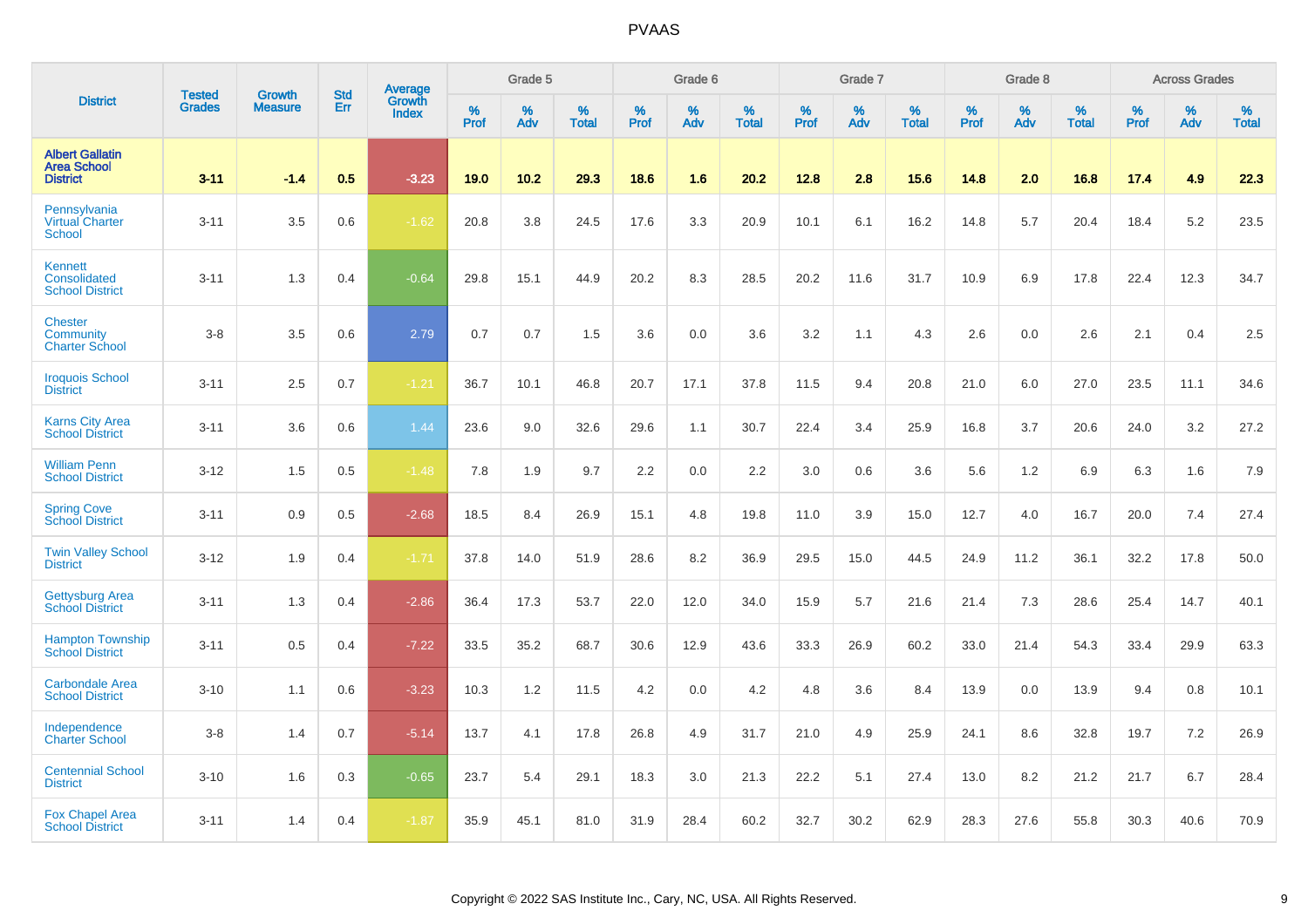# PVAAS

| District | Tested Grades | Growth Measure | Std Err | Average Growth Index | Grade 5 | | | Grade 6 | | | Grade 7 | | | Grade 8 | | | Across Grades | | |
|---|---|---|---|---|---|---|---|---|---|---|---|---|---|---|---|---|---|---|---|
| | | | | | % Prof | % Adv | % Total | % Prof | % Adv | % Total | % Prof | % Adv | % Total | % Prof | % Adv | % Total | % Prof | % Adv | % Total |
| **Albert Gallatin Area School District** | **3-11** | **-1.4** | **0.5** | **-3.23** | **19.0** | **10.2** | **29.3** | **18.6** | **1.6** | **20.2** | **12.8** | **2.8** | **15.6** | **14.8** | **2.0** | **16.8** | **17.4** | **4.9** | **22.3** |
| Pennsylvania Virtual Charter School | 3-11 | 3.5 | 0.6 | -1.62 | 20.8 | 3.8 | 24.5 | 17.6 | 3.3 | 20.9 | 10.1 | 6.1 | 16.2 | 14.8 | 5.7 | 20.4 | 18.4 | 5.2 | 23.5 |
| Kennett Consolidated School District | 3-11 | 1.3 | 0.4 | -0.64 | 29.8 | 15.1 | 44.9 | 20.2 | 8.3 | 28.5 | 20.2 | 11.6 | 31.7 | 10.9 | 6.9 | 17.8 | 22.4 | 12.3 | 34.7 |
| Chester Community Charter School | 3-8 | 3.5 | 0.6 | 2.79 | 0.7 | 0.7 | 1.5 | 3.6 | 0.0 | 3.6 | 3.2 | 1.1 | 4.3 | 2.6 | 0.0 | 2.6 | 2.1 | 0.4 | 2.5 |
| Iroquois School District | 3-11 | 2.5 | 0.7 | -1.21 | 36.7 | 10.1 | 46.8 | 20.7 | 17.1 | 37.8 | 11.5 | 9.4 | 20.8 | 21.0 | 6.0 | 27.0 | 23.5 | 11.1 | 34.6 |
| Karns City Area School District | 3-11 | 3.6 | 0.6 | 1.44 | 23.6 | 9.0 | 32.6 | 29.6 | 1.1 | 30.7 | 22.4 | 3.4 | 25.9 | 16.8 | 3.7 | 20.6 | 24.0 | 3.2 | 27.2 |
| William Penn School District | 3-12 | 1.5 | 0.5 | -1.48 | 7.8 | 1.9 | 9.7 | 2.2 | 0.0 | 2.2 | 3.0 | 0.6 | 3.6 | 5.6 | 1.2 | 6.9 | 6.3 | 1.6 | 7.9 |
| Spring Cove School District | 3-11 | 0.9 | 0.5 | -2.68 | 18.5 | 8.4 | 26.9 | 15.1 | 4.8 | 19.8 | 11.0 | 3.9 | 15.0 | 12.7 | 4.0 | 16.7 | 20.0 | 7.4 | 27.4 |
| Twin Valley School District | 3-12 | 1.9 | 0.4 | -1.71 | 37.8 | 14.0 | 51.9 | 28.6 | 8.2 | 36.9 | 29.5 | 15.0 | 44.5 | 24.9 | 11.2 | 36.1 | 32.2 | 17.8 | 50.0 |
| Gettysburg Area School District | 3-11 | 1.3 | 0.4 | -2.86 | 36.4 | 17.3 | 53.7 | 22.0 | 12.0 | 34.0 | 15.9 | 5.7 | 21.6 | 21.4 | 7.3 | 28.6 | 25.4 | 14.7 | 40.1 |
| Hampton Township School District | 3-11 | 0.5 | 0.4 | -7.22 | 33.5 | 35.2 | 68.7 | 30.6 | 12.9 | 43.6 | 33.3 | 26.9 | 60.2 | 33.0 | 21.4 | 54.3 | 33.4 | 29.9 | 63.3 |
| Carbondale Area School District | 3-10 | 1.1 | 0.6 | -3.23 | 10.3 | 1.2 | 11.5 | 4.2 | 0.0 | 4.2 | 4.8 | 3.6 | 8.4 | 13.9 | 0.0 | 13.9 | 9.4 | 0.8 | 10.1 |
| Independence Charter School | 3-8 | 1.4 | 0.7 | -5.14 | 13.7 | 4.1 | 17.8 | 26.8 | 4.9 | 31.7 | 21.0 | 4.9 | 25.9 | 24.1 | 8.6 | 32.8 | 19.7 | 7.2 | 26.9 |
| Centennial School District | 3-10 | 1.6 | 0.3 | -0.65 | 23.7 | 5.4 | 29.1 | 18.3 | 3.0 | 21.3 | 22.2 | 5.1 | 27.4 | 13.0 | 8.2 | 21.2 | 21.7 | 6.7 | 28.4 |
| Fox Chapel Area School District | 3-11 | 1.4 | 0.4 | -1.87 | 35.9 | 45.1 | 81.0 | 31.9 | 28.4 | 60.2 | 32.7 | 30.2 | 62.9 | 28.3 | 27.6 | 55.8 | 30.3 | 40.6 | 70.9 |

Copyright © 2022 SAS Institute Inc., Cary, NC, USA. All Rights Reserved.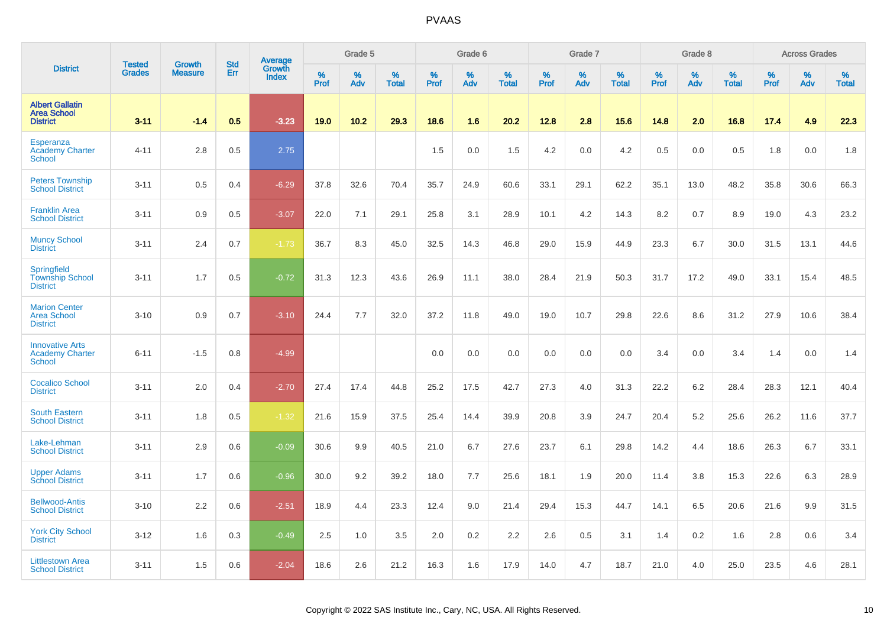| District | Tested Grades | Growth Measure | Std Err | Average Growth Index | Grade 5 | | | Grade 6 | | | Grade 7 | | | Grade 8 | | | Across Grades | | |
|---|---|---|---|---|---|---|---|---|---|---|---|---|---|---|---|---|---|---|---|
| | | | | | % Prof | % Adv | % Total | % Prof | % Adv | % Total | % Prof | % Adv | % Total | % Prof | % Adv | % Total | % Prof | % Adv | % Total |
| **Albert Gallatin Area School District** | **3-11** | **-1.4** | **0.5** | **-3.23** | **19.0** | **10.2** | **29.3** | **18.6** | **1.6** | **20.2** | **12.8** | **2.8** | **15.6** | **14.8** | **2.0** | **16.8** | **17.4** | **4.9** | **22.3** |
| Esperanza Academy Charter School | 4-11 | 2.8 | 0.5 | 2.75 | | | | 1.5 | 0.0 | 1.5 | 4.2 | 0.0 | 4.2 | 0.5 | 0.0 | 0.5 | 1.8 | 0.0 | 1.8 |
| Peters Township School District | 3-11 | 0.5 | 0.4 | -6.29 | 37.8 | 32.6 | 70.4 | 35.7 | 24.9 | 60.6 | 33.1 | 29.1 | 62.2 | 35.1 | 13.0 | 48.2 | 35.8 | 30.6 | 66.3 |
| Franklin Area School District | 3-11 | 0.9 | 0.5 | -3.07 | 22.0 | 7.1 | 29.1 | 25.8 | 3.1 | 28.9 | 10.1 | 4.2 | 14.3 | 8.2 | 0.7 | 8.9 | 19.0 | 4.3 | 23.2 |
| Muncy School District | 3-11 | 2.4 | 0.7 | -1.73 | 36.7 | 8.3 | 45.0 | 32.5 | 14.3 | 46.8 | 29.0 | 15.9 | 44.9 | 23.3 | 6.7 | 30.0 | 31.5 | 13.1 | 44.6 |
| Springfield Township School District | 3-11 | 1.7 | 0.5 | -0.72 | 31.3 | 12.3 | 43.6 | 26.9 | 11.1 | 38.0 | 28.4 | 21.9 | 50.3 | 31.7 | 17.2 | 49.0 | 33.1 | 15.4 | 48.5 |
| Marion Center Area School District | 3-10 | 0.9 | 0.7 | -3.10 | 24.4 | 7.7 | 32.0 | 37.2 | 11.8 | 49.0 | 19.0 | 10.7 | 29.8 | 22.6 | 8.6 | 31.2 | 27.9 | 10.6 | 38.4 |
| Innovative Arts Academy Charter School | 6-11 | -1.5 | 0.8 | -4.99 | | | | 0.0 | 0.0 | 0.0 | 0.0 | 0.0 | 0.0 | 3.4 | 0.0 | 3.4 | 1.4 | 0.0 | 1.4 |
| Cocalico School District | 3-11 | 2.0 | 0.4 | -2.70 | 27.4 | 17.4 | 44.8 | 25.2 | 17.5 | 42.7 | 27.3 | 4.0 | 31.3 | 22.2 | 6.2 | 28.4 | 28.3 | 12.1 | 40.4 |
| South Eastern School District | 3-11 | 1.8 | 0.5 | -1.32 | 21.6 | 15.9 | 37.5 | 25.4 | 14.4 | 39.9 | 20.8 | 3.9 | 24.7 | 20.4 | 5.2 | 25.6 | 26.2 | 11.6 | 37.7 |
| Lake-Lehman School District | 3-11 | 2.9 | 0.6 | -0.09 | 30.6 | 9.9 | 40.5 | 21.0 | 6.7 | 27.6 | 23.7 | 6.1 | 29.8 | 14.2 | 4.4 | 18.6 | 26.3 | 6.7 | 33.1 |
| Upper Adams School District | 3-11 | 1.7 | 0.6 | -0.96 | 30.0 | 9.2 | 39.2 | 18.0 | 7.7 | 25.6 | 18.1 | 1.9 | 20.0 | 11.4 | 3.8 | 15.3 | 22.6 | 6.3 | 28.9 |
| Bellwood-Antis School District | 3-10 | 2.2 | 0.6 | -2.51 | 18.9 | 4.4 | 23.3 | 12.4 | 9.0 | 21.4 | 29.4 | 15.3 | 44.7 | 14.1 | 6.5 | 20.6 | 21.6 | 9.9 | 31.5 |
| York City School District | 3-12 | 1.6 | 0.3 | -0.49 | 2.5 | 1.0 | 3.5 | 2.0 | 0.2 | 2.2 | 2.6 | 0.5 | 3.1 | 1.4 | 0.2 | 1.6 | 2.8 | 0.6 | 3.4 |
| Littlestown Area School District | 3-11 | 1.5 | 0.6 | -2.04 | 18.6 | 2.6 | 21.2 | 16.3 | 1.6 | 17.9 | 14.0 | 4.7 | 18.7 | 21.0 | 4.0 | 25.0 | 23.5 | 4.6 | 28.1 |

Copyright © 2022 SAS Institute Inc., Cary, NC, USA. All Rights Reserved.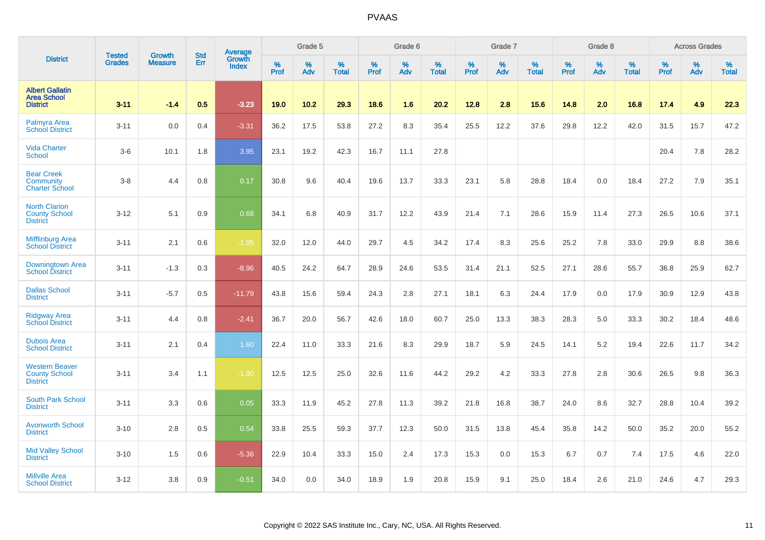# PVAAS

| District | Tested Grades | Growth Measure | Std Err | Average Growth Index | Grade 5 | | | Grade 6 | | | Grade 7 | | | Grade 8 | | | Across Grades | | |
|---|---|---|---|---|---|---|---|---|---|---|---|---|---|---|---|---|---|---|---|
| | | | | | % Prof | % Adv | % Total | % Prof | % Adv | % Total | % Prof | % Adv | % Total | % Prof | % Adv | % Total | % Prof | % Adv | % Total |
| **Albert Gallatin Area School District** | **3-11** | **-1.4** | **0.5** | **-3.23** | **19.0** | **10.2** | **29.3** | **18.6** | **1.6** | **20.2** | **12.8** | **2.8** | **15.6** | **14.8** | **2.0** | **16.8** | **17.4** | **4.9** | **22.3** |
| Palmyra Area School District | 3-11 | 0.0 | 0.4 | -3.31 | 36.2 | 17.5 | 53.8 | 27.2 | 8.3 | 35.4 | 25.5 | 12.2 | 37.6 | 29.8 | 12.2 | 42.0 | 31.5 | 15.7 | 47.2 |
| Vida Charter School | 3-6 | 10.1 | 1.8 | 3.95 | 23.1 | 19.2 | 42.3 | 16.7 | 11.1 | 27.8 | | | | | | | 20.4 | 7.8 | 28.2 |
| Bear Creek Community Charter School | 3-8 | 4.4 | 0.8 | 0.17 | 30.8 | 9.6 | 40.4 | 19.6 | 13.7 | 33.3 | 23.1 | 5.8 | 28.8 | 18.4 | 0.0 | 18.4 | 27.2 | 7.9 | 35.1 |
| North Clarion County School District | 3-12 | 5.1 | 0.9 | 0.68 | 34.1 | 6.8 | 40.9 | 31.7 | 12.2 | 43.9 | 21.4 | 7.1 | 28.6 | 15.9 | 11.4 | 27.3 | 26.5 | 10.6 | 37.1 |
| Mifflinburg Area School District | 3-11 | 2.1 | 0.6 | -1.95 | 32.0 | 12.0 | 44.0 | 29.7 | 4.5 | 34.2 | 17.4 | 8.3 | 25.6 | 25.2 | 7.8 | 33.0 | 29.9 | 8.8 | 38.6 |
| Downingtown Area School District | 3-11 | -1.3 | 0.3 | -8.96 | 40.5 | 24.2 | 64.7 | 28.9 | 24.6 | 53.5 | 31.4 | 21.1 | 52.5 | 27.1 | 28.6 | 55.7 | 36.8 | 25.9 | 62.7 |
| Dallas School District | 3-11 | -5.7 | 0.5 | -11.79 | 43.8 | 15.6 | 59.4 | 24.3 | 2.8 | 27.1 | 18.1 | 6.3 | 24.4 | 17.9 | 0.0 | 17.9 | 30.9 | 12.9 | 43.8 |
| Ridgway Area School District | 3-11 | 4.4 | 0.8 | -2.41 | 36.7 | 20.0 | 56.7 | 42.6 | 18.0 | 60.7 | 25.0 | 13.3 | 38.3 | 28.3 | 5.0 | 33.3 | 30.2 | 18.4 | 48.6 |
| Dubois Area School District | 3-11 | 2.1 | 0.4 | 1.60 | 22.4 | 11.0 | 33.3 | 21.6 | 8.3 | 29.9 | 18.7 | 5.9 | 24.5 | 14.1 | 5.2 | 19.4 | 22.6 | 11.7 | 34.2 |
| Western Beaver County School District | 3-11 | 3.4 | 1.1 | -1.90 | 12.5 | 12.5 | 25.0 | 32.6 | 11.6 | 44.2 | 29.2 | 4.2 | 33.3 | 27.8 | 2.8 | 30.6 | 26.5 | 9.8 | 36.3 |
| South Park School District | 3-11 | 3.3 | 0.6 | 0.05 | 33.3 | 11.9 | 45.2 | 27.8 | 11.3 | 39.2 | 21.8 | 16.8 | 38.7 | 24.0 | 8.6 | 32.7 | 28.8 | 10.4 | 39.2 |
| Avonworth School District | 3-10 | 2.8 | 0.5 | 0.54 | 33.8 | 25.5 | 59.3 | 37.7 | 12.3 | 50.0 | 31.5 | 13.8 | 45.4 | 35.8 | 14.2 | 50.0 | 35.2 | 20.0 | 55.2 |
| Mid Valley School District | 3-10 | 1.5 | 0.6 | -5.36 | 22.9 | 10.4 | 33.3 | 15.0 | 2.4 | 17.3 | 15.3 | 0.0 | 15.3 | 6.7 | 0.7 | 7.4 | 17.5 | 4.6 | 22.0 |
| Millville Area School District | 3-12 | 3.8 | 0.9 | -0.51 | 34.0 | 0.0 | 34.0 | 18.9 | 1.9 | 20.8 | 15.9 | 9.1 | 25.0 | 18.4 | 2.6 | 21.0 | 24.6 | 4.7 | 29.3 |

Copyright © 2022 SAS Institute Inc., Cary, NC, USA. All Rights Reserved.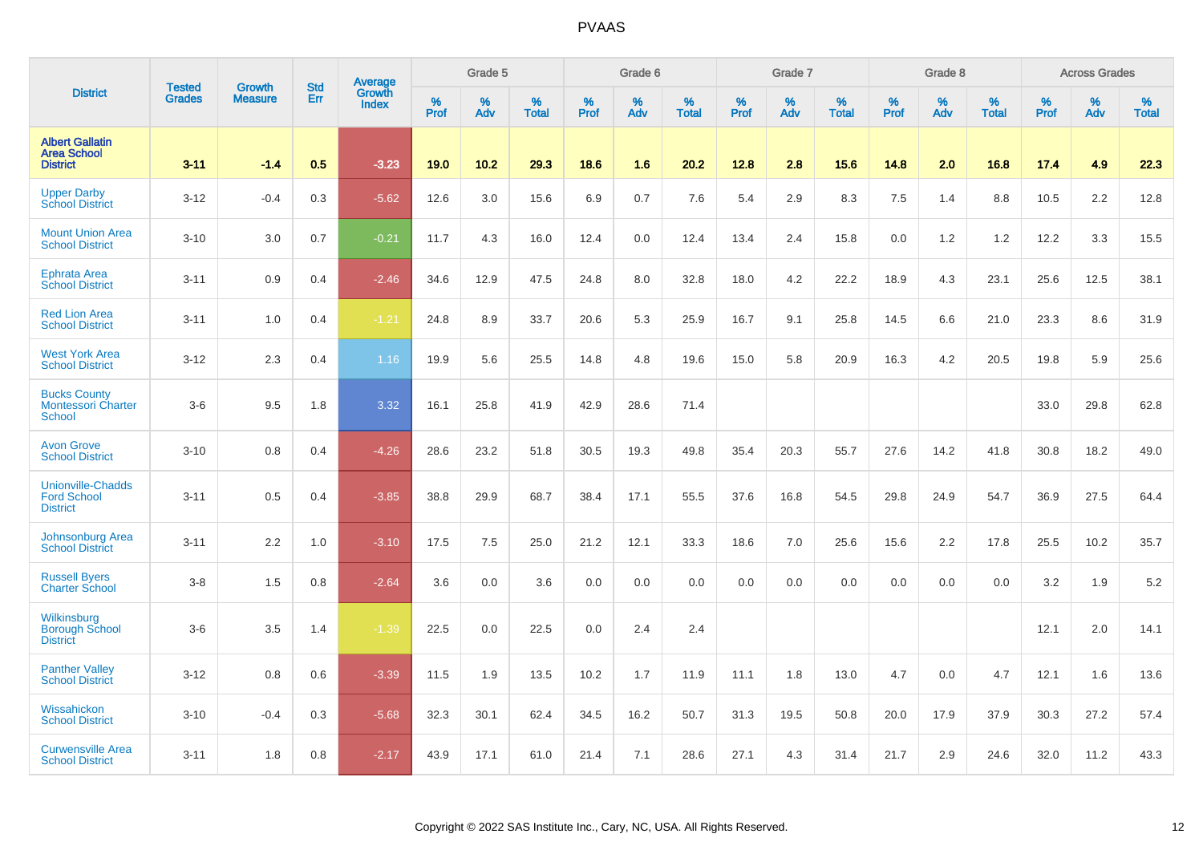| District | Tested Grades | Growth Measure | Std Err | Average Growth Index | Grade 5 | | | Grade 6 | | | Grade 7 | | | Grade 8 | | | Across Grades | | |
|---|---|---|---|---|---|---|---|---|---|---|---|---|---|---|---|---|---|---|---|
| | | | | | % Prof | % Adv | % Total | % Prof | % Adv | % Total | % Prof | % Adv | % Total | % Prof | % Adv | % Total | % Prof | % Adv | % Total |
| **Albert Gallatin Area School District** | **3-11** | **-1.4** | **0.5** | **-3.23** | **19.0** | **10.2** | **29.3** | **18.6** | **1.6** | **20.2** | **12.8** | **2.8** | **15.6** | **14.8** | **2.0** | **16.8** | **17.4** | **4.9** | **22.3** |
| Upper Darby School District | 3-12 | -0.4 | 0.3 | -5.62 | 12.6 | 3.0 | 15.6 | 6.9 | 0.7 | 7.6 | 5.4 | 2.9 | 8.3 | 7.5 | 1.4 | 8.8 | 10.5 | 2.2 | 12.8 |
| Mount Union Area School District | 3-10 | 3.0 | 0.7 | -0.21 | 11.7 | 4.3 | 16.0 | 12.4 | 0.0 | 12.4 | 13.4 | 2.4 | 15.8 | 0.0 | 1.2 | 1.2 | 12.2 | 3.3 | 15.5 |
| Ephrata Area School District | 3-11 | 0.9 | 0.4 | -2.46 | 34.6 | 12.9 | 47.5 | 24.8 | 8.0 | 32.8 | 18.0 | 4.2 | 22.2 | 18.9 | 4.3 | 23.1 | 25.6 | 12.5 | 38.1 |
| Red Lion Area School District | 3-11 | 1.0 | 0.4 | -1.21 | 24.8 | 8.9 | 33.7 | 20.6 | 5.3 | 25.9 | 16.7 | 9.1 | 25.8 | 14.5 | 6.6 | 21.0 | 23.3 | 8.6 | 31.9 |
| West York Area School District | 3-12 | 2.3 | 0.4 | 1.16 | 19.9 | 5.6 | 25.5 | 14.8 | 4.8 | 19.6 | 15.0 | 5.8 | 20.9 | 16.3 | 4.2 | 20.5 | 19.8 | 5.9 | 25.6 |
| Bucks County Montessori Charter School | 3-6 | 9.5 | 1.8 | 3.32 | 16.1 | 25.8 | 41.9 | 42.9 | 28.6 | 71.4 | | | | | | | 33.0 | 29.8 | 62.8 |
| Avon Grove School District | 3-10 | 0.8 | 0.4 | -4.26 | 28.6 | 23.2 | 51.8 | 30.5 | 19.3 | 49.8 | 35.4 | 20.3 | 55.7 | 27.6 | 14.2 | 41.8 | 30.8 | 18.2 | 49.0 |
| Unionville-Chadds Ford School District | 3-11 | 0.5 | 0.4 | -3.85 | 38.8 | 29.9 | 68.7 | 38.4 | 17.1 | 55.5 | 37.6 | 16.8 | 54.5 | 29.8 | 24.9 | 54.7 | 36.9 | 27.5 | 64.4 |
| Johnsonburg Area School District | 3-11 | 2.2 | 1.0 | -3.10 | 17.5 | 7.5 | 25.0 | 21.2 | 12.1 | 33.3 | 18.6 | 7.0 | 25.6 | 15.6 | 2.2 | 17.8 | 25.5 | 10.2 | 35.7 |
| Russell Byers Charter School | 3-8 | 1.5 | 0.8 | -2.64 | 3.6 | 0.0 | 3.6 | 0.0 | 0.0 | 0.0 | 0.0 | 0.0 | 0.0 | 0.0 | 0.0 | 0.0 | 3.2 | 1.9 | 5.2 |
| Wilkinsburg Borough School District | 3-6 | 3.5 | 1.4 | -1.39 | 22.5 | 0.0 | 22.5 | 0.0 | 2.4 | 2.4 | | | | | | | 12.1 | 2.0 | 14.1 |
| Panther Valley School District | 3-12 | 0.8 | 0.6 | -3.39 | 11.5 | 1.9 | 13.5 | 10.2 | 1.7 | 11.9 | 11.1 | 1.8 | 13.0 | 4.7 | 0.0 | 4.7 | 12.1 | 1.6 | 13.6 |
| Wissahickon School District | 3-10 | -0.4 | 0.3 | -5.68 | 32.3 | 30.1 | 62.4 | 34.5 | 16.2 | 50.7 | 31.3 | 19.5 | 50.8 | 20.0 | 17.9 | 37.9 | 30.3 | 27.2 | 57.4 |
| Curwensville Area School District | 3-11 | 1.8 | 0.8 | -2.17 | 43.9 | 17.1 | 61.0 | 21.4 | 7.1 | 28.6 | 27.1 | 4.3 | 31.4 | 21.7 | 2.9 | 24.6 | 32.0 | 11.2 | 43.3 |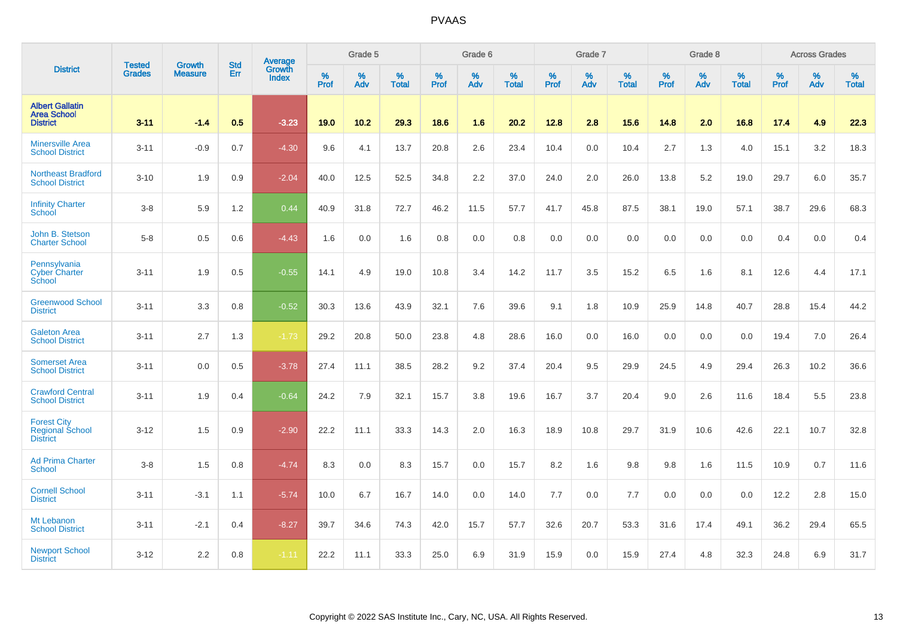| District | Tested Grades | Growth Measure | Std Err | Average Growth Index | Grade 5 | | | Grade 6 | | | Grade 7 | | | Grade 8 | | | Across Grades | | |
|---|---|---|---|---|---|---|---|---|---|---|---|---|---|---|---|---|---|---|---|
| | | | | | % Prof | % Adv | % Total | % Prof | % Adv | % Total | % Prof | % Adv | % Total | % Prof | % Adv | % Total | % Prof | % Adv | % Total |
| **Albert Gallatin Area School District** | **3-11** | **-1.4** | **0.5** | **-3.23** | **19.0** | **10.2** | **29.3** | **18.6** | **1.6** | **20.2** | **12.8** | **2.8** | **15.6** | **14.8** | **2.0** | **16.8** | **17.4** | **4.9** | **22.3** |
| Minersville Area School District | 3-11 | -0.9 | 0.7 | -4.30 | 9.6 | 4.1 | 13.7 | 20.8 | 2.6 | 23.4 | 10.4 | 0.0 | 10.4 | 2.7 | 1.3 | 4.0 | 15.1 | 3.2 | 18.3 |
| Northeast Bradford School District | 3-10 | 1.9 | 0.9 | -2.04 | 40.0 | 12.5 | 52.5 | 34.8 | 2.2 | 37.0 | 24.0 | 2.0 | 26.0 | 13.8 | 5.2 | 19.0 | 29.7 | 6.0 | 35.7 |
| Infinity Charter School | 3-8 | 5.9 | 1.2 | 0.44 | 40.9 | 31.8 | 72.7 | 46.2 | 11.5 | 57.7 | 41.7 | 45.8 | 87.5 | 38.1 | 19.0 | 57.1 | 38.7 | 29.6 | 68.3 |
| John B. Stetson Charter School | 5-8 | 0.5 | 0.6 | -4.43 | 1.6 | 0.0 | 1.6 | 0.8 | 0.0 | 0.8 | 0.0 | 0.0 | 0.0 | 0.0 | 0.0 | 0.0 | 0.4 | 0.0 | 0.4 |
| Pennsylvania Cyber Charter School | 3-11 | 1.9 | 0.5 | -0.55 | 14.1 | 4.9 | 19.0 | 10.8 | 3.4 | 14.2 | 11.7 | 3.5 | 15.2 | 6.5 | 1.6 | 8.1 | 12.6 | 4.4 | 17.1 |
| Greenwood School District | 3-11 | 3.3 | 0.8 | -0.52 | 30.3 | 13.6 | 43.9 | 32.1 | 7.6 | 39.6 | 9.1 | 1.8 | 10.9 | 25.9 | 14.8 | 40.7 | 28.8 | 15.4 | 44.2 |
| Galeton Area School District | 3-11 | 2.7 | 1.3 | -1.73 | 29.2 | 20.8 | 50.0 | 23.8 | 4.8 | 28.6 | 16.0 | 0.0 | 16.0 | 0.0 | 0.0 | 0.0 | 19.4 | 7.0 | 26.4 |
| Somerset Area School District | 3-11 | 0.0 | 0.5 | -3.78 | 27.4 | 11.1 | 38.5 | 28.2 | 9.2 | 37.4 | 20.4 | 9.5 | 29.9 | 24.5 | 4.9 | 29.4 | 26.3 | 10.2 | 36.6 |
| Crawford Central School District | 3-11 | 1.9 | 0.4 | -0.64 | 24.2 | 7.9 | 32.1 | 15.7 | 3.8 | 19.6 | 16.7 | 3.7 | 20.4 | 9.0 | 2.6 | 11.6 | 18.4 | 5.5 | 23.8 |
| Forest City Regional School District | 3-12 | 1.5 | 0.9 | -2.90 | 22.2 | 11.1 | 33.3 | 14.3 | 2.0 | 16.3 | 18.9 | 10.8 | 29.7 | 31.9 | 10.6 | 42.6 | 22.1 | 10.7 | 32.8 |
| Ad Prima Charter School | 3-8 | 1.5 | 0.8 | -4.74 | 8.3 | 0.0 | 8.3 | 15.7 | 0.0 | 15.7 | 8.2 | 1.6 | 9.8 | 9.8 | 1.6 | 11.5 | 10.9 | 0.7 | 11.6 |
| Cornell School District | 3-11 | -3.1 | 1.1 | -5.74 | 10.0 | 6.7 | 16.7 | 14.0 | 0.0 | 14.0 | 7.7 | 0.0 | 7.7 | 0.0 | 0.0 | 0.0 | 12.2 | 2.8 | 15.0 |
| Mt Lebanon School District | 3-11 | -2.1 | 0.4 | -8.27 | 39.7 | 34.6 | 74.3 | 42.0 | 15.7 | 57.7 | 32.6 | 20.7 | 53.3 | 31.6 | 17.4 | 49.1 | 36.2 | 29.4 | 65.5 |
| Newport School District | 3-12 | 2.2 | 0.8 | -1.11 | 22.2 | 11.1 | 33.3 | 25.0 | 6.9 | 31.9 | 15.9 | 0.0 | 15.9 | 27.4 | 4.8 | 32.3 | 24.8 | 6.9 | 31.7 |

Copyright © 2022 SAS Institute Inc., Cary, NC, USA. All Rights Reserved.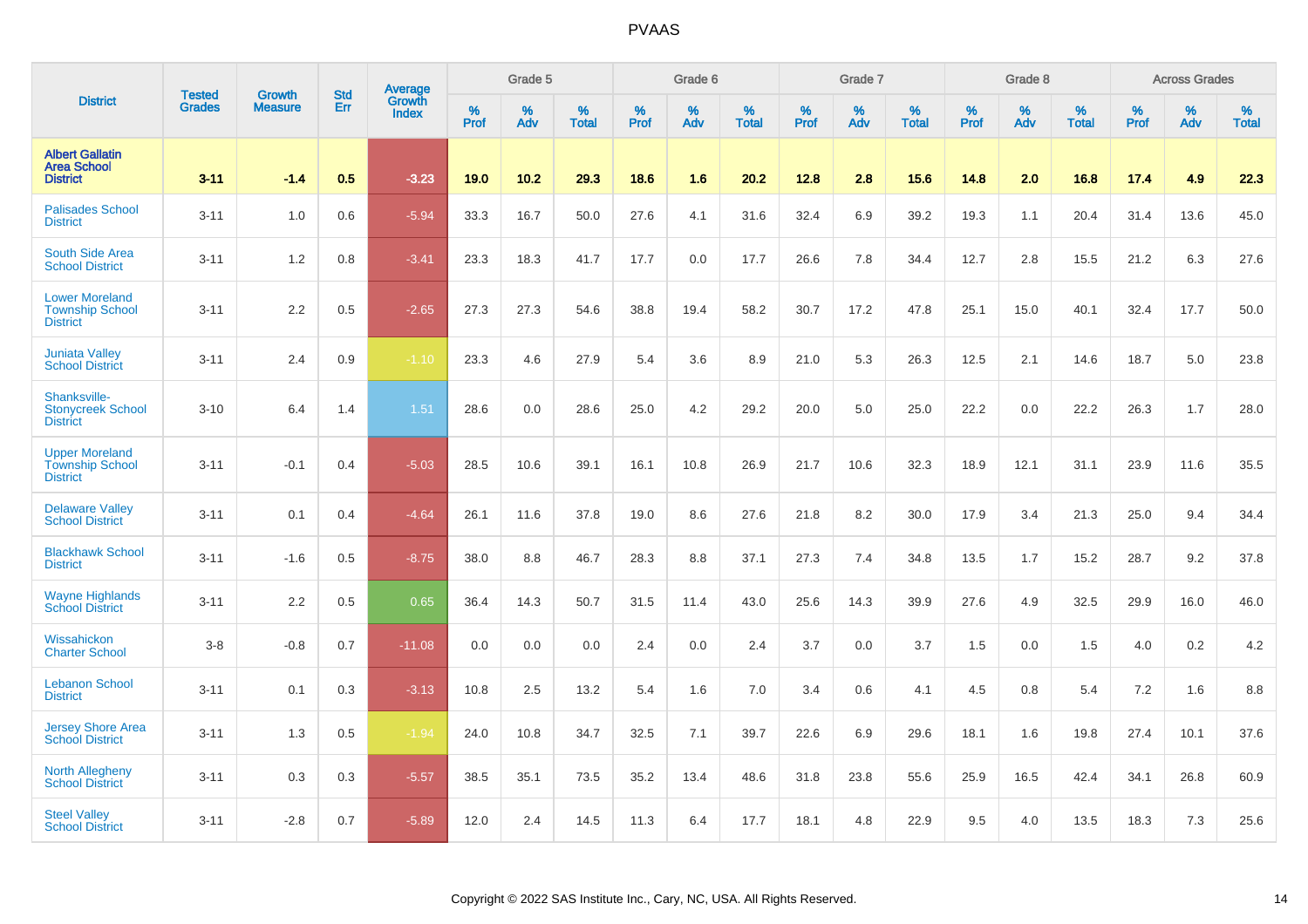# PVAAS

| District | Tested Grades | Growth Measure | Std Err | Average Growth Index | Grade 5 | | | Grade 6 | | | Grade 7 | | | Grade 8 | | | Across Grades | | |
|---|---|---|---|---|---|---|---|---|---|---|---|---|---|---|---|---|---|---|---|
| | | | | | % Prof | % Adv | % Total | % Prof | % Adv | % Total | % Prof | % Adv | % Total | % Prof | % Adv | % Total | % Prof | % Adv | % Total |
| **Albert Gallatin Area School District** | **3-11** | **-1.4** | **0.5** | **-3.23** | **19.0** | **10.2** | **29.3** | **18.6** | **1.6** | **20.2** | **12.8** | **2.8** | **15.6** | **14.8** | **2.0** | **16.8** | **17.4** | **4.9** | **22.3** |
| Palisades School District | 3-11 | 1.0 | 0.6 | -5.94 | 33.3 | 16.7 | 50.0 | 27.6 | 4.1 | 31.6 | 32.4 | 6.9 | 39.2 | 19.3 | 1.1 | 20.4 | 31.4 | 13.6 | 45.0 |
| South Side Area School District | 3-11 | 1.2 | 0.8 | -3.41 | 23.3 | 18.3 | 41.7 | 17.7 | 0.0 | 17.7 | 26.6 | 7.8 | 34.4 | 12.7 | 2.8 | 15.5 | 21.2 | 6.3 | 27.6 |
| Lower Moreland Township School District | 3-11 | 2.2 | 0.5 | -2.65 | 27.3 | 27.3 | 54.6 | 38.8 | 19.4 | 58.2 | 30.7 | 17.2 | 47.8 | 25.1 | 15.0 | 40.1 | 32.4 | 17.7 | 50.0 |
| Juniata Valley School District | 3-11 | 2.4 | 0.9 | -1.10 | 23.3 | 4.6 | 27.9 | 5.4 | 3.6 | 8.9 | 21.0 | 5.3 | 26.3 | 12.5 | 2.1 | 14.6 | 18.7 | 5.0 | 23.8 |
| Shanksville-Stonycreek School District | 3-10 | 6.4 | 1.4 | 1.51 | 28.6 | 0.0 | 28.6 | 25.0 | 4.2 | 29.2 | 20.0 | 5.0 | 25.0 | 22.2 | 0.0 | 22.2 | 26.3 | 1.7 | 28.0 |
| Upper Moreland Township School District | 3-11 | -0.1 | 0.4 | -5.03 | 28.5 | 10.6 | 39.1 | 16.1 | 10.8 | 26.9 | 21.7 | 10.6 | 32.3 | 18.9 | 12.1 | 31.1 | 23.9 | 11.6 | 35.5 |
| Delaware Valley School District | 3-11 | 0.1 | 0.4 | -4.64 | 26.1 | 11.6 | 37.8 | 19.0 | 8.6 | 27.6 | 21.8 | 8.2 | 30.0 | 17.9 | 3.4 | 21.3 | 25.0 | 9.4 | 34.4 |
| Blackhawk School District | 3-11 | -1.6 | 0.5 | -8.75 | 38.0 | 8.8 | 46.7 | 28.3 | 8.8 | 37.1 | 27.3 | 7.4 | 34.8 | 13.5 | 1.7 | 15.2 | 28.7 | 9.2 | 37.8 |
| Wayne Highlands School District | 3-11 | 2.2 | 0.5 | 0.65 | 36.4 | 14.3 | 50.7 | 31.5 | 11.4 | 43.0 | 25.6 | 14.3 | 39.9 | 27.6 | 4.9 | 32.5 | 29.9 | 16.0 | 46.0 |
| Wissahickon Charter School | 3-8 | -0.8 | 0.7 | -11.08 | 0.0 | 0.0 | 0.0 | 2.4 | 0.0 | 2.4 | 3.7 | 0.0 | 3.7 | 1.5 | 0.0 | 1.5 | 4.0 | 0.2 | 4.2 |
| Lebanon School District | 3-11 | 0.1 | 0.3 | -3.13 | 10.8 | 2.5 | 13.2 | 5.4 | 1.6 | 7.0 | 3.4 | 0.6 | 4.1 | 4.5 | 0.8 | 5.4 | 7.2 | 1.6 | 8.8 |
| Jersey Shore Area School District | 3-11 | 1.3 | 0.5 | -1.94 | 24.0 | 10.8 | 34.7 | 32.5 | 7.1 | 39.7 | 22.6 | 6.9 | 29.6 | 18.1 | 1.6 | 19.8 | 27.4 | 10.1 | 37.6 |
| North Allegheny School District | 3-11 | 0.3 | 0.3 | -5.57 | 38.5 | 35.1 | 73.5 | 35.2 | 13.4 | 48.6 | 31.8 | 23.8 | 55.6 | 25.9 | 16.5 | 42.4 | 34.1 | 26.8 | 60.9 |
| Steel Valley School District | 3-11 | -2.8 | 0.7 | -5.89 | 12.0 | 2.4 | 14.5 | 11.3 | 6.4 | 17.7 | 18.1 | 4.8 | 22.9 | 9.5 | 4.0 | 13.5 | 18.3 | 7.3 | 25.6 |

Copyright © 2022 SAS Institute Inc., Cary, NC, USA. All Rights Reserved.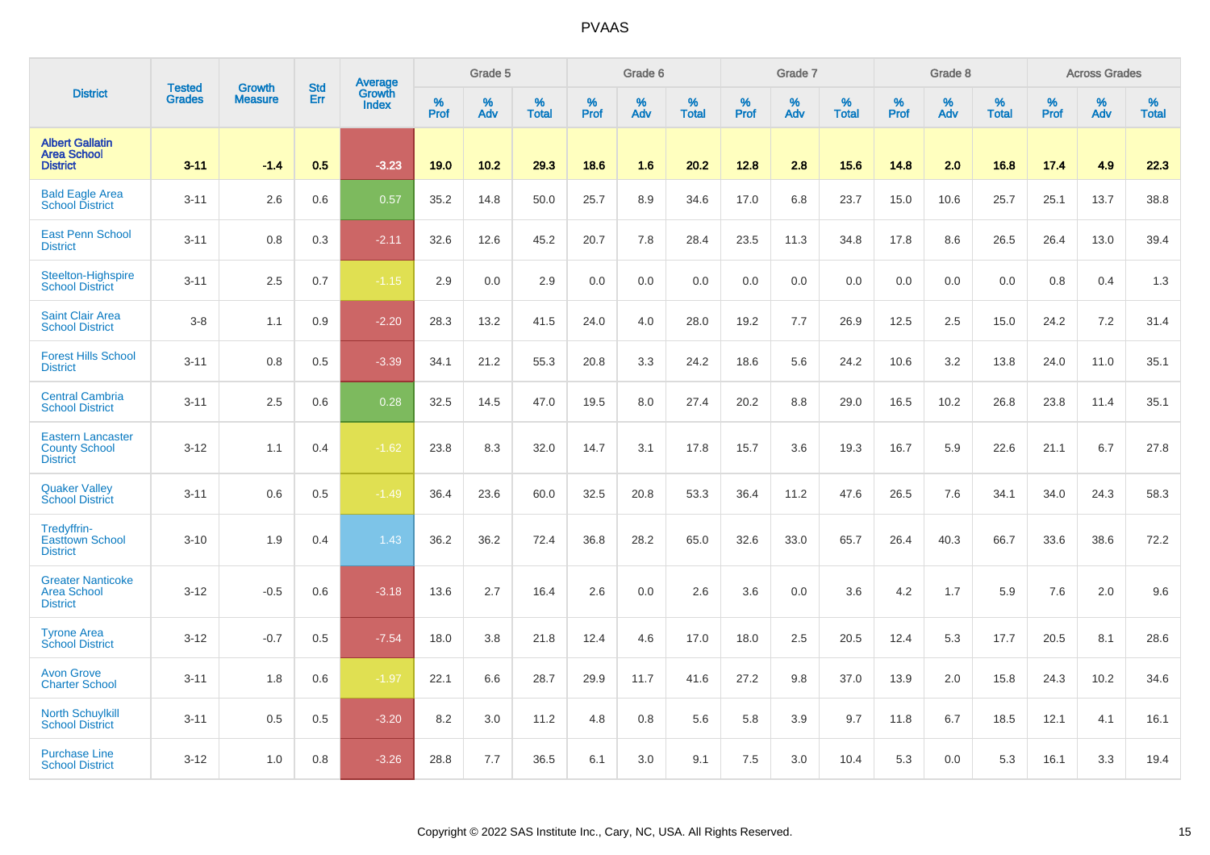# PVAAS

| District | Tested Grades | Growth Measure | Std Err | Average Growth Index | Grade 5 | | | Grade 6 | | | Grade 7 | | | Grade 8 | | | Across Grades | | |
|---|---|---|---|---|---|---|---|---|---|---|---|---|---|---|---|---|---|---|---|
| | | | | | % Prof | % Adv | % Total | % Prof | % Adv | % Total | % Prof | % Adv | % Total | % Prof | % Adv | % Total | % Prof | % Adv | % Total |
| **Albert Gallatin Area School District** | **3-11** | **-1.4** | **0.5** | **-3.23** | **19.0** | **10.2** | **29.3** | **18.6** | **1.6** | **20.2** | **12.8** | **2.8** | **15.6** | **14.8** | **2.0** | **16.8** | **17.4** | **4.9** | **22.3** |
| Bald Eagle Area School District | 3-11 | 2.6 | 0.6 | 0.57 | 35.2 | 14.8 | 50.0 | 25.7 | 8.9 | 34.6 | 17.0 | 6.8 | 23.7 | 15.0 | 10.6 | 25.7 | 25.1 | 13.7 | 38.8 |
| East Penn School District | 3-11 | 0.8 | 0.3 | -2.11 | 32.6 | 12.6 | 45.2 | 20.7 | 7.8 | 28.4 | 23.5 | 11.3 | 34.8 | 17.8 | 8.6 | 26.5 | 26.4 | 13.0 | 39.4 |
| Steelton-Highspire School District | 3-11 | 2.5 | 0.7 | -1.15 | 2.9 | 0.0 | 2.9 | 0.0 | 0.0 | 0.0 | 0.0 | 0.0 | 0.0 | 0.0 | 0.0 | 0.0 | 0.8 | 0.4 | 1.3 |
| Saint Clair Area School District | 3-8 | 1.1 | 0.9 | -2.20 | 28.3 | 13.2 | 41.5 | 24.0 | 4.0 | 28.0 | 19.2 | 7.7 | 26.9 | 12.5 | 2.5 | 15.0 | 24.2 | 7.2 | 31.4 |
| Forest Hills School District | 3-11 | 0.8 | 0.5 | -3.39 | 34.1 | 21.2 | 55.3 | 20.8 | 3.3 | 24.2 | 18.6 | 5.6 | 24.2 | 10.6 | 3.2 | 13.8 | 24.0 | 11.0 | 35.1 |
| Central Cambria School District | 3-11 | 2.5 | 0.6 | 0.28 | 32.5 | 14.5 | 47.0 | 19.5 | 8.0 | 27.4 | 20.2 | 8.8 | 29.0 | 16.5 | 10.2 | 26.8 | 23.8 | 11.4 | 35.1 |
| Eastern Lancaster County School District | 3-12 | 1.1 | 0.4 | -1.62 | 23.8 | 8.3 | 32.0 | 14.7 | 3.1 | 17.8 | 15.7 | 3.6 | 19.3 | 16.7 | 5.9 | 22.6 | 21.1 | 6.7 | 27.8 |
| Quaker Valley School District | 3-11 | 0.6 | 0.5 | -1.49 | 36.4 | 23.6 | 60.0 | 32.5 | 20.8 | 53.3 | 36.4 | 11.2 | 47.6 | 26.5 | 7.6 | 34.1 | 34.0 | 24.3 | 58.3 |
| Tredyffrin-Easttown School District | 3-10 | 1.9 | 0.4 | 1.43 | 36.2 | 36.2 | 72.4 | 36.8 | 28.2 | 65.0 | 32.6 | 33.0 | 65.7 | 26.4 | 40.3 | 66.7 | 33.6 | 38.6 | 72.2 |
| Greater Nanticoke Area School District | 3-12 | -0.5 | 0.6 | -3.18 | 13.6 | 2.7 | 16.4 | 2.6 | 0.0 | 2.6 | 3.6 | 0.0 | 3.6 | 4.2 | 1.7 | 5.9 | 7.6 | 2.0 | 9.6 |
| Tyrone Area School District | 3-12 | -0.7 | 0.5 | -7.54 | 18.0 | 3.8 | 21.8 | 12.4 | 4.6 | 17.0 | 18.0 | 2.5 | 20.5 | 12.4 | 5.3 | 17.7 | 20.5 | 8.1 | 28.6 |
| Avon Grove Charter School | 3-11 | 1.8 | 0.6 | -1.97 | 22.1 | 6.6 | 28.7 | 29.9 | 11.7 | 41.6 | 27.2 | 9.8 | 37.0 | 13.9 | 2.0 | 15.8 | 24.3 | 10.2 | 34.6 |
| North Schuylkill School District | 3-11 | 0.5 | 0.5 | -3.20 | 8.2 | 3.0 | 11.2 | 4.8 | 0.8 | 5.6 | 5.8 | 3.9 | 9.7 | 11.8 | 6.7 | 18.5 | 12.1 | 4.1 | 16.1 |
| Purchase Line School District | 3-12 | 1.0 | 0.8 | -3.26 | 28.8 | 7.7 | 36.5 | 6.1 | 3.0 | 9.1 | 7.5 | 3.0 | 10.4 | 5.3 | 0.0 | 5.3 | 16.1 | 3.3 | 19.4 |

Copyright © 2022 SAS Institute Inc., Cary, NC, USA. All Rights Reserved.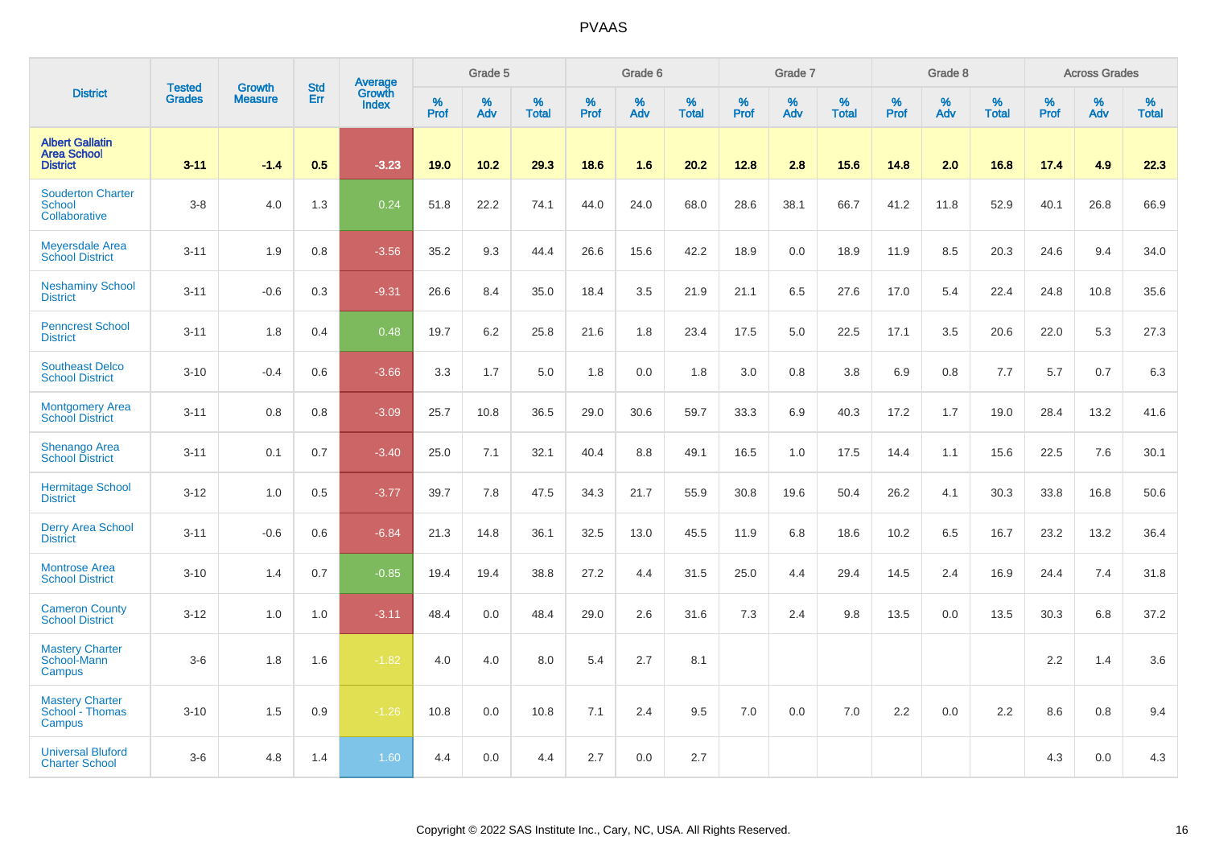# PVAAS

| District | Tested Grades | Growth Measure | Std Err | Average Growth Index | Grade 5 | | | Grade 6 | | | Grade 7 | | | Grade 8 | | | Across Grades | | |
|---|---|---|---|---|---|---|---|---|---|---|---|---|---|---|---|---|---|---|---|
| | | | | | % Prof | % Adv | % Total | % Prof | % Adv | % Total | % Prof | % Adv | % Total | % Prof | % Adv | % Total | % Prof | % Adv | % Total |
| **Albert Gallatin Area School District** | **3-11** | **-1.4** | **0.5** | **-3.23** | **19.0** | **10.2** | **29.3** | **18.6** | **1.6** | **20.2** | **12.8** | **2.8** | **15.6** | **14.8** | **2.0** | **16.8** | **17.4** | **4.9** | **22.3** |
| Souderton Charter School Collaborative | 3-8 | 4.0 | 1.3 | 0.24 | 51.8 | 22.2 | 74.1 | 44.0 | 24.0 | 68.0 | 28.6 | 38.1 | 66.7 | 41.2 | 11.8 | 52.9 | 40.1 | 26.8 | 66.9 |
| Meyersdale Area School District | 3-11 | 1.9 | 0.8 | -3.56 | 35.2 | 9.3 | 44.4 | 26.6 | 15.6 | 42.2 | 18.9 | 0.0 | 18.9 | 11.9 | 8.5 | 20.3 | 24.6 | 9.4 | 34.0 |
| Neshaminy School District | 3-11 | -0.6 | 0.3 | -9.31 | 26.6 | 8.4 | 35.0 | 18.4 | 3.5 | 21.9 | 21.1 | 6.5 | 27.6 | 17.0 | 5.4 | 22.4 | 24.8 | 10.8 | 35.6 |
| Penncrest School District | 3-11 | 1.8 | 0.4 | 0.48 | 19.7 | 6.2 | 25.8 | 21.6 | 1.8 | 23.4 | 17.5 | 5.0 | 22.5 | 17.1 | 3.5 | 20.6 | 22.0 | 5.3 | 27.3 |
| Southeast Delco School District | 3-10 | -0.4 | 0.6 | -3.66 | 3.3 | 1.7 | 5.0 | 1.8 | 0.0 | 1.8 | 3.0 | 0.8 | 3.8 | 6.9 | 0.8 | 7.7 | 5.7 | 0.7 | 6.3 |
| Montgomery Area School District | 3-11 | 0.8 | 0.8 | -3.09 | 25.7 | 10.8 | 36.5 | 29.0 | 30.6 | 59.7 | 33.3 | 6.9 | 40.3 | 17.2 | 1.7 | 19.0 | 28.4 | 13.2 | 41.6 |
| Shenango Area School District | 3-11 | 0.1 | 0.7 | -3.40 | 25.0 | 7.1 | 32.1 | 40.4 | 8.8 | 49.1 | 16.5 | 1.0 | 17.5 | 14.4 | 1.1 | 15.6 | 22.5 | 7.6 | 30.1 |
| Hermitage School District | 3-12 | 1.0 | 0.5 | -3.77 | 39.7 | 7.8 | 47.5 | 34.3 | 21.7 | 55.9 | 30.8 | 19.6 | 50.4 | 26.2 | 4.1 | 30.3 | 33.8 | 16.8 | 50.6 |
| Derry Area School District | 3-11 | -0.6 | 0.6 | -6.84 | 21.3 | 14.8 | 36.1 | 32.5 | 13.0 | 45.5 | 11.9 | 6.8 | 18.6 | 10.2 | 6.5 | 16.7 | 23.2 | 13.2 | 36.4 |
| Montrose Area School District | 3-10 | 1.4 | 0.7 | -0.85 | 19.4 | 19.4 | 38.8 | 27.2 | 4.4 | 31.5 | 25.0 | 4.4 | 29.4 | 14.5 | 2.4 | 16.9 | 24.4 | 7.4 | 31.8 |
| Cameron County School District | 3-12 | 1.0 | 1.0 | -3.11 | 48.4 | 0.0 | 48.4 | 29.0 | 2.6 | 31.6 | 7.3 | 2.4 | 9.8 | 13.5 | 0.0 | 13.5 | 30.3 | 6.8 | 37.2 |
| Mastery Charter School-Mann Campus | 3-6 | 1.8 | 1.6 | -1.82 | 4.0 | 4.0 | 8.0 | 5.4 | 2.7 | 8.1 | | | | | | | 2.2 | 1.4 | 3.6 |
| Mastery Charter School - Thomas Campus | 3-10 | 1.5 | 0.9 | -1.26 | 10.8 | 0.0 | 10.8 | 7.1 | 2.4 | 9.5 | 7.0 | 0.0 | 7.0 | 2.2 | 0.0 | 2.2 | 8.6 | 0.8 | 9.4 |
| Universal Bluford Charter School | 3-6 | 4.8 | 1.4 | 1.60 | 4.4 | 0.0 | 4.4 | 2.7 | 0.0 | 2.7 | | | | | | | 4.3 | 0.0 | 4.3 |

Copyright © 2022 SAS Institute Inc., Cary, NC, USA. All Rights Reserved.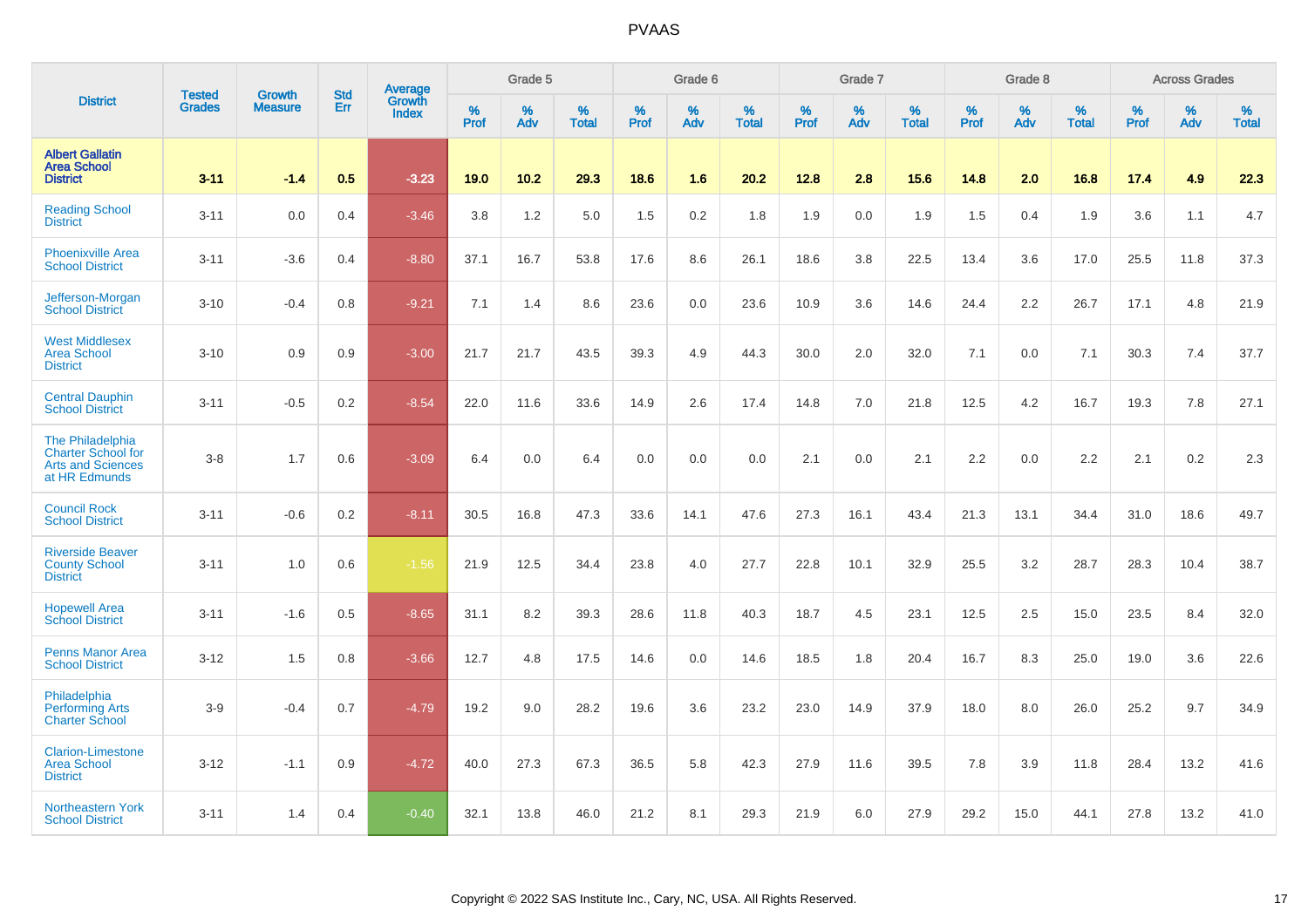# PVAAS

| District | Tested Grades | Growth Measure | Std Err | Average Growth Index | Grade 5 | | | Grade 6 | | | Grade 7 | | | Grade 8 | | | Across Grades | | |
|---|---|---|---|---|---|---|---|---|---|---|---|---|---|---|---|---|---|---|---|
| | | | | | % Prof | % Adv | % Total | % Prof | % Adv | % Total | % Prof | % Adv | % Total | % Prof | % Adv | % Total | % Prof | % Adv | % Total |
| **Albert Gallatin Area School District** | **3-11** | **-1.4** | **0.5** | **-3.23** | **19.0** | **10.2** | **29.3** | **18.6** | **1.6** | **20.2** | **12.8** | **2.8** | **15.6** | **14.8** | **2.0** | **16.8** | **17.4** | **4.9** | **22.3** |
| Reading School District | 3-11 | 0.0 | 0.4 | -3.46 | 3.8 | 1.2 | 5.0 | 1.5 | 0.2 | 1.8 | 1.9 | 0.0 | 1.9 | 1.5 | 0.4 | 1.9 | 3.6 | 1.1 | 4.7 |
| Phoenixville Area School District | 3-11 | -3.6 | 0.4 | -8.80 | 37.1 | 16.7 | 53.8 | 17.6 | 8.6 | 26.1 | 18.6 | 3.8 | 22.5 | 13.4 | 3.6 | 17.0 | 25.5 | 11.8 | 37.3 |
| Jefferson-Morgan School District | 3-10 | -0.4 | 0.8 | -9.21 | 7.1 | 1.4 | 8.6 | 23.6 | 0.0 | 23.6 | 10.9 | 3.6 | 14.6 | 24.4 | 2.2 | 26.7 | 17.1 | 4.8 | 21.9 |
| West Middlesex Area School District | 3-10 | 0.9 | 0.9 | -3.00 | 21.7 | 21.7 | 43.5 | 39.3 | 4.9 | 44.3 | 30.0 | 2.0 | 32.0 | 7.1 | 0.0 | 7.1 | 30.3 | 7.4 | 37.7 |
| Central Dauphin School District | 3-11 | -0.5 | 0.2 | -8.54 | 22.0 | 11.6 | 33.6 | 14.9 | 2.6 | 17.4 | 14.8 | 7.0 | 21.8 | 12.5 | 4.2 | 16.7 | 19.3 | 7.8 | 27.1 |
| The Philadelphia Charter School for Arts and Sciences at HR Edmunds | 3-8 | 1.7 | 0.6 | -3.09 | 6.4 | 0.0 | 6.4 | 0.0 | 0.0 | 0.0 | 2.1 | 0.0 | 2.1 | 2.2 | 0.0 | 2.2 | 2.1 | 0.2 | 2.3 |
| Council Rock School District | 3-11 | -0.6 | 0.2 | -8.11 | 30.5 | 16.8 | 47.3 | 33.6 | 14.1 | 47.6 | 27.3 | 16.1 | 43.4 | 21.3 | 13.1 | 34.4 | 31.0 | 18.6 | 49.7 |
| Riverside Beaver County School District | 3-11 | 1.0 | 0.6 | -1.56 | 21.9 | 12.5 | 34.4 | 23.8 | 4.0 | 27.7 | 22.8 | 10.1 | 32.9 | 25.5 | 3.2 | 28.7 | 28.3 | 10.4 | 38.7 |
| Hopewell Area School District | 3-11 | -1.6 | 0.5 | -8.65 | 31.1 | 8.2 | 39.3 | 28.6 | 11.8 | 40.3 | 18.7 | 4.5 | 23.1 | 12.5 | 2.5 | 15.0 | 23.5 | 8.4 | 32.0 |
| Penns Manor Area School District | 3-12 | 1.5 | 0.8 | -3.66 | 12.7 | 4.8 | 17.5 | 14.6 | 0.0 | 14.6 | 18.5 | 1.8 | 20.4 | 16.7 | 8.3 | 25.0 | 19.0 | 3.6 | 22.6 |
| Philadelphia Performing Arts Charter School | 3-9 | -0.4 | 0.7 | -4.79 | 19.2 | 9.0 | 28.2 | 19.6 | 3.6 | 23.2 | 23.0 | 14.9 | 37.9 | 18.0 | 8.0 | 26.0 | 25.2 | 9.7 | 34.9 |
| Clarion-Limestone Area School District | 3-12 | -1.1 | 0.9 | -4.72 | 40.0 | 27.3 | 67.3 | 36.5 | 5.8 | 42.3 | 27.9 | 11.6 | 39.5 | 7.8 | 3.9 | 11.8 | 28.4 | 13.2 | 41.6 |
| Northeastern York School District | 3-11 | 1.4 | 0.4 | -0.40 | 32.1 | 13.8 | 46.0 | 21.2 | 8.1 | 29.3 | 21.9 | 6.0 | 27.9 | 29.2 | 15.0 | 44.1 | 27.8 | 13.2 | 41.0 |

Copyright © 2022 SAS Institute Inc., Cary, NC, USA. All Rights Reserved.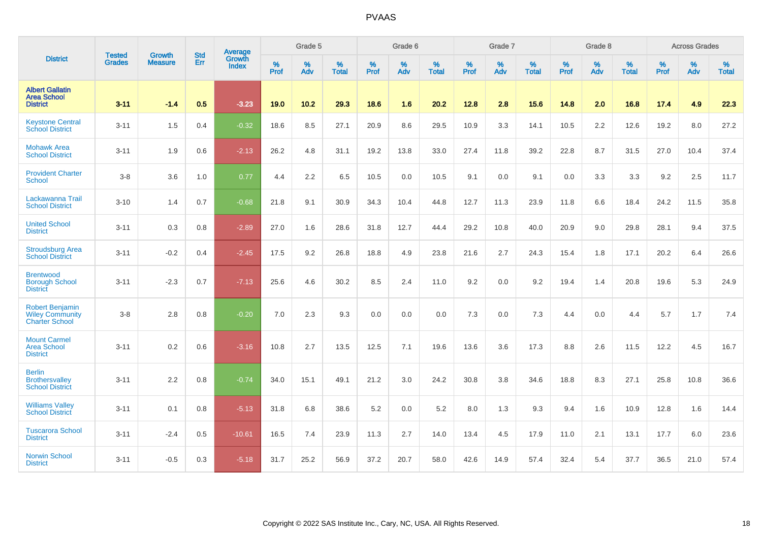# PVAAS

| District | Tested Grades | Growth Measure | Std Err | Average Growth Index | Grade 5 | | | Grade 6 | | | Grade 7 | | | Grade 8 | | | Across Grades | | |
|---|---|---|---|---|---|---|---|---|---|---|---|---|---|---|---|---|---|---|---|
| | | | | | % Prof | % Adv | % Total | % Prof | % Adv | % Total | % Prof | % Adv | % Total | % Prof | % Adv | % Total | % Prof | % Adv | % Total |
| **Albert Gallatin Area School District** | **3-11** | **-1.4** | **0.5** | **-3.23** | **19.0** | **10.2** | **29.3** | **18.6** | **1.6** | **20.2** | **12.8** | **2.8** | **15.6** | **14.8** | **2.0** | **16.8** | **17.4** | **4.9** | **22.3** |
| Keystone Central School District | 3-11 | 1.5 | 0.4 | -0.32 | 18.6 | 8.5 | 27.1 | 20.9 | 8.6 | 29.5 | 10.9 | 3.3 | 14.1 | 10.5 | 2.2 | 12.6 | 19.2 | 8.0 | 27.2 |
| Mohawk Area School District | 3-11 | 1.9 | 0.6 | -2.13 | 26.2 | 4.8 | 31.1 | 19.2 | 13.8 | 33.0 | 27.4 | 11.8 | 39.2 | 22.8 | 8.7 | 31.5 | 27.0 | 10.4 | 37.4 |
| Provident Charter School | 3-8 | 3.6 | 1.0 | 0.77 | 4.4 | 2.2 | 6.5 | 10.5 | 0.0 | 10.5 | 9.1 | 0.0 | 9.1 | 0.0 | 3.3 | 3.3 | 9.2 | 2.5 | 11.7 |
| Lackawanna Trail School District | 3-10 | 1.4 | 0.7 | -0.68 | 21.8 | 9.1 | 30.9 | 34.3 | 10.4 | 44.8 | 12.7 | 11.3 | 23.9 | 11.8 | 6.6 | 18.4 | 24.2 | 11.5 | 35.8 |
| United School District | 3-11 | 0.3 | 0.8 | -2.89 | 27.0 | 1.6 | 28.6 | 31.8 | 12.7 | 44.4 | 29.2 | 10.8 | 40.0 | 20.9 | 9.0 | 29.8 | 28.1 | 9.4 | 37.5 |
| Stroudsburg Area School District | 3-11 | -0.2 | 0.4 | -2.45 | 17.5 | 9.2 | 26.8 | 18.8 | 4.9 | 23.8 | 21.6 | 2.7 | 24.3 | 15.4 | 1.8 | 17.1 | 20.2 | 6.4 | 26.6 |
| Brentwood Borough School District | 3-11 | -2.3 | 0.7 | -7.13 | 25.6 | 4.6 | 30.2 | 8.5 | 2.4 | 11.0 | 9.2 | 0.0 | 9.2 | 19.4 | 1.4 | 20.8 | 19.6 | 5.3 | 24.9 |
| Robert Benjamin Wiley Community Charter School | 3-8 | 2.8 | 0.8 | -0.20 | 7.0 | 2.3 | 9.3 | 0.0 | 0.0 | 0.0 | 7.3 | 0.0 | 7.3 | 4.4 | 0.0 | 4.4 | 5.7 | 1.7 | 7.4 |
| Mount Carmel Area School District | 3-11 | 0.2 | 0.6 | -3.16 | 10.8 | 2.7 | 13.5 | 12.5 | 7.1 | 19.6 | 13.6 | 3.6 | 17.3 | 8.8 | 2.6 | 11.5 | 12.2 | 4.5 | 16.7 |
| Berlin Brothersvalley School District | 3-11 | 2.2 | 0.8 | -0.74 | 34.0 | 15.1 | 49.1 | 21.2 | 3.0 | 24.2 | 30.8 | 3.8 | 34.6 | 18.8 | 8.3 | 27.1 | 25.8 | 10.8 | 36.6 |
| Williams Valley School District | 3-11 | 0.1 | 0.8 | -5.13 | 31.8 | 6.8 | 38.6 | 5.2 | 0.0 | 5.2 | 8.0 | 1.3 | 9.3 | 9.4 | 1.6 | 10.9 | 12.8 | 1.6 | 14.4 |
| Tuscarora School District | 3-11 | -2.4 | 0.5 | -10.61 | 16.5 | 7.4 | 23.9 | 11.3 | 2.7 | 14.0 | 13.4 | 4.5 | 17.9 | 11.0 | 2.1 | 13.1 | 17.7 | 6.0 | 23.6 |
| Norwin School District | 3-11 | -0.5 | 0.3 | -5.18 | 31.7 | 25.2 | 56.9 | 37.2 | 20.7 | 58.0 | 42.6 | 14.9 | 57.4 | 32.4 | 5.4 | 37.7 | 36.5 | 21.0 | 57.4 |

Copyright © 2022 SAS Institute Inc., Cary, NC, USA. All Rights Reserved.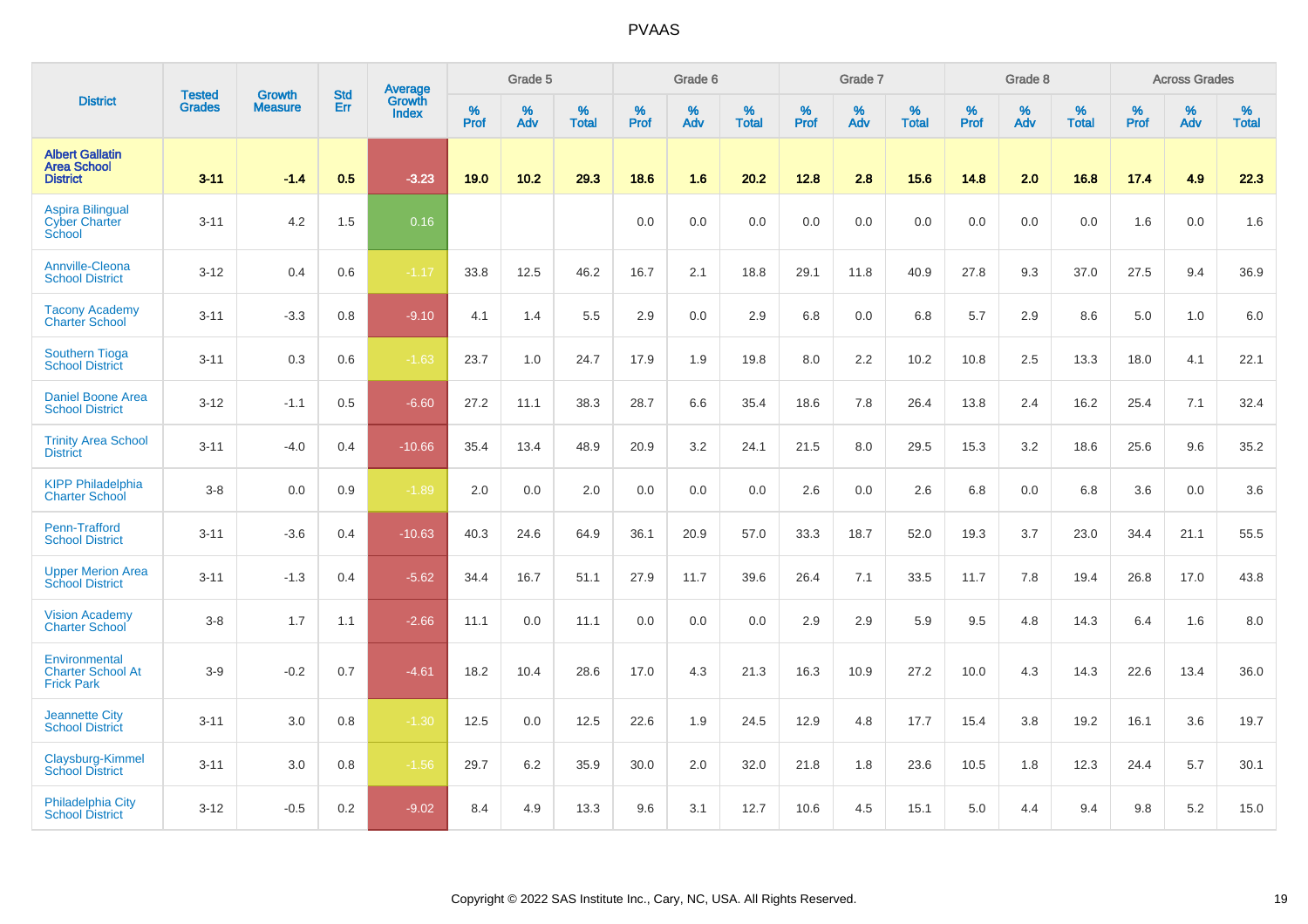# PVAAS

| District | Tested Grades | Growth Measure | Std Err | Average Growth Index | Grade 5 | | | Grade 6 | | | Grade 7 | | | Grade 8 | | | Across Grades | | |
|---|---|---|---|---|---|---|---|---|---|---|---|---|---|---|---|---|---|---|---|
| | | | | | % Prof | % Adv | % Total | % Prof | % Adv | % Total | % Prof | % Adv | % Total | % Prof | % Adv | % Total | % Prof | % Adv | % Total |
| **Albert Gallatin Area School District** | **3-11** | **-1.4** | **0.5** | **-3.23** | **19.0** | **10.2** | **29.3** | **18.6** | **1.6** | **20.2** | **12.8** | **2.8** | **15.6** | **14.8** | **2.0** | **16.8** | **17.4** | **4.9** | **22.3** |
| Aspira Bilingual Cyber Charter School | 3-11 | 4.2 | 1.5 | 0.16 | | | | 0.0 | 0.0 | 0.0 | 0.0 | 0.0 | 0.0 | 0.0 | 0.0 | 0.0 | 1.6 | 0.0 | 1.6 |
| Annville-Cleona School District | 3-12 | 0.4 | 0.6 | -1.17 | 33.8 | 12.5 | 46.2 | 16.7 | 2.1 | 18.8 | 29.1 | 11.8 | 40.9 | 27.8 | 9.3 | 37.0 | 27.5 | 9.4 | 36.9 |
| Tacony Academy Charter School | 3-11 | -3.3 | 0.8 | -9.10 | 4.1 | 1.4 | 5.5 | 2.9 | 0.0 | 2.9 | 6.8 | 0.0 | 6.8 | 5.7 | 2.9 | 8.6 | 5.0 | 1.0 | 6.0 |
| Southern Tioga School District | 3-11 | 0.3 | 0.6 | -1.63 | 23.7 | 1.0 | 24.7 | 17.9 | 1.9 | 19.8 | 8.0 | 2.2 | 10.2 | 10.8 | 2.5 | 13.3 | 18.0 | 4.1 | 22.1 |
| Daniel Boone Area School District | 3-12 | -1.1 | 0.5 | -6.60 | 27.2 | 11.1 | 38.3 | 28.7 | 6.6 | 35.4 | 18.6 | 7.8 | 26.4 | 13.8 | 2.4 | 16.2 | 25.4 | 7.1 | 32.4 |
| Trinity Area School District | 3-11 | -4.0 | 0.4 | -10.66 | 35.4 | 13.4 | 48.9 | 20.9 | 3.2 | 24.1 | 21.5 | 8.0 | 29.5 | 15.3 | 3.2 | 18.6 | 25.6 | 9.6 | 35.2 |
| KIPP Philadelphia Charter School | 3-8 | 0.0 | 0.9 | -1.89 | 2.0 | 0.0 | 2.0 | 0.0 | 0.0 | 0.0 | 2.6 | 0.0 | 2.6 | 6.8 | 0.0 | 6.8 | 3.6 | 0.0 | 3.6 |
| Penn-Trafford School District | 3-11 | -3.6 | 0.4 | -10.63 | 40.3 | 24.6 | 64.9 | 36.1 | 20.9 | 57.0 | 33.3 | 18.7 | 52.0 | 19.3 | 3.7 | 23.0 | 34.4 | 21.1 | 55.5 |
| Upper Merion Area School District | 3-11 | -1.3 | 0.4 | -5.62 | 34.4 | 16.7 | 51.1 | 27.9 | 11.7 | 39.6 | 26.4 | 7.1 | 33.5 | 11.7 | 7.8 | 19.4 | 26.8 | 17.0 | 43.8 |
| Vision Academy Charter School | 3-8 | 1.7 | 1.1 | -2.66 | 11.1 | 0.0 | 11.1 | 0.0 | 0.0 | 0.0 | 2.9 | 2.9 | 5.9 | 9.5 | 4.8 | 14.3 | 6.4 | 1.6 | 8.0 |
| Environmental Charter School At Frick Park | 3-9 | -0.2 | 0.7 | -4.61 | 18.2 | 10.4 | 28.6 | 17.0 | 4.3 | 21.3 | 16.3 | 10.9 | 27.2 | 10.0 | 4.3 | 14.3 | 22.6 | 13.4 | 36.0 |
| Jeannette City School District | 3-11 | 3.0 | 0.8 | -1.30 | 12.5 | 0.0 | 12.5 | 22.6 | 1.9 | 24.5 | 12.9 | 4.8 | 17.7 | 15.4 | 3.8 | 19.2 | 16.1 | 3.6 | 19.7 |
| Claysburg-Kimmel School District | 3-11 | 3.0 | 0.8 | -1.56 | 29.7 | 6.2 | 35.9 | 30.0 | 2.0 | 32.0 | 21.8 | 1.8 | 23.6 | 10.5 | 1.8 | 12.3 | 24.4 | 5.7 | 30.1 |
| Philadelphia City School District | 3-12 | -0.5 | 0.2 | -9.02 | 8.4 | 4.9 | 13.3 | 9.6 | 3.1 | 12.7 | 10.6 | 4.5 | 15.1 | 5.0 | 4.4 | 9.4 | 9.8 | 5.2 | 15.0 |

Copyright © 2022 SAS Institute Inc., Cary, NC, USA. All Rights Reserved.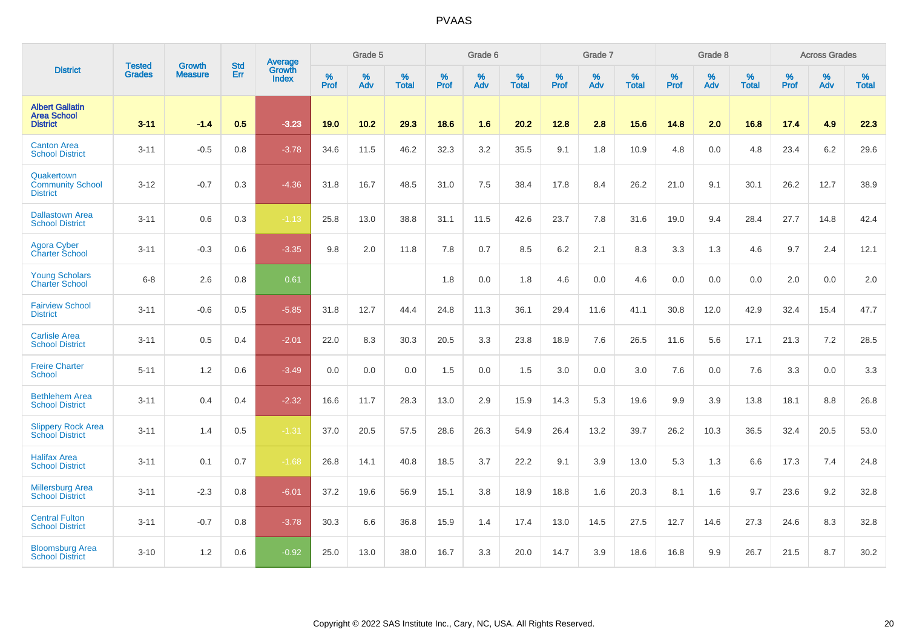# PVAAS

| District | Tested Grades | Growth Measure | Std Err | Average Growth Index | Grade 5 | | | Grade 6 | | | Grade 7 | | | Grade 8 | | | Across Grades | | |
|---|---|---|---|---|---|---|---|---|---|---|---|---|---|---|---|---|---|---|---|
| | | | | | % Prof | % Adv | % Total | % Prof | % Adv | % Total | % Prof | % Adv | % Total | % Prof | % Adv | % Total | % Prof | % Adv | % Total |
| **Albert Gallatin Area School District** | **3-11** | **-1.4** | **0.5** | **-3.23** | **19.0** | **10.2** | **29.3** | **18.6** | **1.6** | **20.2** | **12.8** | **2.8** | **15.6** | **14.8** | **2.0** | **16.8** | **17.4** | **4.9** | **22.3** |
| Canton Area School District | 3-11 | -0.5 | 0.8 | -3.78 | 34.6 | 11.5 | 46.2 | 32.3 | 3.2 | 35.5 | 9.1 | 1.8 | 10.9 | 4.8 | 0.0 | 4.8 | 23.4 | 6.2 | 29.6 |
| Quakertown Community School District | 3-12 | -0.7 | 0.3 | -4.36 | 31.8 | 16.7 | 48.5 | 31.0 | 7.5 | 38.4 | 17.8 | 8.4 | 26.2 | 21.0 | 9.1 | 30.1 | 26.2 | 12.7 | 38.9 |
| Dallastown Area School District | 3-11 | 0.6 | 0.3 | -1.13 | 25.8 | 13.0 | 38.8 | 31.1 | 11.5 | 42.6 | 23.7 | 7.8 | 31.6 | 19.0 | 9.4 | 28.4 | 27.7 | 14.8 | 42.4 |
| Agora Cyber Charter School | 3-11 | -0.3 | 0.6 | -3.35 | 9.8 | 2.0 | 11.8 | 7.8 | 0.7 | 8.5 | 6.2 | 2.1 | 8.3 | 3.3 | 1.3 | 4.6 | 9.7 | 2.4 | 12.1 |
| Young Scholars Charter School | 6-8 | 2.6 | 0.8 | 0.61 | | | | 1.8 | 0.0 | 1.8 | 4.6 | 0.0 | 4.6 | 0.0 | 0.0 | 0.0 | 2.0 | 0.0 | 2.0 |
| Fairview School District | 3-11 | -0.6 | 0.5 | -5.85 | 31.8 | 12.7 | 44.4 | 24.8 | 11.3 | 36.1 | 29.4 | 11.6 | 41.1 | 30.8 | 12.0 | 42.9 | 32.4 | 15.4 | 47.7 |
| Carlisle Area School District | 3-11 | 0.5 | 0.4 | -2.01 | 22.0 | 8.3 | 30.3 | 20.5 | 3.3 | 23.8 | 18.9 | 7.6 | 26.5 | 11.6 | 5.6 | 17.1 | 21.3 | 7.2 | 28.5 |
| Freire Charter School | 5-11 | 1.2 | 0.6 | -3.49 | 0.0 | 0.0 | 0.0 | 1.5 | 0.0 | 1.5 | 3.0 | 0.0 | 3.0 | 7.6 | 0.0 | 7.6 | 3.3 | 0.0 | 3.3 |
| Bethlehem Area School District | 3-11 | 0.4 | 0.4 | -2.32 | 16.6 | 11.7 | 28.3 | 13.0 | 2.9 | 15.9 | 14.3 | 5.3 | 19.6 | 9.9 | 3.9 | 13.8 | 18.1 | 8.8 | 26.8 |
| Slippery Rock Area School District | 3-11 | 1.4 | 0.5 | -1.31 | 37.0 | 20.5 | 57.5 | 28.6 | 26.3 | 54.9 | 26.4 | 13.2 | 39.7 | 26.2 | 10.3 | 36.5 | 32.4 | 20.5 | 53.0 |
| Halifax Area School District | 3-11 | 0.1 | 0.7 | -1.68 | 26.8 | 14.1 | 40.8 | 18.5 | 3.7 | 22.2 | 9.1 | 3.9 | 13.0 | 5.3 | 1.3 | 6.6 | 17.3 | 7.4 | 24.8 |
| Millersburg Area School District | 3-11 | -2.3 | 0.8 | -6.01 | 37.2 | 19.6 | 56.9 | 15.1 | 3.8 | 18.9 | 18.8 | 1.6 | 20.3 | 8.1 | 1.6 | 9.7 | 23.6 | 9.2 | 32.8 |
| Central Fulton School District | 3-11 | -0.7 | 0.8 | -3.78 | 30.3 | 6.6 | 36.8 | 15.9 | 1.4 | 17.4 | 13.0 | 14.5 | 27.5 | 12.7 | 14.6 | 27.3 | 24.6 | 8.3 | 32.8 |
| Bloomsburg Area School District | 3-10 | 1.2 | 0.6 | -0.92 | 25.0 | 13.0 | 38.0 | 16.7 | 3.3 | 20.0 | 14.7 | 3.9 | 18.6 | 16.8 | 9.9 | 26.7 | 21.5 | 8.7 | 30.2 |

Copyright © 2022 SAS Institute Inc., Cary, NC, USA. All Rights Reserved.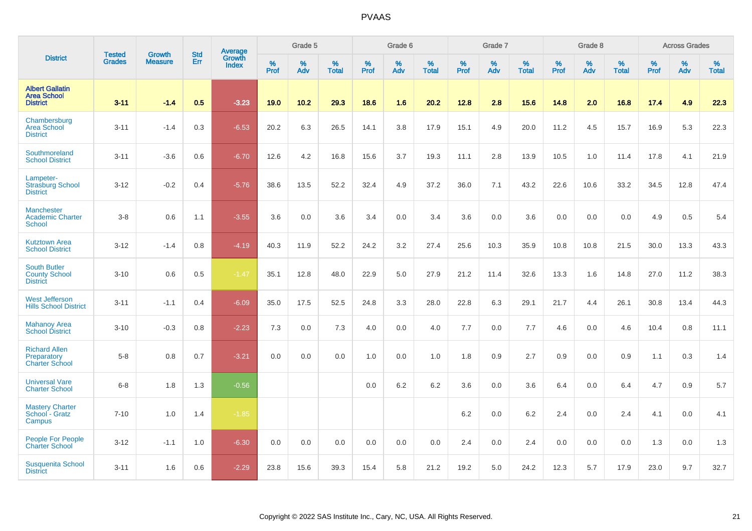| District | Tested Grades | Growth Measure | Std Err | Average Growth Index | Grade 5 | | | Grade 6 | | | Grade 7 | | | Grade 8 | | | Across Grades | | |
|---|---|---|---|---|---|---|---|---|---|---|---|---|---|---|---|---|---|---|---|
| | | | | | % Prof | % Adv | % Total | % Prof | % Adv | % Total | % Prof | % Adv | % Total | % Prof | % Adv | % Total | % Prof | % Adv | % Total |
| **Albert Gallatin Area School District** | **3-11** | **-1.4** | **0.5** | **-3.23** | **19.0** | **10.2** | **29.3** | **18.6** | **1.6** | **20.2** | **12.8** | **2.8** | **15.6** | **14.8** | **2.0** | **16.8** | **17.4** | **4.9** | **22.3** |
| Chambersburg Area School District | 3-11 | -1.4 | 0.3 | -6.53 | 20.2 | 6.3 | 26.5 | 14.1 | 3.8 | 17.9 | 15.1 | 4.9 | 20.0 | 11.2 | 4.5 | 15.7 | 16.9 | 5.3 | 22.3 |
| Southmoreland School District | 3-11 | -3.6 | 0.6 | -6.70 | 12.6 | 4.2 | 16.8 | 15.6 | 3.7 | 19.3 | 11.1 | 2.8 | 13.9 | 10.5 | 1.0 | 11.4 | 17.8 | 4.1 | 21.9 |
| Lampeter-Strasburg School District | 3-12 | -0.2 | 0.4 | -5.76 | 38.6 | 13.5 | 52.2 | 32.4 | 4.9 | 37.2 | 36.0 | 7.1 | 43.2 | 22.6 | 10.6 | 33.2 | 34.5 | 12.8 | 47.4 |
| Manchester Academic Charter School | 3-8 | 0.6 | 1.1 | -3.55 | 3.6 | 0.0 | 3.6 | 3.4 | 0.0 | 3.4 | 3.6 | 0.0 | 3.6 | 0.0 | 0.0 | 0.0 | 4.9 | 0.5 | 5.4 |
| Kutztown Area School District | 3-12 | -1.4 | 0.8 | -4.19 | 40.3 | 11.9 | 52.2 | 24.2 | 3.2 | 27.4 | 25.6 | 10.3 | 35.9 | 10.8 | 10.8 | 21.5 | 30.0 | 13.3 | 43.3 |
| South Butler County School District | 3-10 | 0.6 | 0.5 | -1.47 | 35.1 | 12.8 | 48.0 | 22.9 | 5.0 | 27.9 | 21.2 | 11.4 | 32.6 | 13.3 | 1.6 | 14.8 | 27.0 | 11.2 | 38.3 |
| West Jefferson Hills School District | 3-11 | -1.1 | 0.4 | -6.09 | 35.0 | 17.5 | 52.5 | 24.8 | 3.3 | 28.0 | 22.8 | 6.3 | 29.1 | 21.7 | 4.4 | 26.1 | 30.8 | 13.4 | 44.3 |
| Mahanoy Area School District | 3-10 | -0.3 | 0.8 | -2.23 | 7.3 | 0.0 | 7.3 | 4.0 | 0.0 | 4.0 | 7.7 | 0.0 | 7.7 | 4.6 | 0.0 | 4.6 | 10.4 | 0.8 | 11.1 |
| Richard Allen Preparatory Charter School | 5-8 | 0.8 | 0.7 | -3.21 | 0.0 | 0.0 | 0.0 | 1.0 | 0.0 | 1.0 | 1.8 | 0.9 | 2.7 | 0.9 | 0.0 | 0.9 | 1.1 | 0.3 | 1.4 |
| Universal Vare Charter School | 6-8 | 1.8 | 1.3 | -0.56 | | | | 0.0 | 6.2 | 6.2 | 3.6 | 0.0 | 3.6 | 6.4 | 0.0 | 6.4 | 4.7 | 0.9 | 5.7 |
| Mastery Charter School - Gratz Campus | 7-10 | 1.0 | 1.4 | -1.85 | | | | | | | 6.2 | 0.0 | 6.2 | 2.4 | 0.0 | 2.4 | 4.1 | 0.0 | 4.1 |
| People For People Charter School | 3-12 | -1.1 | 1.0 | -6.30 | 0.0 | 0.0 | 0.0 | 0.0 | 0.0 | 0.0 | 2.4 | 0.0 | 2.4 | 0.0 | 0.0 | 0.0 | 1.3 | 0.0 | 1.3 |
| Susquenita School District | 3-11 | 1.6 | 0.6 | -2.29 | 23.8 | 15.6 | 39.3 | 15.4 | 5.8 | 21.2 | 19.2 | 5.0 | 24.2 | 12.3 | 5.7 | 17.9 | 23.0 | 9.7 | 32.7 |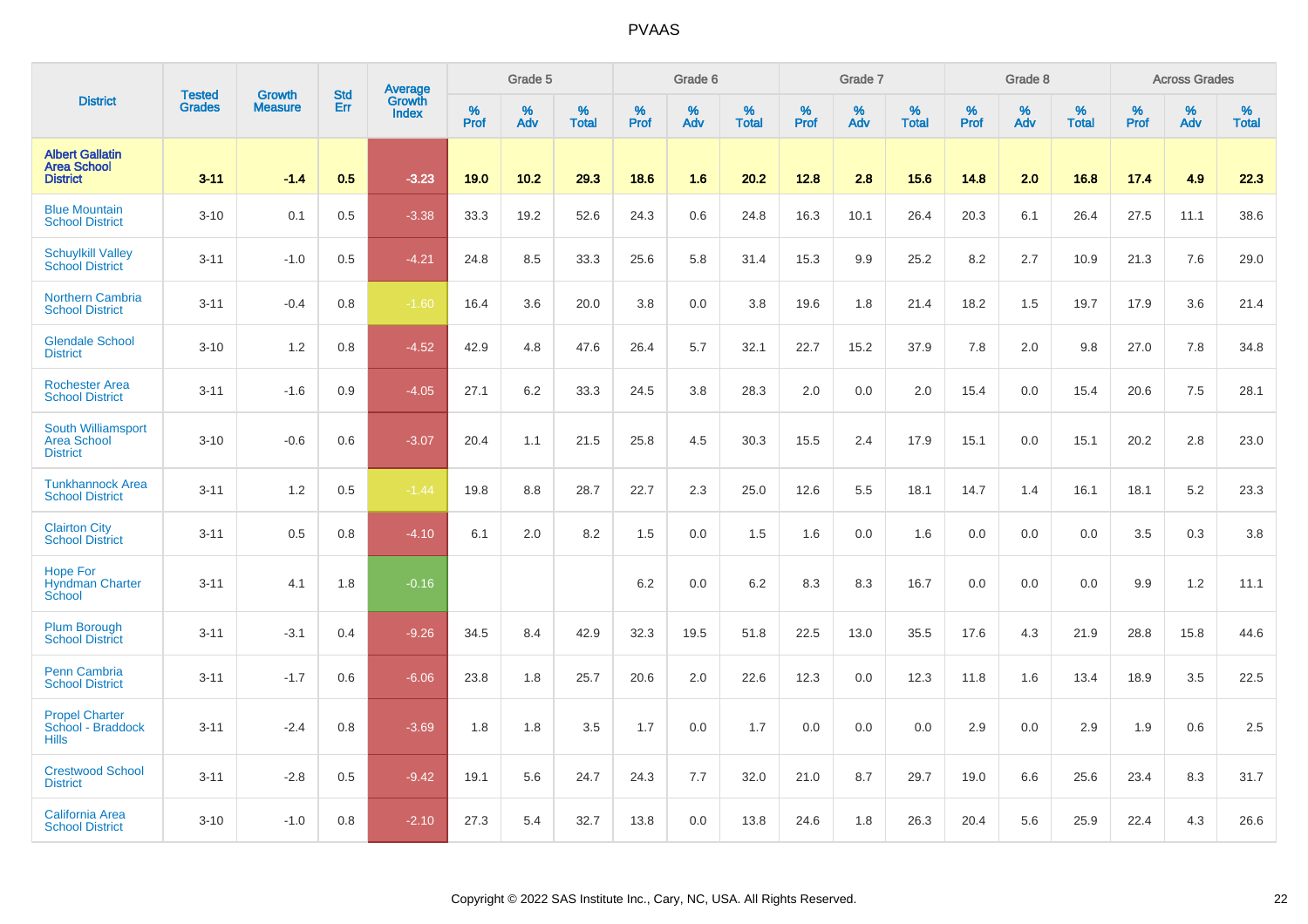| District | Tested Grades | Growth Measure | Std Err | Average Growth Index | Grade 5 | | | Grade 6 | | | Grade 7 | | | Grade 8 | | | Across Grades | | |
|---|---|---|---|---|---|---|---|---|---|---|---|---|---|---|---|---|---|---|---|
| | | | | | % Prof | % Adv | % Total | % Prof | % Adv | % Total | % Prof | % Adv | % Total | % Prof | % Adv | % Total | % Prof | % Adv | % Total |
| **Albert Gallatin Area School District** | **3-11** | **-1.4** | **0.5** | **-3.23** | **19.0** | **10.2** | **29.3** | **18.6** | **1.6** | **20.2** | **12.8** | **2.8** | **15.6** | **14.8** | **2.0** | **16.8** | **17.4** | **4.9** | **22.3** |
| Blue Mountain School District | 3-10 | 0.1 | 0.5 | -3.38 | 33.3 | 19.2 | 52.6 | 24.3 | 0.6 | 24.8 | 16.3 | 10.1 | 26.4 | 20.3 | 6.1 | 26.4 | 27.5 | 11.1 | 38.6 |
| Schuylkill Valley School District | 3-11 | -1.0 | 0.5 | -4.21 | 24.8 | 8.5 | 33.3 | 25.6 | 5.8 | 31.4 | 15.3 | 9.9 | 25.2 | 8.2 | 2.7 | 10.9 | 21.3 | 7.6 | 29.0 |
| Northern Cambria School District | 3-11 | -0.4 | 0.8 | -1.60 | 16.4 | 3.6 | 20.0 | 3.8 | 0.0 | 3.8 | 19.6 | 1.8 | 21.4 | 18.2 | 1.5 | 19.7 | 17.9 | 3.6 | 21.4 |
| Glendale School District | 3-10 | 1.2 | 0.8 | -4.52 | 42.9 | 4.8 | 47.6 | 26.4 | 5.7 | 32.1 | 22.7 | 15.2 | 37.9 | 7.8 | 2.0 | 9.8 | 27.0 | 7.8 | 34.8 |
| Rochester Area School District | 3-11 | -1.6 | 0.9 | -4.05 | 27.1 | 6.2 | 33.3 | 24.5 | 3.8 | 28.3 | 2.0 | 0.0 | 2.0 | 15.4 | 0.0 | 15.4 | 20.6 | 7.5 | 28.1 |
| South Williamsport Area School District | 3-10 | -0.6 | 0.6 | -3.07 | 20.4 | 1.1 | 21.5 | 25.8 | 4.5 | 30.3 | 15.5 | 2.4 | 17.9 | 15.1 | 0.0 | 15.1 | 20.2 | 2.8 | 23.0 |
| Tunkhannock Area School District | 3-11 | 1.2 | 0.5 | -1.44 | 19.8 | 8.8 | 28.7 | 22.7 | 2.3 | 25.0 | 12.6 | 5.5 | 18.1 | 14.7 | 1.4 | 16.1 | 18.1 | 5.2 | 23.3 |
| Clairton City School District | 3-11 | 0.5 | 0.8 | -4.10 | 6.1 | 2.0 | 8.2 | 1.5 | 0.0 | 1.5 | 1.6 | 0.0 | 1.6 | 0.0 | 0.0 | 0.0 | 3.5 | 0.3 | 3.8 |
| Hope For Hyndman Charter School | 3-11 | 4.1 | 1.8 | -0.16 | | | | 6.2 | 0.0 | 6.2 | 8.3 | 8.3 | 16.7 | 0.0 | 0.0 | 0.0 | 9.9 | 1.2 | 11.1 |
| Plum Borough School District | 3-11 | -3.1 | 0.4 | -9.26 | 34.5 | 8.4 | 42.9 | 32.3 | 19.5 | 51.8 | 22.5 | 13.0 | 35.5 | 17.6 | 4.3 | 21.9 | 28.8 | 15.8 | 44.6 |
| Penn Cambria School District | 3-11 | -1.7 | 0.6 | -6.06 | 23.8 | 1.8 | 25.7 | 20.6 | 2.0 | 22.6 | 12.3 | 0.0 | 12.3 | 11.8 | 1.6 | 13.4 | 18.9 | 3.5 | 22.5 |
| Propel Charter School - Braddock Hills | 3-11 | -2.4 | 0.8 | -3.69 | 1.8 | 1.8 | 3.5 | 1.7 | 0.0 | 1.7 | 0.0 | 0.0 | 0.0 | 2.9 | 0.0 | 2.9 | 1.9 | 0.6 | 2.5 |
| Crestwood School District | 3-11 | -2.8 | 0.5 | -9.42 | 19.1 | 5.6 | 24.7 | 24.3 | 7.7 | 32.0 | 21.0 | 8.7 | 29.7 | 19.0 | 6.6 | 25.6 | 23.4 | 8.3 | 31.7 |
| California Area School District | 3-10 | -1.0 | 0.8 | -2.10 | 27.3 | 5.4 | 32.7 | 13.8 | 0.0 | 13.8 | 24.6 | 1.8 | 26.3 | 20.4 | 5.6 | 25.9 | 22.4 | 4.3 | 26.6 |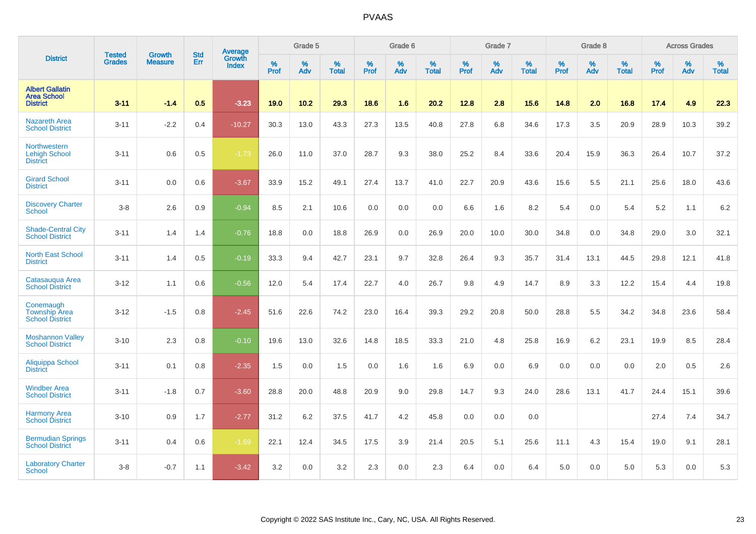# PVAAS

| District | Tested Grades | Growth Measure | Std Err | Average Growth Index | Grade 5 | | | Grade 6 | | | Grade 7 | | | Grade 8 | | | Across Grades | | |
|---|---|---|---|---|---|---|---|---|---|---|---|---|---|---|---|---|---|---|---|
| | | | | | % Prof | % Adv | % Total | % Prof | % Adv | % Total | % Prof | % Adv | % Total | % Prof | % Adv | % Total | % Prof | % Adv | % Total |
| **Albert Gallatin Area School District** | **3-11** | **-1.4** | **0.5** | **-3.23** | **19.0** | **10.2** | **29.3** | **18.6** | **1.6** | **20.2** | **12.8** | **2.8** | **15.6** | **14.8** | **2.0** | **16.8** | **17.4** | **4.9** | **22.3** |
| Nazareth Area School District | 3-11 | -2.2 | 0.4 | -10.27 | 30.3 | 13.0 | 43.3 | 27.3 | 13.5 | 40.8 | 27.8 | 6.8 | 34.6 | 17.3 | 3.5 | 20.9 | 28.9 | 10.3 | 39.2 |
| Northwestern Lehigh School District | 3-11 | 0.6 | 0.5 | -1.73 | 26.0 | 11.0 | 37.0 | 28.7 | 9.3 | 38.0 | 25.2 | 8.4 | 33.6 | 20.4 | 15.9 | 36.3 | 26.4 | 10.7 | 37.2 |
| Girard School District | 3-11 | 0.0 | 0.6 | -3.67 | 33.9 | 15.2 | 49.1 | 27.4 | 13.7 | 41.0 | 22.7 | 20.9 | 43.6 | 15.6 | 5.5 | 21.1 | 25.6 | 18.0 | 43.6 |
| Discovery Charter School | 3-8 | 2.6 | 0.9 | -0.94 | 8.5 | 2.1 | 10.6 | 0.0 | 0.0 | 0.0 | 6.6 | 1.6 | 8.2 | 5.4 | 0.0 | 5.4 | 5.2 | 1.1 | 6.2 |
| Shade-Central City School District | 3-11 | 1.4 | 1.4 | -0.76 | 18.8 | 0.0 | 18.8 | 26.9 | 0.0 | 26.9 | 20.0 | 10.0 | 30.0 | 34.8 | 0.0 | 34.8 | 29.0 | 3.0 | 32.1 |
| North East School District | 3-11 | 1.4 | 0.5 | -0.19 | 33.3 | 9.4 | 42.7 | 23.1 | 9.7 | 32.8 | 26.4 | 9.3 | 35.7 | 31.4 | 13.1 | 44.5 | 29.8 | 12.1 | 41.8 |
| Catasauqua Area School District | 3-12 | 1.1 | 0.6 | -0.56 | 12.0 | 5.4 | 17.4 | 22.7 | 4.0 | 26.7 | 9.8 | 4.9 | 14.7 | 8.9 | 3.3 | 12.2 | 15.4 | 4.4 | 19.8 |
| Conemaugh Township Area School District | 3-12 | -1.5 | 0.8 | -2.45 | 51.6 | 22.6 | 74.2 | 23.0 | 16.4 | 39.3 | 29.2 | 20.8 | 50.0 | 28.8 | 5.5 | 34.2 | 34.8 | 23.6 | 58.4 |
| Moshannon Valley School District | 3-10 | 2.3 | 0.8 | -0.10 | 19.6 | 13.0 | 32.6 | 14.8 | 18.5 | 33.3 | 21.0 | 4.8 | 25.8 | 16.9 | 6.2 | 23.1 | 19.9 | 8.5 | 28.4 |
| Aliquippa School District | 3-11 | 0.1 | 0.8 | -2.35 | 1.5 | 0.0 | 1.5 | 0.0 | 1.6 | 1.6 | 6.9 | 0.0 | 6.9 | 0.0 | 0.0 | 0.0 | 2.0 | 0.5 | 2.6 |
| Windber Area School District | 3-11 | -1.8 | 0.7 | -3.60 | 28.8 | 20.0 | 48.8 | 20.9 | 9.0 | 29.8 | 14.7 | 9.3 | 24.0 | 28.6 | 13.1 | 41.7 | 24.4 | 15.1 | 39.6 |
| Harmony Area School District | 3-10 | 0.9 | 1.7 | -2.77 | 31.2 | 6.2 | 37.5 | 41.7 | 4.2 | 45.8 | 0.0 | 0.0 | 0.0 | | | | 27.4 | 7.4 | 34.7 |
| Bermudian Springs School District | 3-11 | 0.4 | 0.6 | -1.69 | 22.1 | 12.4 | 34.5 | 17.5 | 3.9 | 21.4 | 20.5 | 5.1 | 25.6 | 11.1 | 4.3 | 15.4 | 19.0 | 9.1 | 28.1 |
| Laboratory Charter School | 3-8 | -0.7 | 1.1 | -3.42 | 3.2 | 0.0 | 3.2 | 2.3 | 0.0 | 2.3 | 6.4 | 0.0 | 6.4 | 5.0 | 0.0 | 5.0 | 5.3 | 0.0 | 5.3 |

Copyright © 2022 SAS Institute Inc., Cary, NC, USA. All Rights Reserved.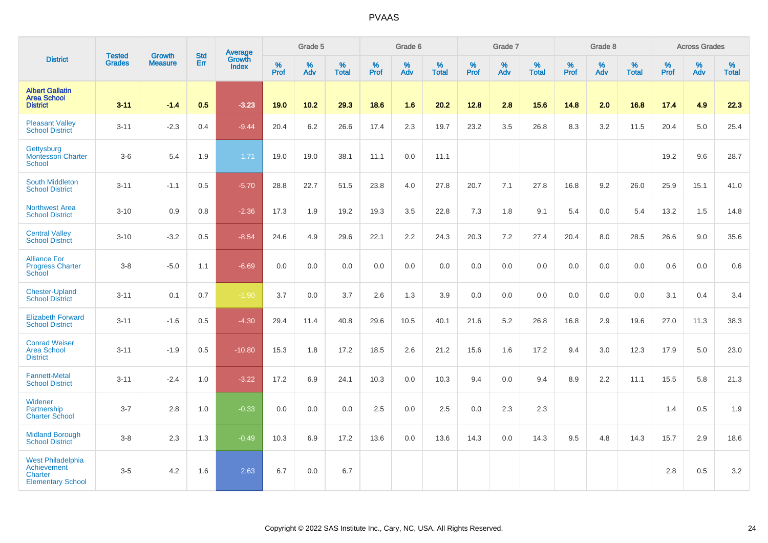| District | Tested Grades | Growth Measure | Std Err | Average Growth Index | Grade 5 | | | Grade 6 | | | Grade 7 | | | Grade 8 | | | Across Grades | | |
|---|---|---|---|---|---|---|---|---|---|---|---|---|---|---|---|---|---|---|---|
| | | | | | % Prof | % Adv | % Total | % Prof | % Adv | % Total | % Prof | % Adv | % Total | % Prof | % Adv | % Total | % Prof | % Adv | % Total |
| **Albert Gallatin Area School District** | **3-11** | **-1.4** | **0.5** | **-3.23** | **19.0** | **10.2** | **29.3** | **18.6** | **1.6** | **20.2** | **12.8** | **2.8** | **15.6** | **14.8** | **2.0** | **16.8** | **17.4** | **4.9** | **22.3** |
| Pleasant Valley School District | 3-11 | -2.3 | 0.4 | -9.44 | 20.4 | 6.2 | 26.6 | 17.4 | 2.3 | 19.7 | 23.2 | 3.5 | 26.8 | 8.3 | 3.2 | 11.5 | 20.4 | 5.0 | 25.4 |
| Gettysburg Montessori Charter School | 3-6 | 5.4 | 1.9 | 1.71 | 19.0 | 19.0 | 38.1 | 11.1 | 0.0 | 11.1 | | | | | | | 19.2 | 9.6 | 28.7 |
| South Middleton School District | 3-11 | -1.1 | 0.5 | -5.70 | 28.8 | 22.7 | 51.5 | 23.8 | 4.0 | 27.8 | 20.7 | 7.1 | 27.8 | 16.8 | 9.2 | 26.0 | 25.9 | 15.1 | 41.0 |
| Northwest Area School District | 3-10 | 0.9 | 0.8 | -2.36 | 17.3 | 1.9 | 19.2 | 19.3 | 3.5 | 22.8 | 7.3 | 1.8 | 9.1 | 5.4 | 0.0 | 5.4 | 13.2 | 1.5 | 14.8 |
| Central Valley School District | 3-10 | -3.2 | 0.5 | -8.54 | 24.6 | 4.9 | 29.6 | 22.1 | 2.2 | 24.3 | 20.3 | 7.2 | 27.4 | 20.4 | 8.0 | 28.5 | 26.6 | 9.0 | 35.6 |
| Alliance For Progress Charter School | 3-8 | -5.0 | 1.1 | -6.69 | 0.0 | 0.0 | 0.0 | 0.0 | 0.0 | 0.0 | 0.0 | 0.0 | 0.0 | 0.0 | 0.0 | 0.0 | 0.6 | 0.0 | 0.6 |
| Chester-Upland School District | 3-11 | 0.1 | 0.7 | -1.90 | 3.7 | 0.0 | 3.7 | 2.6 | 1.3 | 3.9 | 0.0 | 0.0 | 0.0 | 0.0 | 0.0 | 0.0 | 3.1 | 0.4 | 3.4 |
| Elizabeth Forward School District | 3-11 | -1.6 | 0.5 | -4.30 | 29.4 | 11.4 | 40.8 | 29.6 | 10.5 | 40.1 | 21.6 | 5.2 | 26.8 | 16.8 | 2.9 | 19.6 | 27.0 | 11.3 | 38.3 |
| Conrad Weiser Area School District | 3-11 | -1.9 | 0.5 | -10.80 | 15.3 | 1.8 | 17.2 | 18.5 | 2.6 | 21.2 | 15.6 | 1.6 | 17.2 | 9.4 | 3.0 | 12.3 | 17.9 | 5.0 | 23.0 |
| Fannett-Metal School District | 3-11 | -2.4 | 1.0 | -3.22 | 17.2 | 6.9 | 24.1 | 10.3 | 0.0 | 10.3 | 9.4 | 0.0 | 9.4 | 8.9 | 2.2 | 11.1 | 15.5 | 5.8 | 21.3 |
| Widener Partnership Charter School | 3-7 | 2.8 | 1.0 | -0.33 | 0.0 | 0.0 | 0.0 | 2.5 | 0.0 | 2.5 | 0.0 | 2.3 | 2.3 | | | | 1.4 | 0.5 | 1.9 |
| Midland Borough School District | 3-8 | 2.3 | 1.3 | -0.49 | 10.3 | 6.9 | 17.2 | 13.6 | 0.0 | 13.6 | 14.3 | 0.0 | 14.3 | 9.5 | 4.8 | 14.3 | 15.7 | 2.9 | 18.6 |
| West Philadelphia Achievement Charter Elementary School | 3-5 | 4.2 | 1.6 | 2.63 | 6.7 | 0.0 | 6.7 | | | | | | | | | | 2.8 | 0.5 | 3.2 |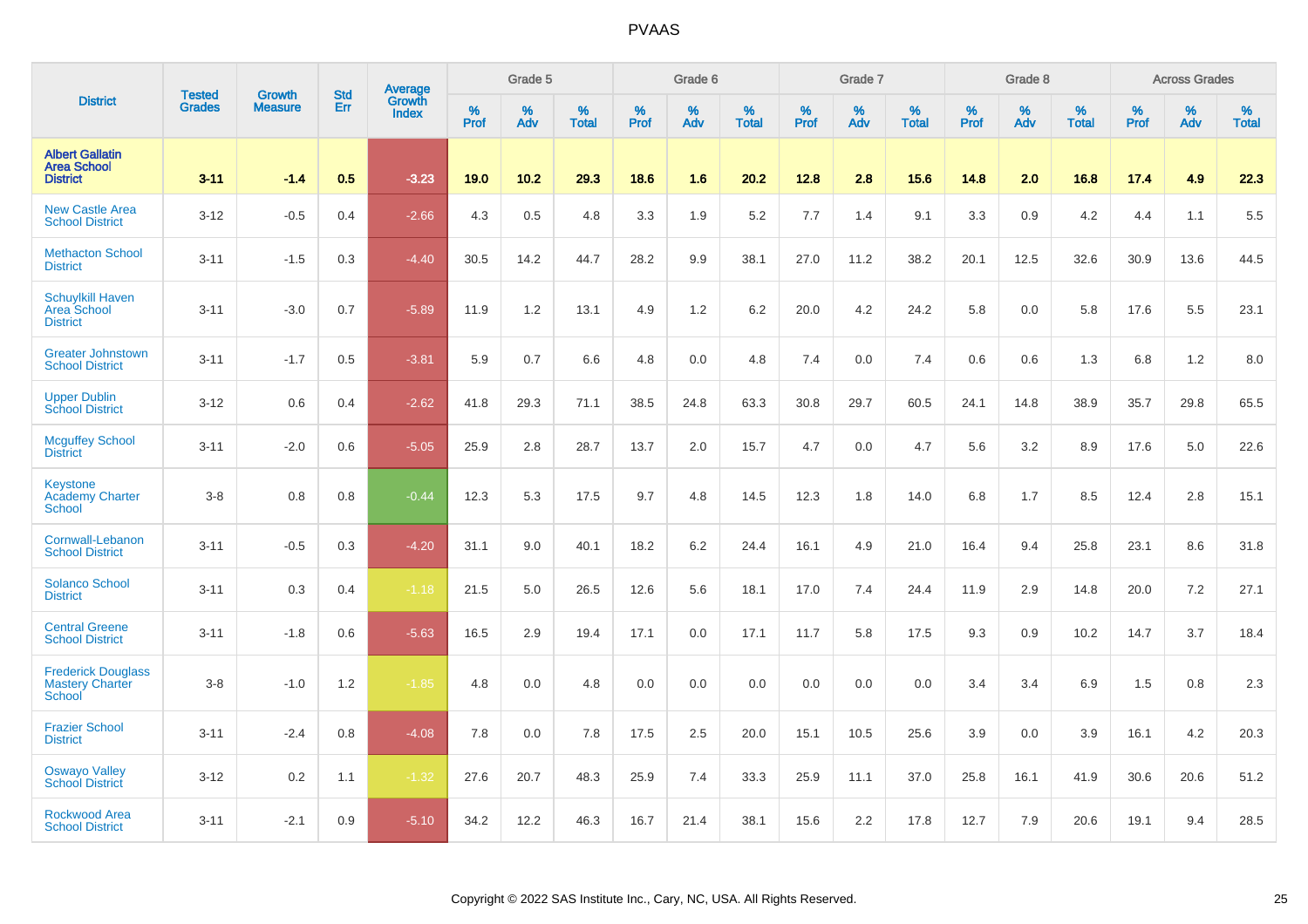# PVAAS

| District | Tested Grades | Growth Measure | Std Err | Average Growth Index | Grade 5 | | | Grade 6 | | | Grade 7 | | | Grade 8 | | | Across Grades | | |
|---|---|---|---|---|---|---|---|---|---|---|---|---|---|---|---|---|---|---|---|
| | | | | | % Prof | % Adv | % Total | % Prof | % Adv | % Total | % Prof | % Adv | % Total | % Prof | % Adv | % Total | % Prof | % Adv | % Total |
| **Albert Gallatin Area School District** | **3-11** | **-1.4** | **0.5** | **-3.23** | **19.0** | **10.2** | **29.3** | **18.6** | **1.6** | **20.2** | **12.8** | **2.8** | **15.6** | **14.8** | **2.0** | **16.8** | **17.4** | **4.9** | **22.3** |
| New Castle Area School District | 3-12 | -0.5 | 0.4 | -2.66 | 4.3 | 0.5 | 4.8 | 3.3 | 1.9 | 5.2 | 7.7 | 1.4 | 9.1 | 3.3 | 0.9 | 4.2 | 4.4 | 1.1 | 5.5 |
| Methacton School District | 3-11 | -1.5 | 0.3 | -4.40 | 30.5 | 14.2 | 44.7 | 28.2 | 9.9 | 38.1 | 27.0 | 11.2 | 38.2 | 20.1 | 12.5 | 32.6 | 30.9 | 13.6 | 44.5 |
| Schuylkill Haven Area School District | 3-11 | -3.0 | 0.7 | -5.89 | 11.9 | 1.2 | 13.1 | 4.9 | 1.2 | 6.2 | 20.0 | 4.2 | 24.2 | 5.8 | 0.0 | 5.8 | 17.6 | 5.5 | 23.1 |
| Greater Johnstown School District | 3-11 | -1.7 | 0.5 | -3.81 | 5.9 | 0.7 | 6.6 | 4.8 | 0.0 | 4.8 | 7.4 | 0.0 | 7.4 | 0.6 | 0.6 | 1.3 | 6.8 | 1.2 | 8.0 |
| Upper Dublin School District | 3-12 | 0.6 | 0.4 | -2.62 | 41.8 | 29.3 | 71.1 | 38.5 | 24.8 | 63.3 | 30.8 | 29.7 | 60.5 | 24.1 | 14.8 | 38.9 | 35.7 | 29.8 | 65.5 |
| Mcguffey School District | 3-11 | -2.0 | 0.6 | -5.05 | 25.9 | 2.8 | 28.7 | 13.7 | 2.0 | 15.7 | 4.7 | 0.0 | 4.7 | 5.6 | 3.2 | 8.9 | 17.6 | 5.0 | 22.6 |
| Keystone Academy Charter School | 3-8 | 0.8 | 0.8 | -0.44 | 12.3 | 5.3 | 17.5 | 9.7 | 4.8 | 14.5 | 12.3 | 1.8 | 14.0 | 6.8 | 1.7 | 8.5 | 12.4 | 2.8 | 15.1 |
| Cornwall-Lebanon School District | 3-11 | -0.5 | 0.3 | -4.20 | 31.1 | 9.0 | 40.1 | 18.2 | 6.2 | 24.4 | 16.1 | 4.9 | 21.0 | 16.4 | 9.4 | 25.8 | 23.1 | 8.6 | 31.8 |
| Solanco School District | 3-11 | 0.3 | 0.4 | -1.18 | 21.5 | 5.0 | 26.5 | 12.6 | 5.6 | 18.1 | 17.0 | 7.4 | 24.4 | 11.9 | 2.9 | 14.8 | 20.0 | 7.2 | 27.1 |
| Central Greene School District | 3-11 | -1.8 | 0.6 | -5.63 | 16.5 | 2.9 | 19.4 | 17.1 | 0.0 | 17.1 | 11.7 | 5.8 | 17.5 | 9.3 | 0.9 | 10.2 | 14.7 | 3.7 | 18.4 |
| Frederick Douglass Mastery Charter School | 3-8 | -1.0 | 1.2 | -1.85 | 4.8 | 0.0 | 4.8 | 0.0 | 0.0 | 0.0 | 0.0 | 0.0 | 0.0 | 3.4 | 3.4 | 6.9 | 1.5 | 0.8 | 2.3 |
| Frazier School District | 3-11 | -2.4 | 0.8 | -4.08 | 7.8 | 0.0 | 7.8 | 17.5 | 2.5 | 20.0 | 15.1 | 10.5 | 25.6 | 3.9 | 0.0 | 3.9 | 16.1 | 4.2 | 20.3 |
| Oswayo Valley School District | 3-12 | 0.2 | 1.1 | -1.32 | 27.6 | 20.7 | 48.3 | 25.9 | 7.4 | 33.3 | 25.9 | 11.1 | 37.0 | 25.8 | 16.1 | 41.9 | 30.6 | 20.6 | 51.2 |
| Rockwood Area School District | 3-11 | -2.1 | 0.9 | -5.10 | 34.2 | 12.2 | 46.3 | 16.7 | 21.4 | 38.1 | 15.6 | 2.2 | 17.8 | 12.7 | 7.9 | 20.6 | 19.1 | 9.4 | 28.5 |

Copyright © 2022 SAS Institute Inc., Cary, NC, USA. All Rights Reserved.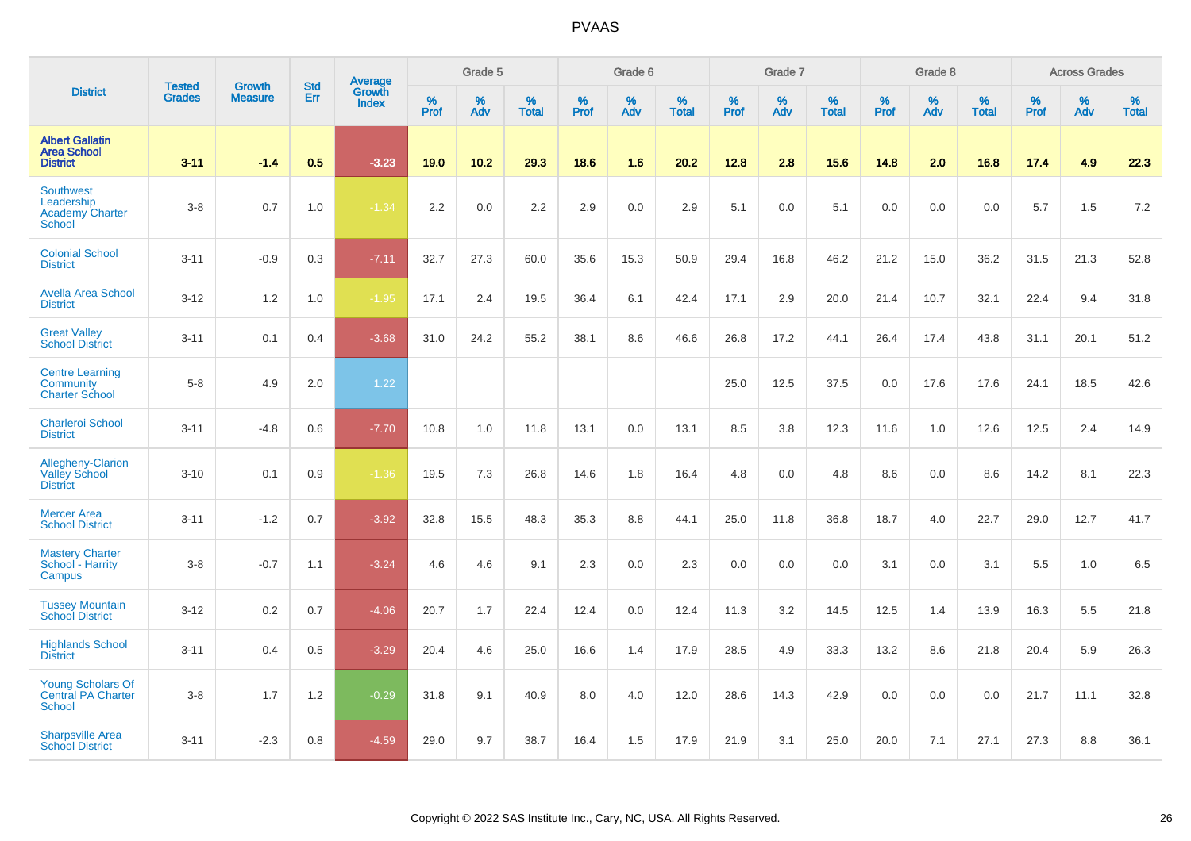# PVAAS

| District | Tested Grades | Growth Measure | Std Err | Average Growth Index | Grade 5 | | | Grade 6 | | | Grade 7 | | | Grade 8 | | | Across Grades | | |
|---|---|---|---|---|---|---|---|---|---|---|---|---|---|---|---|---|---|---|---|
| | | | | | % Prof | % Adv | % Total | % Prof | % Adv | % Total | % Prof | % Adv | % Total | % Prof | % Adv | % Total | % Prof | % Adv | % Total |
| **Albert Gallatin Area School District** | **3-11** | **-1.4** | **0.5** | **-3.23** | **19.0** | **10.2** | **29.3** | **18.6** | **1.6** | **20.2** | **12.8** | **2.8** | **15.6** | **14.8** | **2.0** | **16.8** | **17.4** | **4.9** | **22.3** |
| Southwest Leadership Academy Charter School | 3-8 | 0.7 | 1.0 | -1.34 | 2.2 | 0.0 | 2.2 | 2.9 | 0.0 | 2.9 | 5.1 | 0.0 | 5.1 | 0.0 | 0.0 | 0.0 | 5.7 | 1.5 | 7.2 |
| Colonial School District | 3-11 | -0.9 | 0.3 | -7.11 | 32.7 | 27.3 | 60.0 | 35.6 | 15.3 | 50.9 | 29.4 | 16.8 | 46.2 | 21.2 | 15.0 | 36.2 | 31.5 | 21.3 | 52.8 |
| Avella Area School District | 3-12 | 1.2 | 1.0 | -1.95 | 17.1 | 2.4 | 19.5 | 36.4 | 6.1 | 42.4 | 17.1 | 2.9 | 20.0 | 21.4 | 10.7 | 32.1 | 22.4 | 9.4 | 31.8 |
| Great Valley School District | 3-11 | 0.1 | 0.4 | -3.68 | 31.0 | 24.2 | 55.2 | 38.1 | 8.6 | 46.6 | 26.8 | 17.2 | 44.1 | 26.4 | 17.4 | 43.8 | 31.1 | 20.1 | 51.2 |
| Centre Learning Community Charter School | 5-8 | 4.9 | 2.0 | 1.22 | | | | | | | 25.0 | 12.5 | 37.5 | 0.0 | 17.6 | 17.6 | 24.1 | 18.5 | 42.6 |
| Charleroi School District | 3-11 | -4.8 | 0.6 | -7.70 | 10.8 | 1.0 | 11.8 | 13.1 | 0.0 | 13.1 | 8.5 | 3.8 | 12.3 | 11.6 | 1.0 | 12.6 | 12.5 | 2.4 | 14.9 |
| Allegheny-Clarion Valley School District | 3-10 | 0.1 | 0.9 | -1.36 | 19.5 | 7.3 | 26.8 | 14.6 | 1.8 | 16.4 | 4.8 | 0.0 | 4.8 | 8.6 | 0.0 | 8.6 | 14.2 | 8.1 | 22.3 |
| Mercer Area School District | 3-11 | -1.2 | 0.7 | -3.92 | 32.8 | 15.5 | 48.3 | 35.3 | 8.8 | 44.1 | 25.0 | 11.8 | 36.8 | 18.7 | 4.0 | 22.7 | 29.0 | 12.7 | 41.7 |
| Mastery Charter School - Harrity Campus | 3-8 | -0.7 | 1.1 | -3.24 | 4.6 | 4.6 | 9.1 | 2.3 | 0.0 | 2.3 | 0.0 | 0.0 | 0.0 | 3.1 | 0.0 | 3.1 | 5.5 | 1.0 | 6.5 |
| Tussey Mountain School District | 3-12 | 0.2 | 0.7 | -4.06 | 20.7 | 1.7 | 22.4 | 12.4 | 0.0 | 12.4 | 11.3 | 3.2 | 14.5 | 12.5 | 1.4 | 13.9 | 16.3 | 5.5 | 21.8 |
| Highlands School District | 3-11 | 0.4 | 0.5 | -3.29 | 20.4 | 4.6 | 25.0 | 16.6 | 1.4 | 17.9 | 28.5 | 4.9 | 33.3 | 13.2 | 8.6 | 21.8 | 20.4 | 5.9 | 26.3 |
| Young Scholars Of Central PA Charter School | 3-8 | 1.7 | 1.2 | -0.29 | 31.8 | 9.1 | 40.9 | 8.0 | 4.0 | 12.0 | 28.6 | 14.3 | 42.9 | 0.0 | 0.0 | 0.0 | 21.7 | 11.1 | 32.8 |
| Sharpsville Area School District | 3-11 | -2.3 | 0.8 | -4.59 | 29.0 | 9.7 | 38.7 | 16.4 | 1.5 | 17.9 | 21.9 | 3.1 | 25.0 | 20.0 | 7.1 | 27.1 | 27.3 | 8.8 | 36.1 |

Copyright © 2022 SAS Institute Inc., Cary, NC, USA. All Rights Reserved.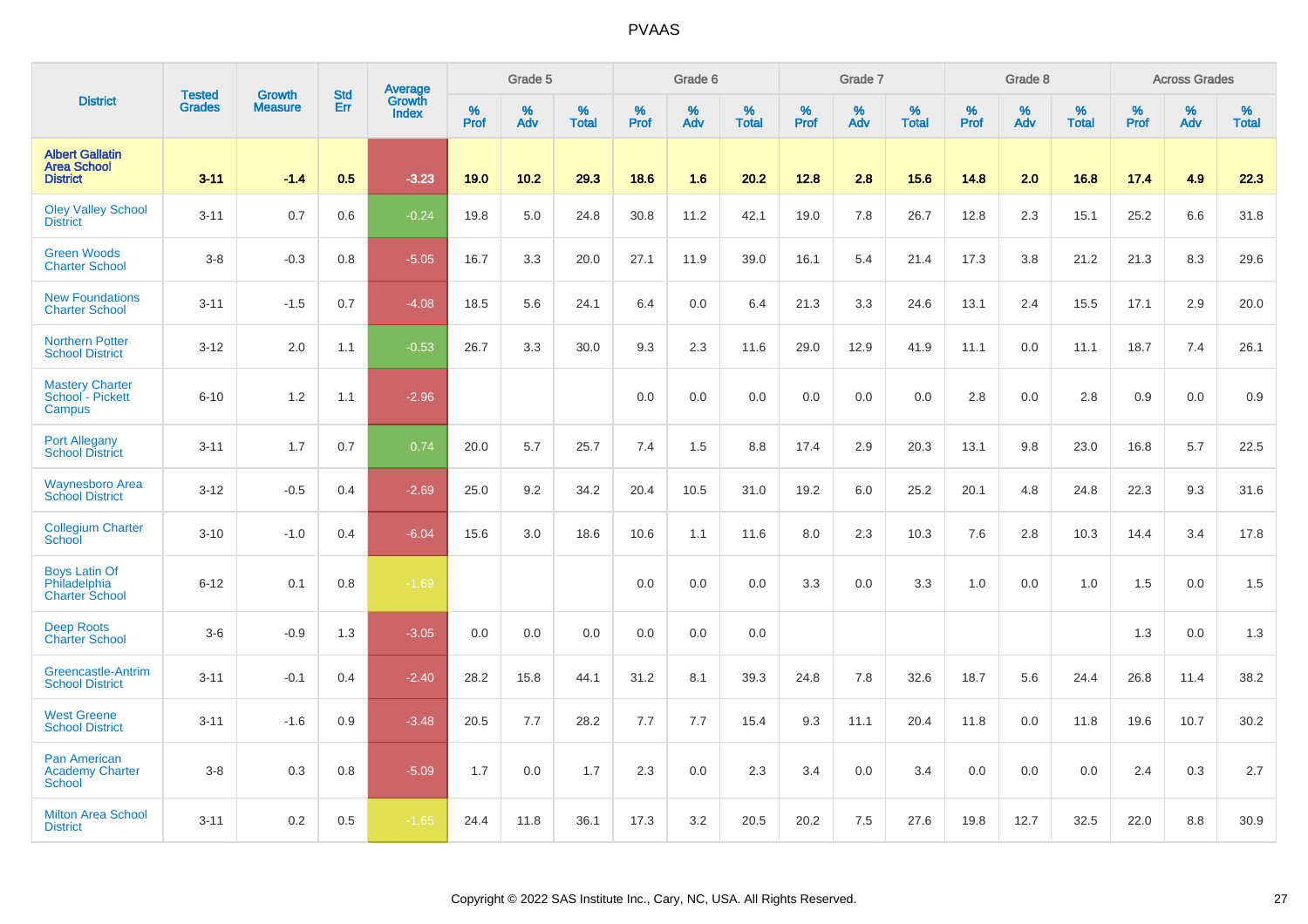| District | Tested Grades | Growth Measure | Std Err | Average Growth Index | Grade 5 | | | Grade 6 | | | Grade 7 | | | Grade 8 | | | Across Grades | | |
|---|---|---|---|---|---|---|---|---|---|---|---|---|---|---|---|---|---|---|---|
| | | | | | % Prof | % Adv | % Total | % Prof | % Adv | % Total | % Prof | % Adv | % Total | % Prof | % Adv | % Total | % Prof | % Adv | % Total |
| **Albert Gallatin Area School District** | **3-11** | **-1.4** | **0.5** | **-3.23** | **19.0** | **10.2** | **29.3** | **18.6** | **1.6** | **20.2** | **12.8** | **2.8** | **15.6** | **14.8** | **2.0** | **16.8** | **17.4** | **4.9** | **22.3** |
| Oley Valley School District | 3-11 | 0.7 | 0.6 | -0.24 | 19.8 | 5.0 | 24.8 | 30.8 | 11.2 | 42.1 | 19.0 | 7.8 | 26.7 | 12.8 | 2.3 | 15.1 | 25.2 | 6.6 | 31.8 |
| Green Woods Charter School | 3-8 | -0.3 | 0.8 | -5.05 | 16.7 | 3.3 | 20.0 | 27.1 | 11.9 | 39.0 | 16.1 | 5.4 | 21.4 | 17.3 | 3.8 | 21.2 | 21.3 | 8.3 | 29.6 |
| New Foundations Charter School | 3-11 | -1.5 | 0.7 | -4.08 | 18.5 | 5.6 | 24.1 | 6.4 | 0.0 | 6.4 | 21.3 | 3.3 | 24.6 | 13.1 | 2.4 | 15.5 | 17.1 | 2.9 | 20.0 |
| Northern Potter School District | 3-12 | 2.0 | 1.1 | -0.53 | 26.7 | 3.3 | 30.0 | 9.3 | 2.3 | 11.6 | 29.0 | 12.9 | 41.9 | 11.1 | 0.0 | 11.1 | 18.7 | 7.4 | 26.1 |
| Mastery Charter School - Pickett Campus | 6-10 | 1.2 | 1.1 | -2.96 | | | | 0.0 | 0.0 | 0.0 | 0.0 | 0.0 | 0.0 | 2.8 | 0.0 | 2.8 | 0.9 | 0.0 | 0.9 |
| Port Allegany School District | 3-11 | 1.7 | 0.7 | 0.74 | 20.0 | 5.7 | 25.7 | 7.4 | 1.5 | 8.8 | 17.4 | 2.9 | 20.3 | 13.1 | 9.8 | 23.0 | 16.8 | 5.7 | 22.5 |
| Waynesboro Area School District | 3-12 | -0.5 | 0.4 | -2.69 | 25.0 | 9.2 | 34.2 | 20.4 | 10.5 | 31.0 | 19.2 | 6.0 | 25.2 | 20.1 | 4.8 | 24.8 | 22.3 | 9.3 | 31.6 |
| Collegium Charter School | 3-10 | -1.0 | 0.4 | -6.04 | 15.6 | 3.0 | 18.6 | 10.6 | 1.1 | 11.6 | 8.0 | 2.3 | 10.3 | 7.6 | 2.8 | 10.3 | 14.4 | 3.4 | 17.8 |
| Boys Latin Of Philadelphia Charter School | 6-12 | 0.1 | 0.8 | -1.69 | | | | 0.0 | 0.0 | 0.0 | 3.3 | 0.0 | 3.3 | 1.0 | 0.0 | 1.0 | 1.5 | 0.0 | 1.5 |
| Deep Roots Charter School | 3-6 | -0.9 | 1.3 | -3.05 | 0.0 | 0.0 | 0.0 | 0.0 | 0.0 | 0.0 | | | | | | | 1.3 | 0.0 | 1.3 |
| Greencastle-Antrim School District | 3-11 | -0.1 | 0.4 | -2.40 | 28.2 | 15.8 | 44.1 | 31.2 | 8.1 | 39.3 | 24.8 | 7.8 | 32.6 | 18.7 | 5.6 | 24.4 | 26.8 | 11.4 | 38.2 |
| West Greene School District | 3-11 | -1.6 | 0.9 | -3.48 | 20.5 | 7.7 | 28.2 | 7.7 | 7.7 | 15.4 | 9.3 | 11.1 | 20.4 | 11.8 | 0.0 | 11.8 | 19.6 | 10.7 | 30.2 |
| Pan American Academy Charter School | 3-8 | 0.3 | 0.8 | -5.09 | 1.7 | 0.0 | 1.7 | 2.3 | 0.0 | 2.3 | 3.4 | 0.0 | 3.4 | 0.0 | 0.0 | 0.0 | 2.4 | 0.3 | 2.7 |
| Milton Area School District | 3-11 | 0.2 | 0.5 | -1.65 | 24.4 | 11.8 | 36.1 | 17.3 | 3.2 | 20.5 | 20.2 | 7.5 | 27.6 | 19.8 | 12.7 | 32.5 | 22.0 | 8.8 | 30.9 |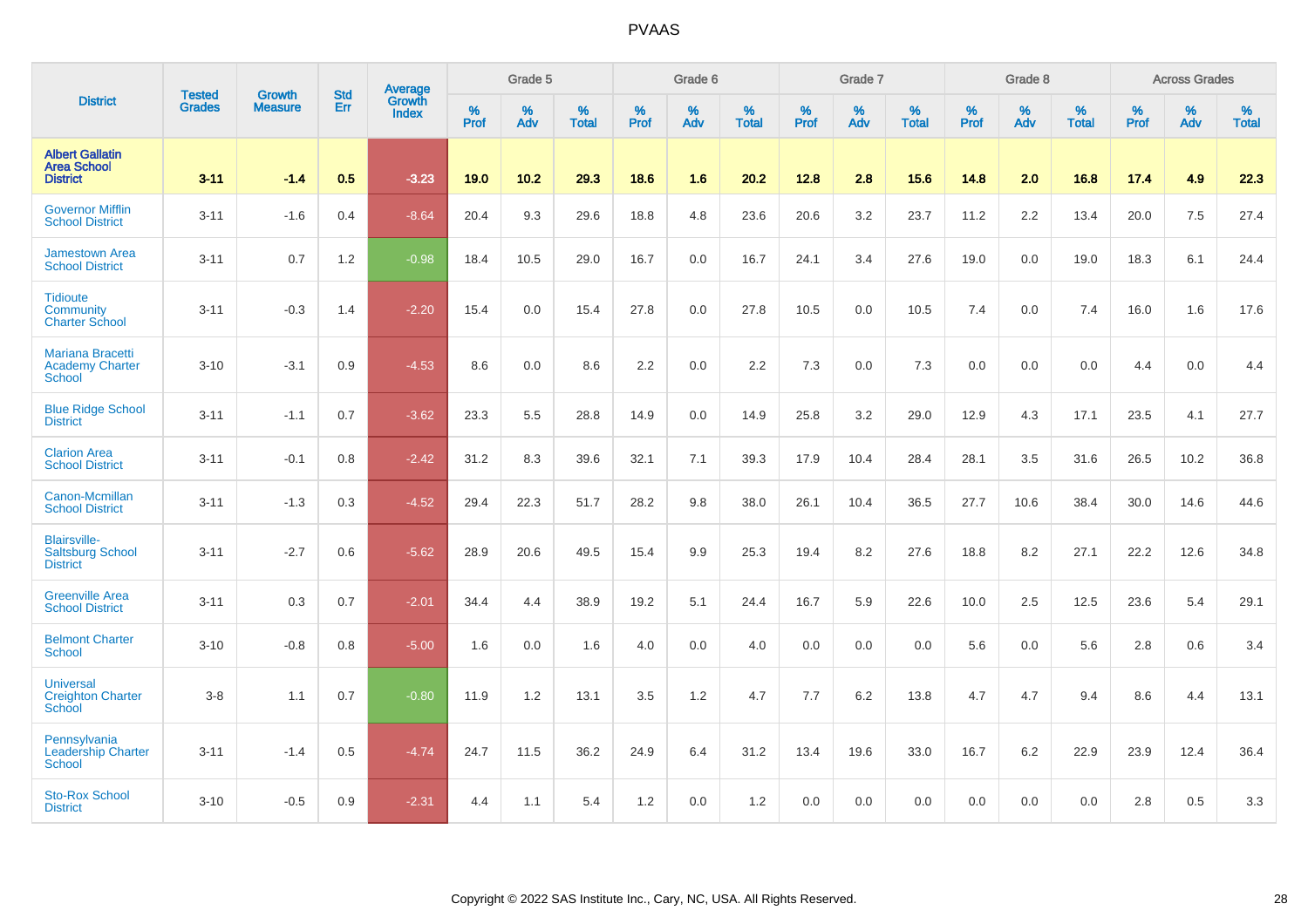# PVAAS

| District | Tested Grades | Growth Measure | Std Err | Average Growth Index | Grade 5 | | | Grade 6 | | | Grade 7 | | | Grade 8 | | | Across Grades | | |
|---|---|---|---|---|---|---|---|---|---|---|---|---|---|---|---|---|---|---|---|
| | | | | | % Prof | % Adv | % Total | % Prof | % Adv | % Total | % Prof | % Adv | % Total | % Prof | % Adv | % Total | % Prof | % Adv | % Total |
| **Albert Gallatin Area School District** | **3-11** | **-1.4** | **0.5** | **-3.23** | **19.0** | **10.2** | **29.3** | **18.6** | **1.6** | **20.2** | **12.8** | **2.8** | **15.6** | **14.8** | **2.0** | **16.8** | **17.4** | **4.9** | **22.3** |
| Governor Mifflin School District | 3-11 | -1.6 | 0.4 | -8.64 | 20.4 | 9.3 | 29.6 | 18.8 | 4.8 | 23.6 | 20.6 | 3.2 | 23.7 | 11.2 | 2.2 | 13.4 | 20.0 | 7.5 | 27.4 |
| Jamestown Area School District | 3-11 | 0.7 | 1.2 | -0.98 | 18.4 | 10.5 | 29.0 | 16.7 | 0.0 | 16.7 | 24.1 | 3.4 | 27.6 | 19.0 | 0.0 | 19.0 | 18.3 | 6.1 | 24.4 |
| Tidioute Community Charter School | 3-11 | -0.3 | 1.4 | -2.20 | 15.4 | 0.0 | 15.4 | 27.8 | 0.0 | 27.8 | 10.5 | 0.0 | 10.5 | 7.4 | 0.0 | 7.4 | 16.0 | 1.6 | 17.6 |
| Mariana Bracetti Academy Charter School | 3-10 | -3.1 | 0.9 | -4.53 | 8.6 | 0.0 | 8.6 | 2.2 | 0.0 | 2.2 | 7.3 | 0.0 | 7.3 | 0.0 | 0.0 | 0.0 | 4.4 | 0.0 | 4.4 |
| Blue Ridge School District | 3-11 | -1.1 | 0.7 | -3.62 | 23.3 | 5.5 | 28.8 | 14.9 | 0.0 | 14.9 | 25.8 | 3.2 | 29.0 | 12.9 | 4.3 | 17.1 | 23.5 | 4.1 | 27.7 |
| Clarion Area School District | 3-11 | -0.1 | 0.8 | -2.42 | 31.2 | 8.3 | 39.6 | 32.1 | 7.1 | 39.3 | 17.9 | 10.4 | 28.4 | 28.1 | 3.5 | 31.6 | 26.5 | 10.2 | 36.8 |
| Canon-Mcmillan School District | 3-11 | -1.3 | 0.3 | -4.52 | 29.4 | 22.3 | 51.7 | 28.2 | 9.8 | 38.0 | 26.1 | 10.4 | 36.5 | 27.7 | 10.6 | 38.4 | 30.0 | 14.6 | 44.6 |
| Blairsville-Saltsburg School District | 3-11 | -2.7 | 0.6 | -5.62 | 28.9 | 20.6 | 49.5 | 15.4 | 9.9 | 25.3 | 19.4 | 8.2 | 27.6 | 18.8 | 8.2 | 27.1 | 22.2 | 12.6 | 34.8 |
| Greenville Area School District | 3-11 | 0.3 | 0.7 | -2.01 | 34.4 | 4.4 | 38.9 | 19.2 | 5.1 | 24.4 | 16.7 | 5.9 | 22.6 | 10.0 | 2.5 | 12.5 | 23.6 | 5.4 | 29.1 |
| Belmont Charter School | 3-10 | -0.8 | 0.8 | -5.00 | 1.6 | 0.0 | 1.6 | 4.0 | 0.0 | 4.0 | 0.0 | 0.0 | 0.0 | 5.6 | 0.0 | 5.6 | 2.8 | 0.6 | 3.4 |
| Universal Creighton Charter School | 3-8 | 1.1 | 0.7 | -0.80 | 11.9 | 1.2 | 13.1 | 3.5 | 1.2 | 4.7 | 7.7 | 6.2 | 13.8 | 4.7 | 4.7 | 9.4 | 8.6 | 4.4 | 13.1 |
| Pennsylvania Leadership Charter School | 3-11 | -1.4 | 0.5 | -4.74 | 24.7 | 11.5 | 36.2 | 24.9 | 6.4 | 31.2 | 13.4 | 19.6 | 33.0 | 16.7 | 6.2 | 22.9 | 23.9 | 12.4 | 36.4 |
| Sto-Rox School District | 3-10 | -0.5 | 0.9 | -2.31 | 4.4 | 1.1 | 5.4 | 1.2 | 0.0 | 1.2 | 0.0 | 0.0 | 0.0 | 0.0 | 0.0 | 0.0 | 2.8 | 0.5 | 3.3 |

Copyright © 2022 SAS Institute Inc., Cary, NC, USA. All Rights Reserved.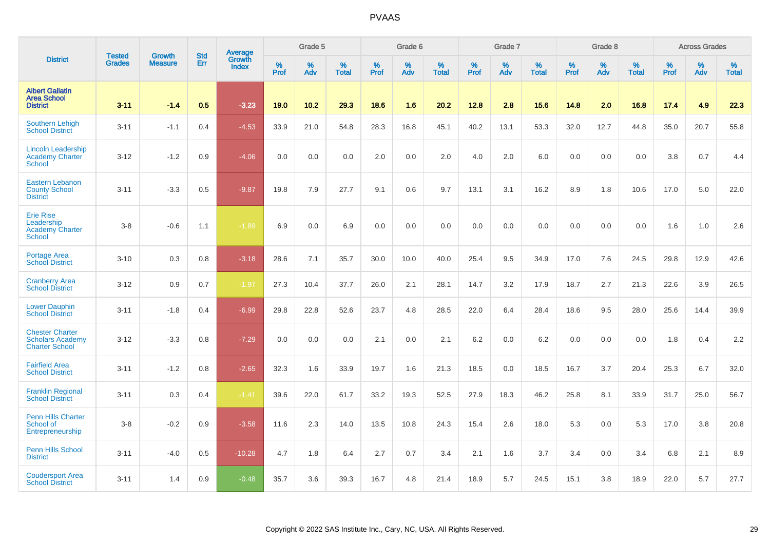| District | Tested Grades | Growth Measure | Std Err | Average Growth Index | Grade 5 | | | Grade 6 | | | Grade 7 | | | Grade 8 | | | Across Grades | | |
|---|---|---|---|---|---|---|---|---|---|---|---|---|---|---|---|---|---|---|---|
| | | | | | % Prof | % Adv | % Total | % Prof | % Adv | % Total | % Prof | % Adv | % Total | % Prof | % Adv | % Total | % Prof | % Adv | % Total |
| **Albert Gallatin Area School District** | **3-11** | **-1.4** | **0.5** | **-3.23** | **19.0** | **10.2** | **29.3** | **18.6** | **1.6** | **20.2** | **12.8** | **2.8** | **15.6** | **14.8** | **2.0** | **16.8** | **17.4** | **4.9** | **22.3** |
| Southern Lehigh School District | 3-11 | -1.1 | 0.4 | -4.53 | 33.9 | 21.0 | 54.8 | 28.3 | 16.8 | 45.1 | 40.2 | 13.1 | 53.3 | 32.0 | 12.7 | 44.8 | 35.0 | 20.7 | 55.8 |
| Lincoln Leadership Academy Charter School | 3-12 | -1.2 | 0.9 | -4.06 | 0.0 | 0.0 | 0.0 | 2.0 | 0.0 | 2.0 | 4.0 | 2.0 | 6.0 | 0.0 | 0.0 | 0.0 | 3.8 | 0.7 | 4.4 |
| Eastern Lebanon County School District | 3-11 | -3.3 | 0.5 | -9.87 | 19.8 | 7.9 | 27.7 | 9.1 | 0.6 | 9.7 | 13.1 | 3.1 | 16.2 | 8.9 | 1.8 | 10.6 | 17.0 | 5.0 | 22.0 |
| Erie Rise Leadership Academy Charter School | 3-8 | -0.6 | 1.1 | -1.89 | 6.9 | 0.0 | 6.9 | 0.0 | 0.0 | 0.0 | 0.0 | 0.0 | 0.0 | 0.0 | 0.0 | 0.0 | 1.6 | 1.0 | 2.6 |
| Portage Area School District | 3-10 | 0.3 | 0.8 | -3.18 | 28.6 | 7.1 | 35.7 | 30.0 | 10.0 | 40.0 | 25.4 | 9.5 | 34.9 | 17.0 | 7.6 | 24.5 | 29.8 | 12.9 | 42.6 |
| Cranberry Area School District | 3-12 | 0.9 | 0.7 | -1.97 | 27.3 | 10.4 | 37.7 | 26.0 | 2.1 | 28.1 | 14.7 | 3.2 | 17.9 | 18.7 | 2.7 | 21.3 | 22.6 | 3.9 | 26.5 |
| Lower Dauphin School District | 3-11 | -1.8 | 0.4 | -6.99 | 29.8 | 22.8 | 52.6 | 23.7 | 4.8 | 28.5 | 22.0 | 6.4 | 28.4 | 18.6 | 9.5 | 28.0 | 25.6 | 14.4 | 39.9 |
| Chester Charter Scholars Academy Charter School | 3-12 | -3.3 | 0.8 | -7.29 | 0.0 | 0.0 | 0.0 | 2.1 | 0.0 | 2.1 | 6.2 | 0.0 | 6.2 | 0.0 | 0.0 | 0.0 | 1.8 | 0.4 | 2.2 |
| Fairfield Area School District | 3-11 | -1.2 | 0.8 | -2.65 | 32.3 | 1.6 | 33.9 | 19.7 | 1.6 | 21.3 | 18.5 | 0.0 | 18.5 | 16.7 | 3.7 | 20.4 | 25.3 | 6.7 | 32.0 |
| Franklin Regional School District | 3-11 | 0.3 | 0.4 | -1.41 | 39.6 | 22.0 | 61.7 | 33.2 | 19.3 | 52.5 | 27.9 | 18.3 | 46.2 | 25.8 | 8.1 | 33.9 | 31.7 | 25.0 | 56.7 |
| Penn Hills Charter School of Entrepreneurship | 3-8 | -0.2 | 0.9 | -3.58 | 11.6 | 2.3 | 14.0 | 13.5 | 10.8 | 24.3 | 15.4 | 2.6 | 18.0 | 5.3 | 0.0 | 5.3 | 17.0 | 3.8 | 20.8 |
| Penn Hills School District | 3-11 | -4.0 | 0.5 | -10.28 | 4.7 | 1.8 | 6.4 | 2.7 | 0.7 | 3.4 | 2.1 | 1.6 | 3.7 | 3.4 | 0.0 | 3.4 | 6.8 | 2.1 | 8.9 |
| Coudersport Area School District | 3-11 | 1.4 | 0.9 | -0.48 | 35.7 | 3.6 | 39.3 | 16.7 | 4.8 | 21.4 | 18.9 | 5.7 | 24.5 | 15.1 | 3.8 | 18.9 | 22.0 | 5.7 | 27.7 |

Copyright © 2022 SAS Institute Inc., Cary, NC, USA. All Rights Reserved.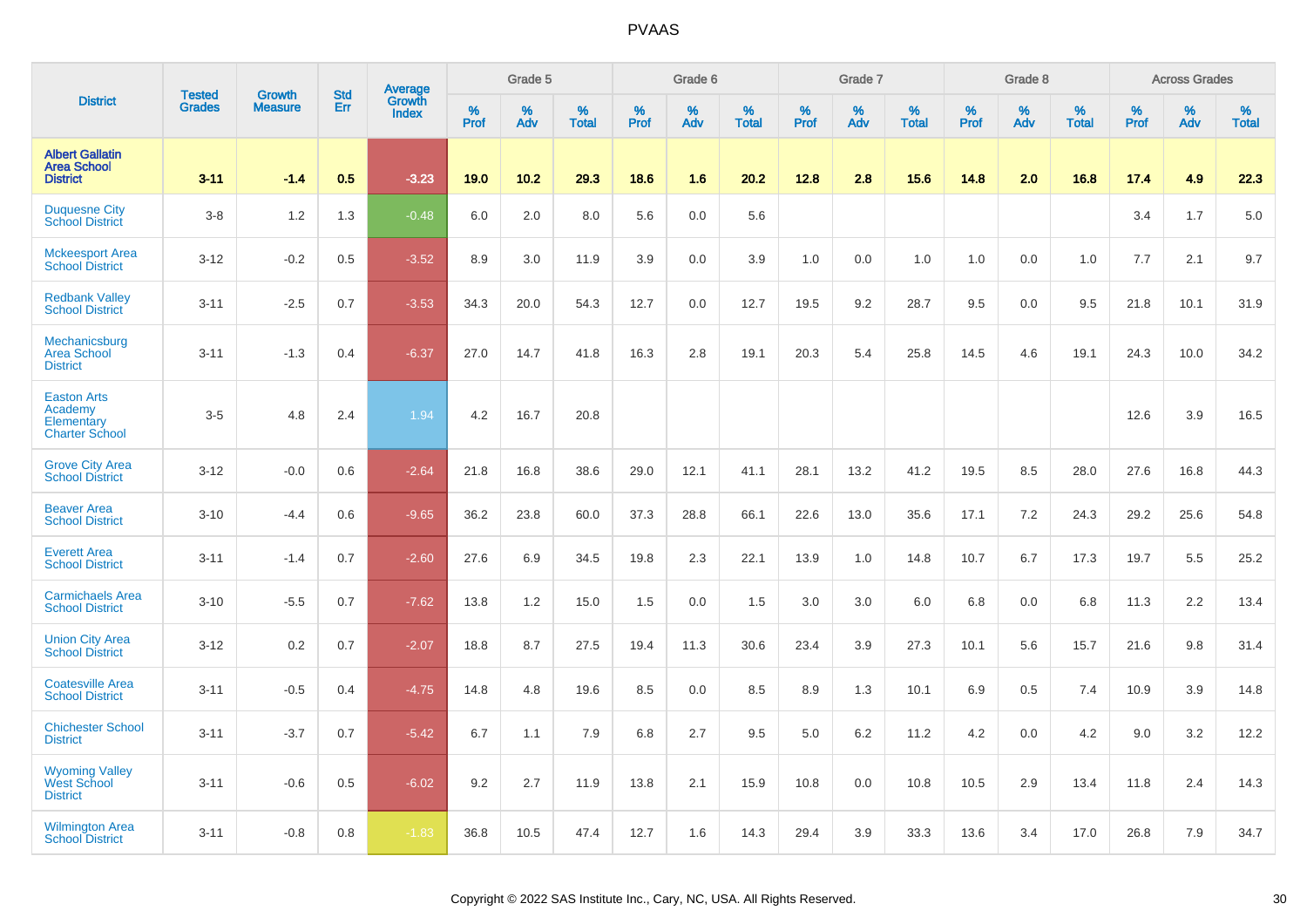PVAAS

| District | Tested Grades | Growth Measure | Std Err | Average Growth Index | Grade 5 | | | Grade 6 | | | Grade 7 | | | Grade 8 | | | Across Grades | | |
|---|---|---|---|---|---|---|---|---|---|---|---|---|---|---|---|---|---|---|---|
| | | | | | % Prof | % Adv | % Total | % Prof | % Adv | % Total | % Prof | % Adv | % Total | % Prof | % Adv | % Total | % Prof | % Adv | % Total |
| **Albert Gallatin Area School District** | **3-11** | **-1.4** | **0.5** | **-3.23** | **19.0** | **10.2** | **29.3** | **18.6** | **1.6** | **20.2** | **12.8** | **2.8** | **15.6** | **14.8** | **2.0** | **16.8** | **17.4** | **4.9** | **22.3** |
| Duquesne City School District | 3-8 | 1.2 | 1.3 | -0.48 | 6.0 | 2.0 | 8.0 | 5.6 | 0.0 | 5.6 | | | | | | | 3.4 | 1.7 | 5.0 |
| Mckeesport Area School District | 3-12 | -0.2 | 0.5 | -3.52 | 8.9 | 3.0 | 11.9 | 3.9 | 0.0 | 3.9 | 1.0 | 0.0 | 1.0 | 1.0 | 0.0 | 1.0 | 7.7 | 2.1 | 9.7 |
| Redbank Valley School District | 3-11 | -2.5 | 0.7 | -3.53 | 34.3 | 20.0 | 54.3 | 12.7 | 0.0 | 12.7 | 19.5 | 9.2 | 28.7 | 9.5 | 0.0 | 9.5 | 21.8 | 10.1 | 31.9 |
| Mechanicsburg Area School District | 3-11 | -1.3 | 0.4 | -6.37 | 27.0 | 14.7 | 41.8 | 16.3 | 2.8 | 19.1 | 20.3 | 5.4 | 25.8 | 14.5 | 4.6 | 19.1 | 24.3 | 10.0 | 34.2 |
| Easton Arts Academy Elementary Charter School | 3-5 | 4.8 | 2.4 | 1.94 | 4.2 | 16.7 | 20.8 | | | | | | | | | | 12.6 | 3.9 | 16.5 |
| Grove City Area School District | 3-12 | -0.0 | 0.6 | -2.64 | 21.8 | 16.8 | 38.6 | 29.0 | 12.1 | 41.1 | 28.1 | 13.2 | 41.2 | 19.5 | 8.5 | 28.0 | 27.6 | 16.8 | 44.3 |
| Beaver Area School District | 3-10 | -4.4 | 0.6 | -9.65 | 36.2 | 23.8 | 60.0 | 37.3 | 28.8 | 66.1 | 22.6 | 13.0 | 35.6 | 17.1 | 7.2 | 24.3 | 29.2 | 25.6 | 54.8 |
| Everett Area School District | 3-11 | -1.4 | 0.7 | -2.60 | 27.6 | 6.9 | 34.5 | 19.8 | 2.3 | 22.1 | 13.9 | 1.0 | 14.8 | 10.7 | 6.7 | 17.3 | 19.7 | 5.5 | 25.2 |
| Carmichaels Area School District | 3-10 | -5.5 | 0.7 | -7.62 | 13.8 | 1.2 | 15.0 | 1.5 | 0.0 | 1.5 | 3.0 | 3.0 | 6.0 | 6.8 | 0.0 | 6.8 | 11.3 | 2.2 | 13.4 |
| Union City Area School District | 3-12 | 0.2 | 0.7 | -2.07 | 18.8 | 8.7 | 27.5 | 19.4 | 11.3 | 30.6 | 23.4 | 3.9 | 27.3 | 10.1 | 5.6 | 15.7 | 21.6 | 9.8 | 31.4 |
| Coatesville Area School District | 3-11 | -0.5 | 0.4 | -4.75 | 14.8 | 4.8 | 19.6 | 8.5 | 0.0 | 8.5 | 8.9 | 1.3 | 10.1 | 6.9 | 0.5 | 7.4 | 10.9 | 3.9 | 14.8 |
| Chichester School District | 3-11 | -3.7 | 0.7 | -5.42 | 6.7 | 1.1 | 7.9 | 6.8 | 2.7 | 9.5 | 5.0 | 6.2 | 11.2 | 4.2 | 0.0 | 4.2 | 9.0 | 3.2 | 12.2 |
| Wyoming Valley West School District | 3-11 | -0.6 | 0.5 | -6.02 | 9.2 | 2.7 | 11.9 | 13.8 | 2.1 | 15.9 | 10.8 | 0.0 | 10.8 | 10.5 | 2.9 | 13.4 | 11.8 | 2.4 | 14.3 |
| Wilmington Area School District | 3-11 | -0.8 | 0.8 | -1.83 | 36.8 | 10.5 | 47.4 | 12.7 | 1.6 | 14.3 | 29.4 | 3.9 | 33.3 | 13.6 | 3.4 | 17.0 | 26.8 | 7.9 | 34.7 |

Copyright © 2022 SAS Institute Inc., Cary, NC, USA. All Rights Reserved.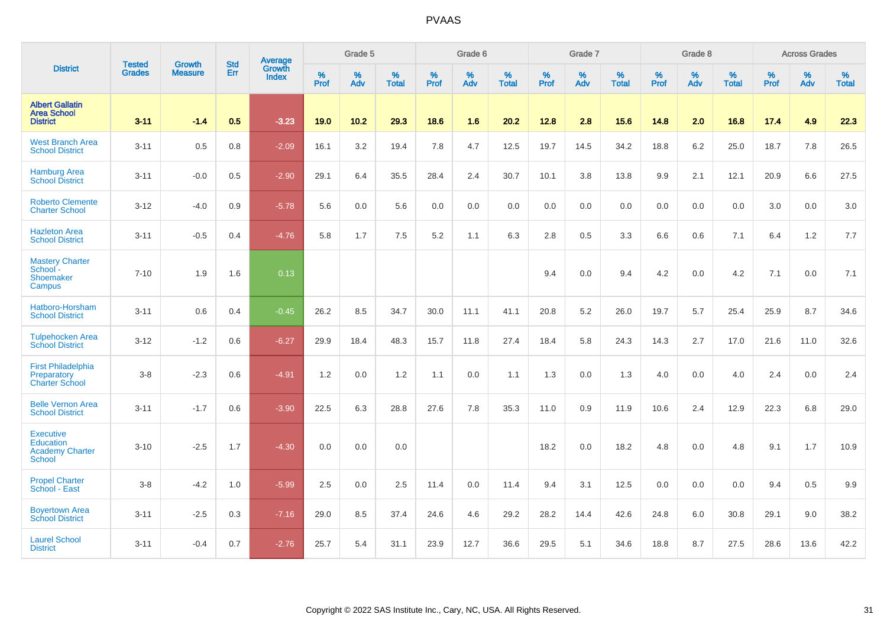| District | Tested Grades | Growth Measure | Std Err | Average Growth Index | Grade 5 | | | Grade 6 | | | Grade 7 | | | Grade 8 | | | Across Grades | | |
|---|---|---|---|---|---|---|---|---|---|---|---|---|---|---|---|---|---|---|---|
| | | | | | % Prof | % Adv | % Total | % Prof | % Adv | % Total | % Prof | % Adv | % Total | % Prof | % Adv | % Total | % Prof | % Adv | % Total |
| **Albert Gallatin Area School District** | **3-11** | **-1.4** | **0.5** | **-3.23** | **19.0** | **10.2** | **29.3** | **18.6** | **1.6** | **20.2** | **12.8** | **2.8** | **15.6** | **14.8** | **2.0** | **16.8** | **17.4** | **4.9** | **22.3** |
| West Branch Area School District | 3-11 | 0.5 | 0.8 | -2.09 | 16.1 | 3.2 | 19.4 | 7.8 | 4.7 | 12.5 | 19.7 | 14.5 | 34.2 | 18.8 | 6.2 | 25.0 | 18.7 | 7.8 | 26.5 |
| Hamburg Area School District | 3-11 | -0.0 | 0.5 | -2.90 | 29.1 | 6.4 | 35.5 | 28.4 | 2.4 | 30.7 | 10.1 | 3.8 | 13.8 | 9.9 | 2.1 | 12.1 | 20.9 | 6.6 | 27.5 |
| Roberto Clemente Charter School | 3-12 | -4.0 | 0.9 | -5.78 | 5.6 | 0.0 | 5.6 | 0.0 | 0.0 | 0.0 | 0.0 | 0.0 | 0.0 | 0.0 | 0.0 | 0.0 | 3.0 | 0.0 | 3.0 |
| Hazleton Area School District | 3-11 | -0.5 | 0.4 | -4.76 | 5.8 | 1.7 | 7.5 | 5.2 | 1.1 | 6.3 | 2.8 | 0.5 | 3.3 | 6.6 | 0.6 | 7.1 | 6.4 | 1.2 | 7.7 |
| Mastery Charter School - Shoemaker Campus | 7-10 | 1.9 | 1.6 | 0.13 | | | | | | | 9.4 | 0.0 | 9.4 | 4.2 | 0.0 | 4.2 | 7.1 | 0.0 | 7.1 |
| Hatboro-Horsham School District | 3-11 | 0.6 | 0.4 | -0.45 | 26.2 | 8.5 | 34.7 | 30.0 | 11.1 | 41.1 | 20.8 | 5.2 | 26.0 | 19.7 | 5.7 | 25.4 | 25.9 | 8.7 | 34.6 |
| Tulpehocken Area School District | 3-12 | -1.2 | 0.6 | -6.27 | 29.9 | 18.4 | 48.3 | 15.7 | 11.8 | 27.4 | 18.4 | 5.8 | 24.3 | 14.3 | 2.7 | 17.0 | 21.6 | 11.0 | 32.6 |
| First Philadelphia Preparatory Charter School | 3-8 | -2.3 | 0.6 | -4.91 | 1.2 | 0.0 | 1.2 | 1.1 | 0.0 | 1.1 | 1.3 | 0.0 | 1.3 | 4.0 | 0.0 | 4.0 | 2.4 | 0.0 | 2.4 |
| Belle Vernon Area School District | 3-11 | -1.7 | 0.6 | -3.90 | 22.5 | 6.3 | 28.8 | 27.6 | 7.8 | 35.3 | 11.0 | 0.9 | 11.9 | 10.6 | 2.4 | 12.9 | 22.3 | 6.8 | 29.0 |
| Executive Education Academy Charter School | 3-10 | -2.5 | 1.7 | -4.30 | 0.0 | 0.0 | 0.0 | | | | 18.2 | 0.0 | 18.2 | 4.8 | 0.0 | 4.8 | 9.1 | 1.7 | 10.9 |
| Propel Charter School - East | 3-8 | -4.2 | 1.0 | -5.99 | 2.5 | 0.0 | 2.5 | 11.4 | 0.0 | 11.4 | 9.4 | 3.1 | 12.5 | 0.0 | 0.0 | 0.0 | 9.4 | 0.5 | 9.9 |
| Boyertown Area School District | 3-11 | -2.5 | 0.3 | -7.16 | 29.0 | 8.5 | 37.4 | 24.6 | 4.6 | 29.2 | 28.2 | 14.4 | 42.6 | 24.8 | 6.0 | 30.8 | 29.1 | 9.0 | 38.2 |
| Laurel School District | 3-11 | -0.4 | 0.7 | -2.76 | 25.7 | 5.4 | 31.1 | 23.9 | 12.7 | 36.6 | 29.5 | 5.1 | 34.6 | 18.8 | 8.7 | 27.5 | 28.6 | 13.6 | 42.2 |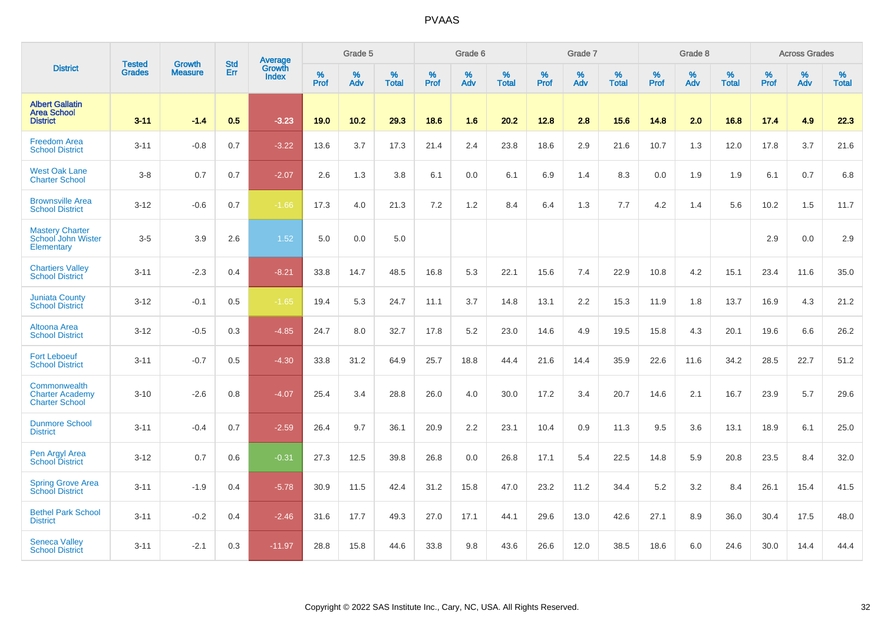| District | Tested Grades | Growth Measure | Std Err | Average Growth Index | Grade 5 | | | Grade 6 | | | Grade 7 | | | Grade 8 | | | Across Grades | | |
|---|---|---|---|---|---|---|---|---|---|---|---|---|---|---|---|---|---|---|---|
| | | | | | % Prof | % Adv | % Total | % Prof | % Adv | % Total | % Prof | % Adv | % Total | % Prof | % Adv | % Total | % Prof | % Adv | % Total |
| **Albert Gallatin Area School District** | **3-11** | **-1.4** | **0.5** | **-3.23** | **19.0** | **10.2** | **29.3** | **18.6** | **1.6** | **20.2** | **12.8** | **2.8** | **15.6** | **14.8** | **2.0** | **16.8** | **17.4** | **4.9** | **22.3** |
| Freedom Area School District | 3-11 | -0.8 | 0.7 | -3.22 | 13.6 | 3.7 | 17.3 | 21.4 | 2.4 | 23.8 | 18.6 | 2.9 | 21.6 | 10.7 | 1.3 | 12.0 | 17.8 | 3.7 | 21.6 |
| West Oak Lane Charter School | 3-8 | 0.7 | 0.7 | -2.07 | 2.6 | 1.3 | 3.8 | 6.1 | 0.0 | 6.1 | 6.9 | 1.4 | 8.3 | 0.0 | 1.9 | 1.9 | 6.1 | 0.7 | 6.8 |
| Brownsville Area School District | 3-12 | -0.6 | 0.7 | -1.66 | 17.3 | 4.0 | 21.3 | 7.2 | 1.2 | 8.4 | 6.4 | 1.3 | 7.7 | 4.2 | 1.4 | 5.6 | 10.2 | 1.5 | 11.7 |
| Mastery Charter School John Wister Elementary | 3-5 | 3.9 | 2.6 | 1.52 | 5.0 | 0.0 | 5.0 | | | | | | | | | | 2.9 | 0.0 | 2.9 |
| Chartiers Valley School District | 3-11 | -2.3 | 0.4 | -8.21 | 33.8 | 14.7 | 48.5 | 16.8 | 5.3 | 22.1 | 15.6 | 7.4 | 22.9 | 10.8 | 4.2 | 15.1 | 23.4 | 11.6 | 35.0 |
| Juniata County School District | 3-12 | -0.1 | 0.5 | -1.65 | 19.4 | 5.3 | 24.7 | 11.1 | 3.7 | 14.8 | 13.1 | 2.2 | 15.3 | 11.9 | 1.8 | 13.7 | 16.9 | 4.3 | 21.2 |
| Altoona Area School District | 3-12 | -0.5 | 0.3 | -4.85 | 24.7 | 8.0 | 32.7 | 17.8 | 5.2 | 23.0 | 14.6 | 4.9 | 19.5 | 15.8 | 4.3 | 20.1 | 19.6 | 6.6 | 26.2 |
| Fort Leboeuf School District | 3-11 | -0.7 | 0.5 | -4.30 | 33.8 | 31.2 | 64.9 | 25.7 | 18.8 | 44.4 | 21.6 | 14.4 | 35.9 | 22.6 | 11.6 | 34.2 | 28.5 | 22.7 | 51.2 |
| Commonwealth Charter Academy Charter School | 3-10 | -2.6 | 0.8 | -4.07 | 25.4 | 3.4 | 28.8 | 26.0 | 4.0 | 30.0 | 17.2 | 3.4 | 20.7 | 14.6 | 2.1 | 16.7 | 23.9 | 5.7 | 29.6 |
| Dunmore School District | 3-11 | -0.4 | 0.7 | -2.59 | 26.4 | 9.7 | 36.1 | 20.9 | 2.2 | 23.1 | 10.4 | 0.9 | 11.3 | 9.5 | 3.6 | 13.1 | 18.9 | 6.1 | 25.0 |
| Pen Argyl Area School District | 3-12 | 0.7 | 0.6 | -0.31 | 27.3 | 12.5 | 39.8 | 26.8 | 0.0 | 26.8 | 17.1 | 5.4 | 22.5 | 14.8 | 5.9 | 20.8 | 23.5 | 8.4 | 32.0 |
| Spring Grove Area School District | 3-11 | -1.9 | 0.4 | -5.78 | 30.9 | 11.5 | 42.4 | 31.2 | 15.8 | 47.0 | 23.2 | 11.2 | 34.4 | 5.2 | 3.2 | 8.4 | 26.1 | 15.4 | 41.5 |
| Bethel Park School District | 3-11 | -0.2 | 0.4 | -2.46 | 31.6 | 17.7 | 49.3 | 27.0 | 17.1 | 44.1 | 29.6 | 13.0 | 42.6 | 27.1 | 8.9 | 36.0 | 30.4 | 17.5 | 48.0 |
| Seneca Valley School District | 3-11 | -2.1 | 0.3 | -11.97 | 28.8 | 15.8 | 44.6 | 33.8 | 9.8 | 43.6 | 26.6 | 12.0 | 38.5 | 18.6 | 6.0 | 24.6 | 30.0 | 14.4 | 44.4 |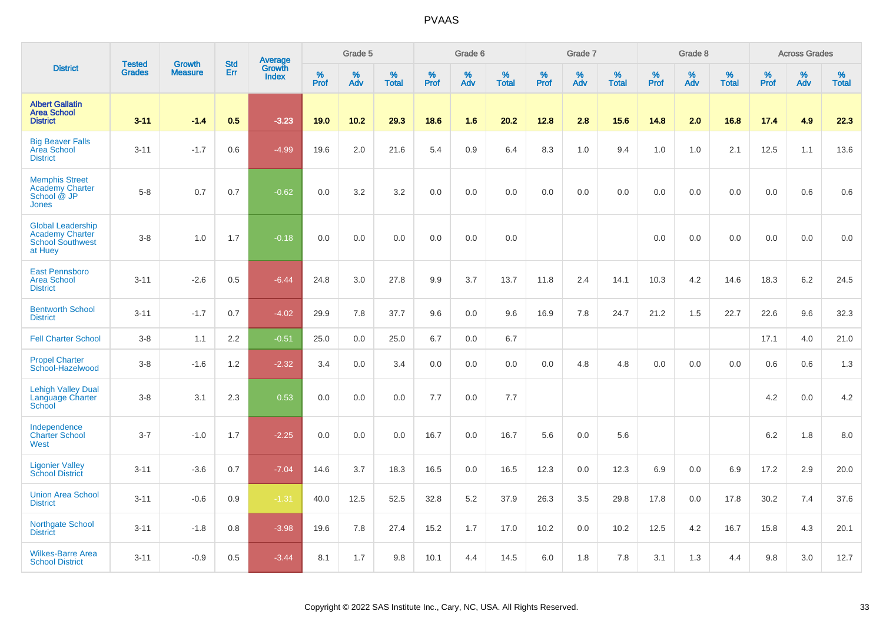# PVAAS

| District | Tested Grades | Growth Measure | Std Err | Average Growth Index | Grade 5 | | | Grade 6 | | | Grade 7 | | | Grade 8 | | | Across Grades | | |
|---|---|---|---|---|---|---|---|---|---|---|---|---|---|---|---|---|---|---|---|
| | | | | | % Prof | % Adv | % Total | % Prof | % Adv | % Total | % Prof | % Adv | % Total | % Prof | % Adv | % Total | % Prof | % Adv | % Total |
| **Albert Gallatin Area School District** | **3-11** | **-1.4** | **0.5** | **-3.23** | **19.0** | **10.2** | **29.3** | **18.6** | **1.6** | **20.2** | **12.8** | **2.8** | **15.6** | **14.8** | **2.0** | **16.8** | **17.4** | **4.9** | **22.3** |
| Big Beaver Falls Area School District | 3-11 | -1.7 | 0.6 | -4.99 | 19.6 | 2.0 | 21.6 | 5.4 | 0.9 | 6.4 | 8.3 | 1.0 | 9.4 | 1.0 | 1.0 | 2.1 | 12.5 | 1.1 | 13.6 |
| Memphis Street Academy Charter School @ JP Jones | 5-8 | 0.7 | 0.7 | -0.62 | 0.0 | 3.2 | 3.2 | 0.0 | 0.0 | 0.0 | 0.0 | 0.0 | 0.0 | 0.0 | 0.0 | 0.0 | 0.0 | 0.6 | 0.6 |
| Global Leadership Academy Charter School Southwest at Huey | 3-8 | 1.0 | 1.7 | -0.18 | 0.0 | 0.0 | 0.0 | 0.0 | 0.0 | 0.0 | | | | 0.0 | 0.0 | 0.0 | 0.0 | 0.0 | 0.0 |
| East Pennsboro Area School District | 3-11 | -2.6 | 0.5 | -6.44 | 24.8 | 3.0 | 27.8 | 9.9 | 3.7 | 13.7 | 11.8 | 2.4 | 14.1 | 10.3 | 4.2 | 14.6 | 18.3 | 6.2 | 24.5 |
| Bentworth School District | 3-11 | -1.7 | 0.7 | -4.02 | 29.9 | 7.8 | 37.7 | 9.6 | 0.0 | 9.6 | 16.9 | 7.8 | 24.7 | 21.2 | 1.5 | 22.7 | 22.6 | 9.6 | 32.3 |
| Fell Charter School | 3-8 | 1.1 | 2.2 | -0.51 | 25.0 | 0.0 | 25.0 | 6.7 | 0.0 | 6.7 | | | | | | | 17.1 | 4.0 | 21.0 |
| Propel Charter School-Hazelwood | 3-8 | -1.6 | 1.2 | -2.32 | 3.4 | 0.0 | 3.4 | 0.0 | 0.0 | 0.0 | 0.0 | 4.8 | 4.8 | 0.0 | 0.0 | 0.0 | 0.6 | 0.6 | 1.3 |
| Lehigh Valley Dual Language Charter School | 3-8 | 3.1 | 2.3 | 0.53 | 0.0 | 0.0 | 0.0 | 7.7 | 0.0 | 7.7 | | | | | | | 4.2 | 0.0 | 4.2 |
| Independence Charter School West | 3-7 | -1.0 | 1.7 | -2.25 | 0.0 | 0.0 | 0.0 | 16.7 | 0.0 | 16.7 | 5.6 | 0.0 | 5.6 | | | | 6.2 | 1.8 | 8.0 |
| Ligonier Valley School District | 3-11 | -3.6 | 0.7 | -7.04 | 14.6 | 3.7 | 18.3 | 16.5 | 0.0 | 16.5 | 12.3 | 0.0 | 12.3 | 6.9 | 0.0 | 6.9 | 17.2 | 2.9 | 20.0 |
| Union Area School District | 3-11 | -0.6 | 0.9 | -1.31 | 40.0 | 12.5 | 52.5 | 32.8 | 5.2 | 37.9 | 26.3 | 3.5 | 29.8 | 17.8 | 0.0 | 17.8 | 30.2 | 7.4 | 37.6 |
| Northgate School District | 3-11 | -1.8 | 0.8 | -3.98 | 19.6 | 7.8 | 27.4 | 15.2 | 1.7 | 17.0 | 10.2 | 0.0 | 10.2 | 12.5 | 4.2 | 16.7 | 15.8 | 4.3 | 20.1 |
| Wilkes-Barre Area School District | 3-11 | -0.9 | 0.5 | -3.44 | 8.1 | 1.7 | 9.8 | 10.1 | 4.4 | 14.5 | 6.0 | 1.8 | 7.8 | 3.1 | 1.3 | 4.4 | 9.8 | 3.0 | 12.7 |

Copyright © 2022 SAS Institute Inc., Cary, NC, USA. All Rights Reserved.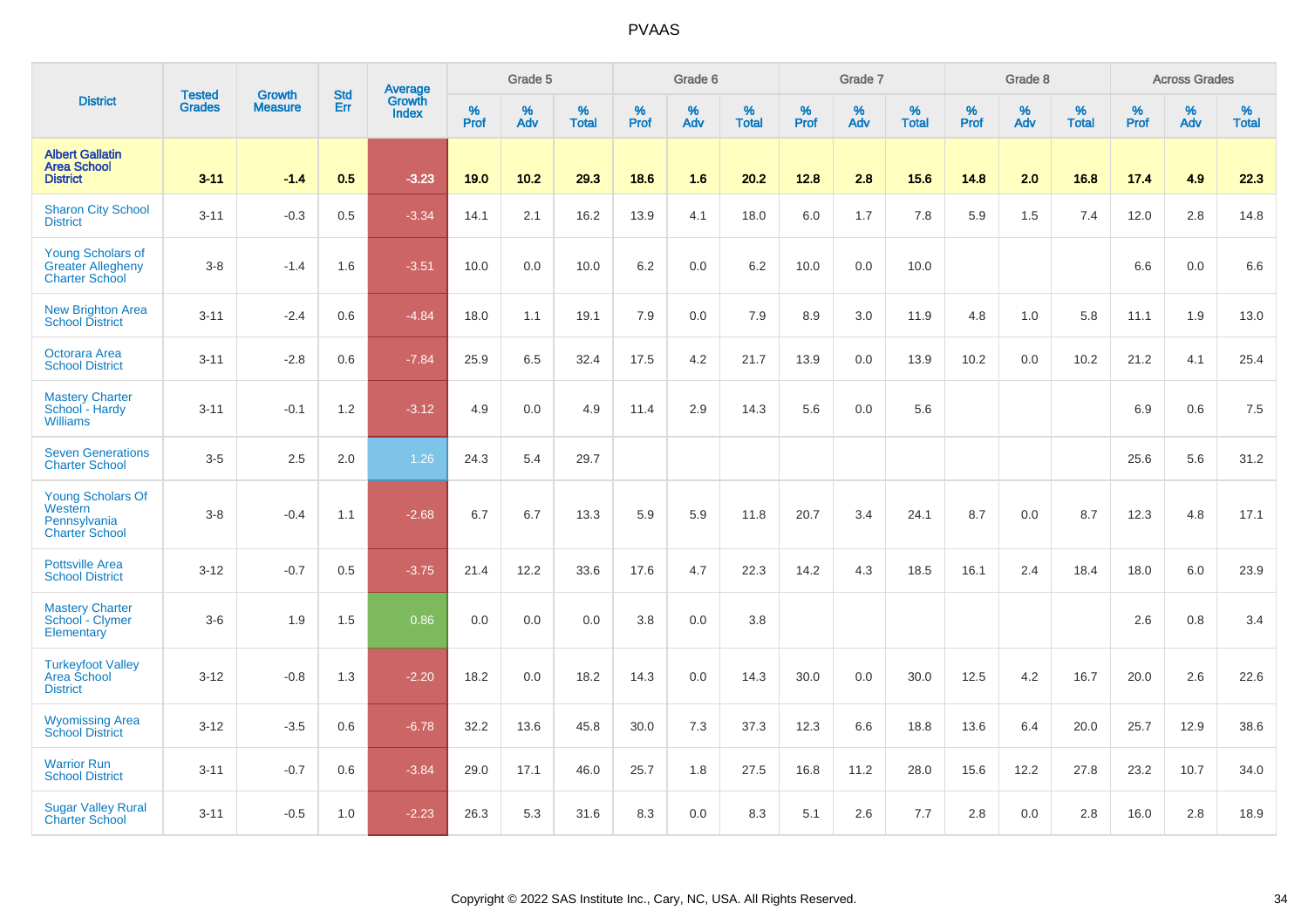# PVAAS

| District | Tested Grades | Growth Measure | Std Err | Average Growth Index | Grade 5 | | | Grade 6 | | | Grade 7 | | | Grade 8 | | | Across Grades | | |
|---|---|---|---|---|---|---|---|---|---|---|---|---|---|---|---|---|---|---|---|
| | | | | | % Prof | % Adv | % Total | % Prof | % Adv | % Total | % Prof | % Adv | % Total | % Prof | % Adv | % Total | % Prof | % Adv | % Total |
| **Albert Gallatin Area School District** | **3-11** | **-1.4** | **0.5** | **-3.23** | **19.0** | **10.2** | **29.3** | **18.6** | **1.6** | **20.2** | **12.8** | **2.8** | **15.6** | **14.8** | **2.0** | **16.8** | **17.4** | **4.9** | **22.3** |
| Sharon City School District | 3-11 | -0.3 | 0.5 | -3.34 | 14.1 | 2.1 | 16.2 | 13.9 | 4.1 | 18.0 | 6.0 | 1.7 | 7.8 | 5.9 | 1.5 | 7.4 | 12.0 | 2.8 | 14.8 |
| Young Scholars of Greater Allegheny Charter School | 3-8 | -1.4 | 1.6 | -3.51 | 10.0 | 0.0 | 10.0 | 6.2 | 0.0 | 6.2 | 10.0 | 0.0 | 10.0 | | | | 6.6 | 0.0 | 6.6 |
| New Brighton Area School District | 3-11 | -2.4 | 0.6 | -4.84 | 18.0 | 1.1 | 19.1 | 7.9 | 0.0 | 7.9 | 8.9 | 3.0 | 11.9 | 4.8 | 1.0 | 5.8 | 11.1 | 1.9 | 13.0 |
| Octorara Area School District | 3-11 | -2.8 | 0.6 | -7.84 | 25.9 | 6.5 | 32.4 | 17.5 | 4.2 | 21.7 | 13.9 | 0.0 | 13.9 | 10.2 | 0.0 | 10.2 | 21.2 | 4.1 | 25.4 |
| Mastery Charter School - Hardy Williams | 3-11 | -0.1 | 1.2 | -3.12 | 4.9 | 0.0 | 4.9 | 11.4 | 2.9 | 14.3 | 5.6 | 0.0 | 5.6 | | | | 6.9 | 0.6 | 7.5 |
| Seven Generations Charter School | 3-5 | 2.5 | 2.0 | 1.26 | 24.3 | 5.4 | 29.7 | | | | | | | | | | 25.6 | 5.6 | 31.2 |
| Young Scholars Of Western Pennsylvania Charter School | 3-8 | -0.4 | 1.1 | -2.68 | 6.7 | 6.7 | 13.3 | 5.9 | 5.9 | 11.8 | 20.7 | 3.4 | 24.1 | 8.7 | 0.0 | 8.7 | 12.3 | 4.8 | 17.1 |
| Pottsville Area School District | 3-12 | -0.7 | 0.5 | -3.75 | 21.4 | 12.2 | 33.6 | 17.6 | 4.7 | 22.3 | 14.2 | 4.3 | 18.5 | 16.1 | 2.4 | 18.4 | 18.0 | 6.0 | 23.9 |
| Mastery Charter School - Clymer Elementary | 3-6 | 1.9 | 1.5 | 0.86 | 0.0 | 0.0 | 0.0 | 3.8 | 0.0 | 3.8 | | | | | | | 2.6 | 0.8 | 3.4 |
| Turkeyfoot Valley Area School District | 3-12 | -0.8 | 1.3 | -2.20 | 18.2 | 0.0 | 18.2 | 14.3 | 0.0 | 14.3 | 30.0 | 0.0 | 30.0 | 12.5 | 4.2 | 16.7 | 20.0 | 2.6 | 22.6 |
| Wyomissing Area School District | 3-12 | -3.5 | 0.6 | -6.78 | 32.2 | 13.6 | 45.8 | 30.0 | 7.3 | 37.3 | 12.3 | 6.6 | 18.8 | 13.6 | 6.4 | 20.0 | 25.7 | 12.9 | 38.6 |
| Warrior Run School District | 3-11 | -0.7 | 0.6 | -3.84 | 29.0 | 17.1 | 46.0 | 25.7 | 1.8 | 27.5 | 16.8 | 11.2 | 28.0 | 15.6 | 12.2 | 27.8 | 23.2 | 10.7 | 34.0 |
| Sugar Valley Rural Charter School | 3-11 | -0.5 | 1.0 | -2.23 | 26.3 | 5.3 | 31.6 | 8.3 | 0.0 | 8.3 | 5.1 | 2.6 | 7.7 | 2.8 | 0.0 | 2.8 | 16.0 | 2.8 | 18.9 |

Copyright © 2022 SAS Institute Inc., Cary, NC, USA. All Rights Reserved.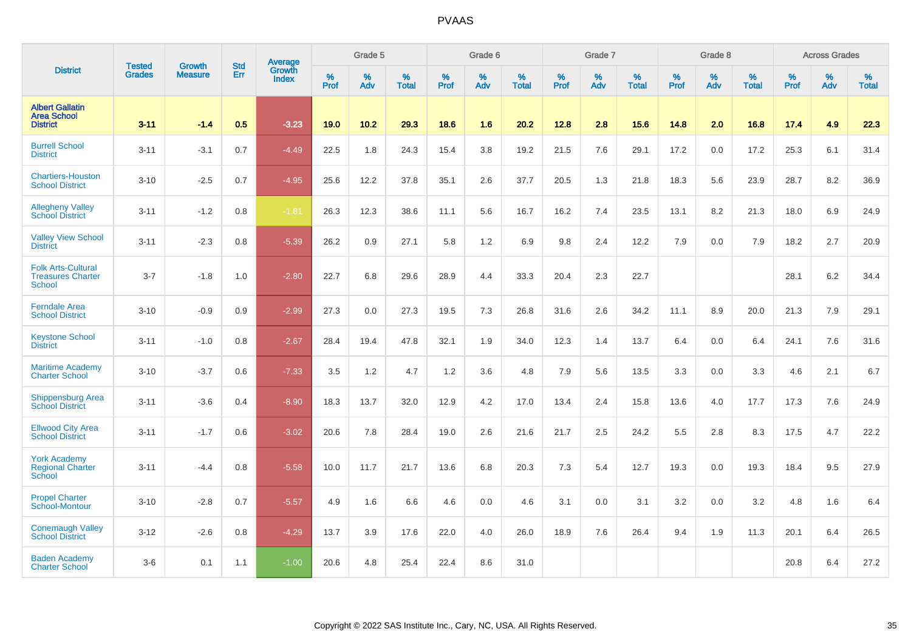# PVAAS

| District | Tested Grades | Growth Measure | Std Err | Average Growth Index | Grade 5 | | | Grade 6 | | | Grade 7 | | | Grade 8 | | | Across Grades | | |
|---|---|---|---|---|---|---|---|---|---|---|---|---|---|---|---|---|---|---|---|
| | | | | | % Prof | % Adv | % Total | % Prof | % Adv | % Total | % Prof | % Adv | % Total | % Prof | % Adv | % Total | % Prof | % Adv | % Total |
| **Albert Gallatin Area School District** | **3-11** | **-1.4** | **0.5** | **-3.23** | **19.0** | **10.2** | **29.3** | **18.6** | **1.6** | **20.2** | **12.8** | **2.8** | **15.6** | **14.8** | **2.0** | **16.8** | **17.4** | **4.9** | **22.3** |
| Burrell School District | 3-11 | -3.1 | 0.7 | -4.49 | 22.5 | 1.8 | 24.3 | 15.4 | 3.8 | 19.2 | 21.5 | 7.6 | 29.1 | 17.2 | 0.0 | 17.2 | 25.3 | 6.1 | 31.4 |
| Chartiers-Houston School District | 3-10 | -2.5 | 0.7 | -4.95 | 25.6 | 12.2 | 37.8 | 35.1 | 2.6 | 37.7 | 20.5 | 1.3 | 21.8 | 18.3 | 5.6 | 23.9 | 28.7 | 8.2 | 36.9 |
| Allegheny Valley School District | 3-11 | -1.2 | 0.8 | -1.81 | 26.3 | 12.3 | 38.6 | 11.1 | 5.6 | 16.7 | 16.2 | 7.4 | 23.5 | 13.1 | 8.2 | 21.3 | 18.0 | 6.9 | 24.9 |
| Valley View School District | 3-11 | -2.3 | 0.8 | -5.39 | 26.2 | 0.9 | 27.1 | 5.8 | 1.2 | 6.9 | 9.8 | 2.4 | 12.2 | 7.9 | 0.0 | 7.9 | 18.2 | 2.7 | 20.9 |
| Folk Arts-Cultural Treasures Charter School | 3-7 | -1.8 | 1.0 | -2.80 | 22.7 | 6.8 | 29.6 | 28.9 | 4.4 | 33.3 | 20.4 | 2.3 | 22.7 | | | | 28.1 | 6.2 | 34.4 |
| Ferndale Area School District | 3-10 | -0.9 | 0.9 | -2.99 | 27.3 | 0.0 | 27.3 | 19.5 | 7.3 | 26.8 | 31.6 | 2.6 | 34.2 | 11.1 | 8.9 | 20.0 | 21.3 | 7.9 | 29.1 |
| Keystone School District | 3-11 | -1.0 | 0.8 | -2.67 | 28.4 | 19.4 | 47.8 | 32.1 | 1.9 | 34.0 | 12.3 | 1.4 | 13.7 | 6.4 | 0.0 | 6.4 | 24.1 | 7.6 | 31.6 |
| Maritime Academy Charter School | 3-10 | -3.7 | 0.6 | -7.33 | 3.5 | 1.2 | 4.7 | 1.2 | 3.6 | 4.8 | 7.9 | 5.6 | 13.5 | 3.3 | 0.0 | 3.3 | 4.6 | 2.1 | 6.7 |
| Shippensburg Area School District | 3-11 | -3.6 | 0.4 | -8.90 | 18.3 | 13.7 | 32.0 | 12.9 | 4.2 | 17.0 | 13.4 | 2.4 | 15.8 | 13.6 | 4.0 | 17.7 | 17.3 | 7.6 | 24.9 |
| Ellwood City Area School District | 3-11 | -1.7 | 0.6 | -3.02 | 20.6 | 7.8 | 28.4 | 19.0 | 2.6 | 21.6 | 21.7 | 2.5 | 24.2 | 5.5 | 2.8 | 8.3 | 17.5 | 4.7 | 22.2 |
| York Academy Regional Charter School | 3-11 | -4.4 | 0.8 | -5.58 | 10.0 | 11.7 | 21.7 | 13.6 | 6.8 | 20.3 | 7.3 | 5.4 | 12.7 | 19.3 | 0.0 | 19.3 | 18.4 | 9.5 | 27.9 |
| Propel Charter School-Montour | 3-10 | -2.8 | 0.7 | -5.57 | 4.9 | 1.6 | 6.6 | 4.6 | 0.0 | 4.6 | 3.1 | 0.0 | 3.1 | 3.2 | 0.0 | 3.2 | 4.8 | 1.6 | 6.4 |
| Conemaugh Valley School District | 3-12 | -2.6 | 0.8 | -4.29 | 13.7 | 3.9 | 17.6 | 22.0 | 4.0 | 26.0 | 18.9 | 7.6 | 26.4 | 9.4 | 1.9 | 11.3 | 20.1 | 6.4 | 26.5 |
| Baden Academy Charter School | 3-6 | 0.1 | 1.1 | -1.00 | 20.6 | 4.8 | 25.4 | 22.4 | 8.6 | 31.0 | | | | | | | 20.8 | 6.4 | 27.2 |

Copyright © 2022 SAS Institute Inc., Cary, NC, USA. All Rights Reserved.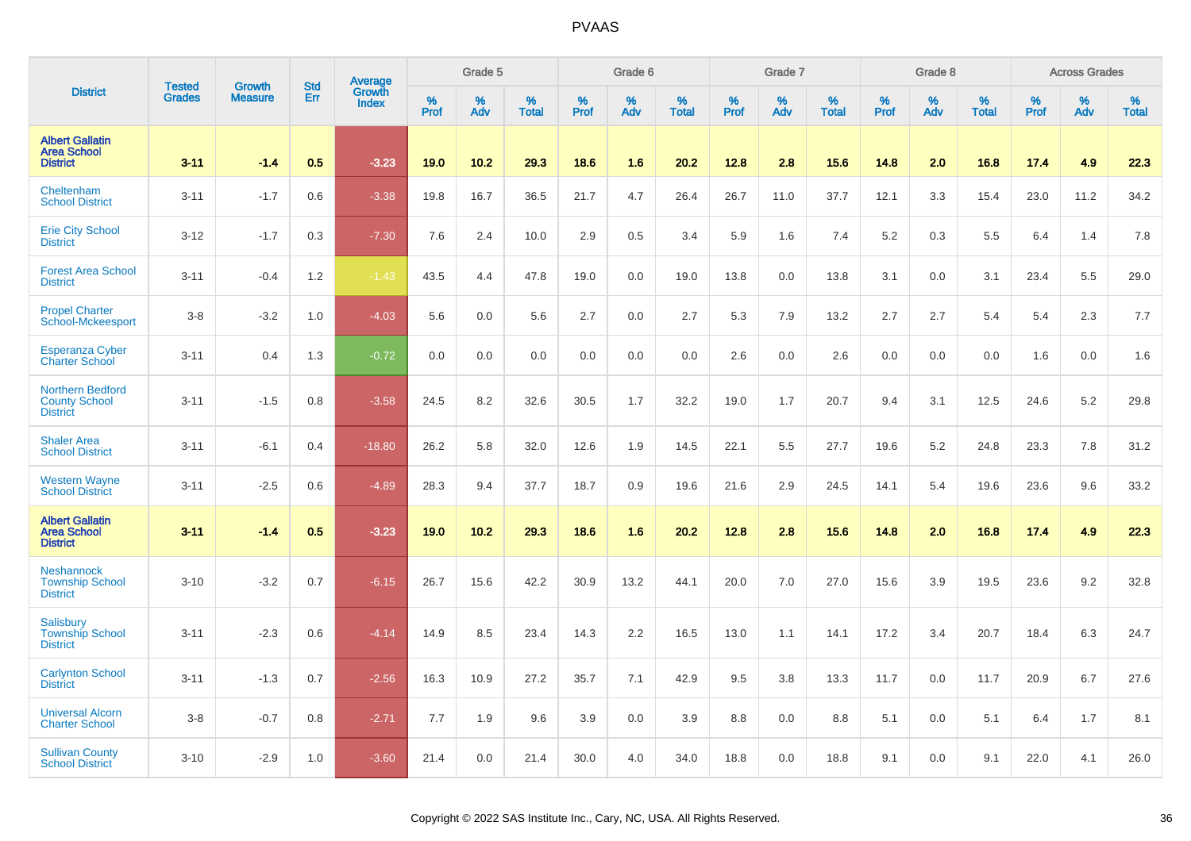| District | Tested Grades | Growth Measure | Std Err | Average Growth Index | Grade 5 | | | Grade 6 | | | Grade 7 | | | Grade 8 | | | Across Grades | | |
|---|---|---|---|---|---|---|---|---|---|---|---|---|---|---|---|---|---|---|---|
| | | | | | % Prof | % Adv | % Total | % Prof | % Adv | % Total | % Prof | % Adv | % Total | % Prof | % Adv | % Total | % Prof | % Adv | % Total |
| **Albert Gallatin Area School District** | **3-11** | **-1.4** | **0.5** | **-3.23** | **19.0** | **10.2** | **29.3** | **18.6** | **1.6** | **20.2** | **12.8** | **2.8** | **15.6** | **14.8** | **2.0** | **16.8** | **17.4** | **4.9** | **22.3** |
| Cheltenham School District | 3-11 | -1.7 | 0.6 | -3.38 | 19.8 | 16.7 | 36.5 | 21.7 | 4.7 | 26.4 | 26.7 | 11.0 | 37.7 | 12.1 | 3.3 | 15.4 | 23.0 | 11.2 | 34.2 |
| Erie City School District | 3-12 | -1.7 | 0.3 | -7.30 | 7.6 | 2.4 | 10.0 | 2.9 | 0.5 | 3.4 | 5.9 | 1.6 | 7.4 | 5.2 | 0.3 | 5.5 | 6.4 | 1.4 | 7.8 |
| Forest Area School District | 3-11 | -0.4 | 1.2 | -1.43 | 43.5 | 4.4 | 47.8 | 19.0 | 0.0 | 19.0 | 13.8 | 0.0 | 13.8 | 3.1 | 0.0 | 3.1 | 23.4 | 5.5 | 29.0 |
| Propel Charter School-Mckeesport | 3-8 | -3.2 | 1.0 | -4.03 | 5.6 | 0.0 | 5.6 | 2.7 | 0.0 | 2.7 | 5.3 | 7.9 | 13.2 | 2.7 | 2.7 | 5.4 | 5.4 | 2.3 | 7.7 |
| Esperanza Cyber Charter School | 3-11 | 0.4 | 1.3 | -0.72 | 0.0 | 0.0 | 0.0 | 0.0 | 0.0 | 0.0 | 2.6 | 0.0 | 2.6 | 0.0 | 0.0 | 0.0 | 1.6 | 0.0 | 1.6 |
| Northern Bedford County School District | 3-11 | -1.5 | 0.8 | -3.58 | 24.5 | 8.2 | 32.6 | 30.5 | 1.7 | 32.2 | 19.0 | 1.7 | 20.7 | 9.4 | 3.1 | 12.5 | 24.6 | 5.2 | 29.8 |
| Shaler Area School District | 3-11 | -6.1 | 0.4 | -18.80 | 26.2 | 5.8 | 32.0 | 12.6 | 1.9 | 14.5 | 22.1 | 5.5 | 27.7 | 19.6 | 5.2 | 24.8 | 23.3 | 7.8 | 31.2 |
| Western Wayne School District | 3-11 | -2.5 | 0.6 | -4.89 | 28.3 | 9.4 | 37.7 | 18.7 | 0.9 | 19.6 | 21.6 | 2.9 | 24.5 | 14.1 | 5.4 | 19.6 | 23.6 | 9.6 | 33.2 |
| **Albert Gallatin Area School District** | **3-11** | **-1.4** | **0.5** | **-3.23** | **19.0** | **10.2** | **29.3** | **18.6** | **1.6** | **20.2** | **12.8** | **2.8** | **15.6** | **14.8** | **2.0** | **16.8** | **17.4** | **4.9** | **22.3** |
| Neshannock Township School District | 3-10 | -3.2 | 0.7 | -6.15 | 26.7 | 15.6 | 42.2 | 30.9 | 13.2 | 44.1 | 20.0 | 7.0 | 27.0 | 15.6 | 3.9 | 19.5 | 23.6 | 9.2 | 32.8 |
| Salisbury Township School District | 3-11 | -2.3 | 0.6 | -4.14 | 14.9 | 8.5 | 23.4 | 14.3 | 2.2 | 16.5 | 13.0 | 1.1 | 14.1 | 17.2 | 3.4 | 20.7 | 18.4 | 6.3 | 24.7 |
| Carlynton School District | 3-11 | -1.3 | 0.7 | -2.56 | 16.3 | 10.9 | 27.2 | 35.7 | 7.1 | 42.9 | 9.5 | 3.8 | 13.3 | 11.7 | 0.0 | 11.7 | 20.9 | 6.7 | 27.6 |
| Universal Alcorn Charter School | 3-8 | -0.7 | 0.8 | -2.71 | 7.7 | 1.9 | 9.6 | 3.9 | 0.0 | 3.9 | 8.8 | 0.0 | 8.8 | 5.1 | 0.0 | 5.1 | 6.4 | 1.7 | 8.1 |
| Sullivan County School District | 3-10 | -2.9 | 1.0 | -3.60 | 21.4 | 0.0 | 21.4 | 30.0 | 4.0 | 34.0 | 18.8 | 0.0 | 18.8 | 9.1 | 0.0 | 9.1 | 22.0 | 4.1 | 26.0 |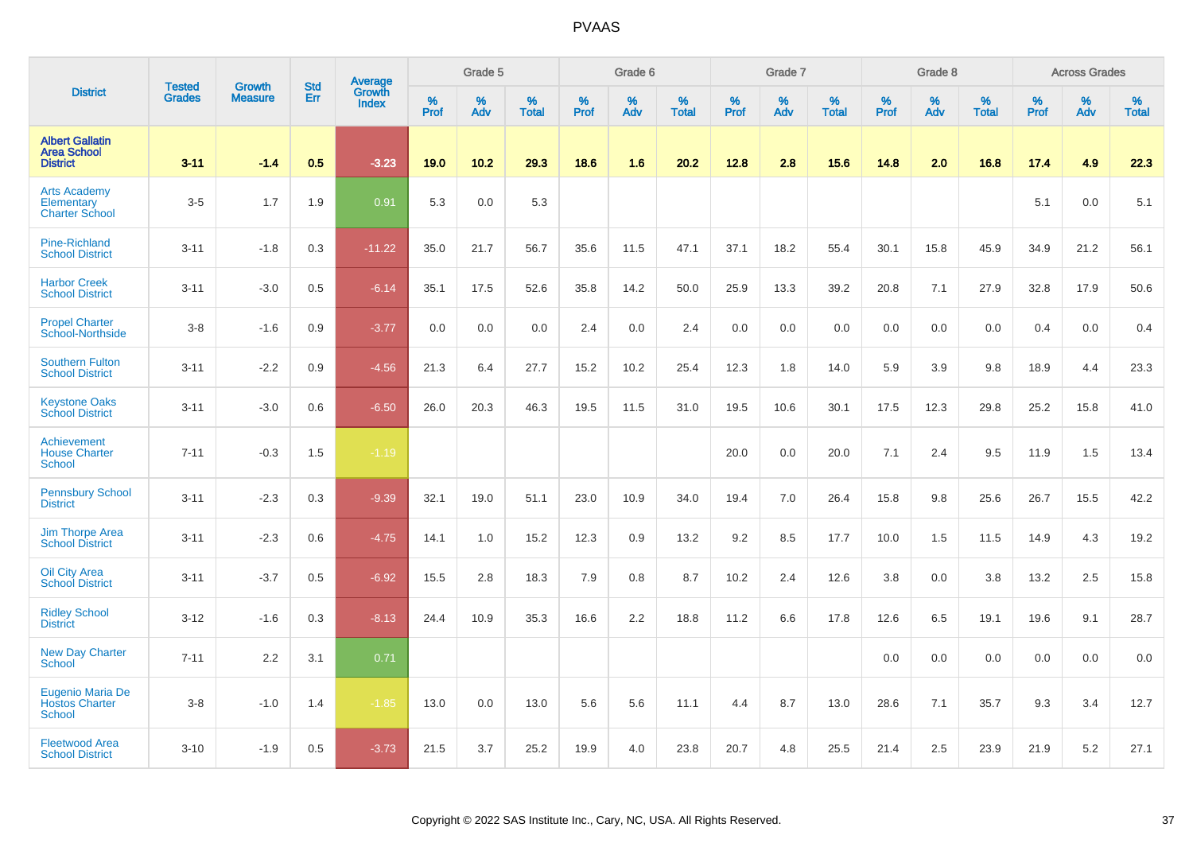# PVAAS

| District | Tested Grades | Growth Measure | Std Err | Average Growth Index | Grade 5 | | | Grade 6 | | | Grade 7 | | | Grade 8 | | | Across Grades | | |
|---|---|---|---|---|---|---|---|---|---|---|---|---|---|---|---|---|---|---|---|
| | | | | | % Prof | % Adv | % Total | % Prof | % Adv | % Total | % Prof | % Adv | % Total | % Prof | % Adv | % Total | % Prof | % Adv | % Total |
| **Albert Gallatin Area School District** | **3-11** | **-1.4** | **0.5** | **-3.23** | **19.0** | **10.2** | **29.3** | **18.6** | **1.6** | **20.2** | **12.8** | **2.8** | **15.6** | **14.8** | **2.0** | **16.8** | **17.4** | **4.9** | **22.3** |
| Arts Academy Elementary Charter School | 3-5 | 1.7 | 1.9 | 0.91 | 5.3 | 0.0 | 5.3 | | | | | | | | | | 5.1 | 0.0 | 5.1 |
| Pine-Richland School District | 3-11 | -1.8 | 0.3 | -11.22 | 35.0 | 21.7 | 56.7 | 35.6 | 11.5 | 47.1 | 37.1 | 18.2 | 55.4 | 30.1 | 15.8 | 45.9 | 34.9 | 21.2 | 56.1 |
| Harbor Creek School District | 3-11 | -3.0 | 0.5 | -6.14 | 35.1 | 17.5 | 52.6 | 35.8 | 14.2 | 50.0 | 25.9 | 13.3 | 39.2 | 20.8 | 7.1 | 27.9 | 32.8 | 17.9 | 50.6 |
| Propel Charter School-Northside | 3-8 | -1.6 | 0.9 | -3.77 | 0.0 | 0.0 | 0.0 | 2.4 | 0.0 | 2.4 | 0.0 | 0.0 | 0.0 | 0.0 | 0.0 | 0.0 | 0.4 | 0.0 | 0.4 |
| Southern Fulton School District | 3-11 | -2.2 | 0.9 | -4.56 | 21.3 | 6.4 | 27.7 | 15.2 | 10.2 | 25.4 | 12.3 | 1.8 | 14.0 | 5.9 | 3.9 | 9.8 | 18.9 | 4.4 | 23.3 |
| Keystone Oaks School District | 3-11 | -3.0 | 0.6 | -6.50 | 26.0 | 20.3 | 46.3 | 19.5 | 11.5 | 31.0 | 19.5 | 10.6 | 30.1 | 17.5 | 12.3 | 29.8 | 25.2 | 15.8 | 41.0 |
| Achievement House Charter School | 7-11 | -0.3 | 1.5 | -1.19 | | | | | | | 20.0 | 0.0 | 20.0 | 7.1 | 2.4 | 9.5 | 11.9 | 1.5 | 13.4 |
| Pennsbury School District | 3-11 | -2.3 | 0.3 | -9.39 | 32.1 | 19.0 | 51.1 | 23.0 | 10.9 | 34.0 | 19.4 | 7.0 | 26.4 | 15.8 | 9.8 | 25.6 | 26.7 | 15.5 | 42.2 |
| Jim Thorpe Area School District | 3-11 | -2.3 | 0.6 | -4.75 | 14.1 | 1.0 | 15.2 | 12.3 | 0.9 | 13.2 | 9.2 | 8.5 | 17.7 | 10.0 | 1.5 | 11.5 | 14.9 | 4.3 | 19.2 |
| Oil City Area School District | 3-11 | -3.7 | 0.5 | -6.92 | 15.5 | 2.8 | 18.3 | 7.9 | 0.8 | 8.7 | 10.2 | 2.4 | 12.6 | 3.8 | 0.0 | 3.8 | 13.2 | 2.5 | 15.8 |
| Ridley School District | 3-12 | -1.6 | 0.3 | -8.13 | 24.4 | 10.9 | 35.3 | 16.6 | 2.2 | 18.8 | 11.2 | 6.6 | 17.8 | 12.6 | 6.5 | 19.1 | 19.6 | 9.1 | 28.7 |
| New Day Charter School | 7-11 | 2.2 | 3.1 | 0.71 | | | | | | | | | | 0.0 | 0.0 | 0.0 | 0.0 | 0.0 | 0.0 |
| Eugenio Maria De Hostos Charter School | 3-8 | -1.0 | 1.4 | -1.85 | 13.0 | 0.0 | 13.0 | 5.6 | 5.6 | 11.1 | 4.4 | 8.7 | 13.0 | 28.6 | 7.1 | 35.7 | 9.3 | 3.4 | 12.7 |
| Fleetwood Area School District | 3-10 | -1.9 | 0.5 | -3.73 | 21.5 | 3.7 | 25.2 | 19.9 | 4.0 | 23.8 | 20.7 | 4.8 | 25.5 | 21.4 | 2.5 | 23.9 | 21.9 | 5.2 | 27.1 |

Copyright © 2022 SAS Institute Inc., Cary, NC, USA. All Rights Reserved.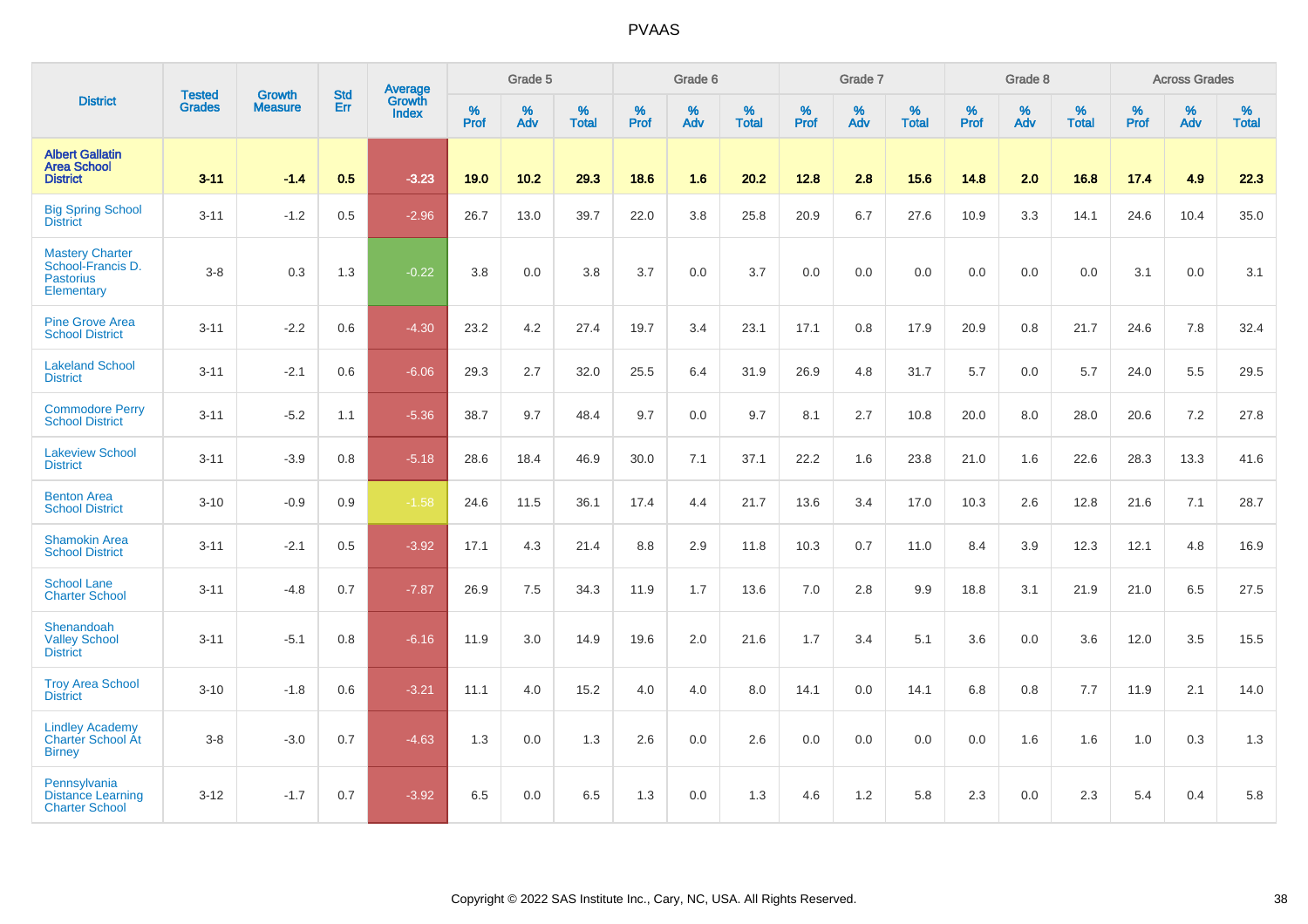# PVAAS

| District | Tested Grades | Growth Measure | Std Err | Average Growth Index | Grade 5 | | | Grade 6 | | | Grade 7 | | | Grade 8 | | | Across Grades | | |
|---|---|---|---|---|---|---|---|---|---|---|---|---|---|---|---|---|---|---|---|
| | | | | | % Prof | % Adv | % Total | % Prof | % Adv | % Total | % Prof | % Adv | % Total | % Prof | % Adv | % Total | % Prof | % Adv | % Total |
| **Albert Gallatin Area School District** | **3-11** | **-1.4** | **0.5** | **-3.23** | **19.0** | **10.2** | **29.3** | **18.6** | **1.6** | **20.2** | **12.8** | **2.8** | **15.6** | **14.8** | **2.0** | **16.8** | **17.4** | **4.9** | **22.3** |
| Big Spring School District | 3-11 | -1.2 | 0.5 | -2.96 | 26.7 | 13.0 | 39.7 | 22.0 | 3.8 | 25.8 | 20.9 | 6.7 | 27.6 | 10.9 | 3.3 | 14.1 | 24.6 | 10.4 | 35.0 |
| Mastery Charter School-Francis D. Pastorius Elementary | 3-8 | 0.3 | 1.3 | -0.22 | 3.8 | 0.0 | 3.8 | 3.7 | 0.0 | 3.7 | 0.0 | 0.0 | 0.0 | 0.0 | 0.0 | 0.0 | 3.1 | 0.0 | 3.1 |
| Pine Grove Area School District | 3-11 | -2.2 | 0.6 | -4.30 | 23.2 | 4.2 | 27.4 | 19.7 | 3.4 | 23.1 | 17.1 | 0.8 | 17.9 | 20.9 | 0.8 | 21.7 | 24.6 | 7.8 | 32.4 |
| Lakeland School District | 3-11 | -2.1 | 0.6 | -6.06 | 29.3 | 2.7 | 32.0 | 25.5 | 6.4 | 31.9 | 26.9 | 4.8 | 31.7 | 5.7 | 0.0 | 5.7 | 24.0 | 5.5 | 29.5 |
| Commodore Perry School District | 3-11 | -5.2 | 1.1 | -5.36 | 38.7 | 9.7 | 48.4 | 9.7 | 0.0 | 9.7 | 8.1 | 2.7 | 10.8 | 20.0 | 8.0 | 28.0 | 20.6 | 7.2 | 27.8 |
| Lakeview School District | 3-11 | -3.9 | 0.8 | -5.18 | 28.6 | 18.4 | 46.9 | 30.0 | 7.1 | 37.1 | 22.2 | 1.6 | 23.8 | 21.0 | 1.6 | 22.6 | 28.3 | 13.3 | 41.6 |
| Benton Area School District | 3-10 | -0.9 | 0.9 | -1.58 | 24.6 | 11.5 | 36.1 | 17.4 | 4.4 | 21.7 | 13.6 | 3.4 | 17.0 | 10.3 | 2.6 | 12.8 | 21.6 | 7.1 | 28.7 |
| Shamokin Area School District | 3-11 | -2.1 | 0.5 | -3.92 | 17.1 | 4.3 | 21.4 | 8.8 | 2.9 | 11.8 | 10.3 | 0.7 | 11.0 | 8.4 | 3.9 | 12.3 | 12.1 | 4.8 | 16.9 |
| School Lane Charter School | 3-11 | -4.8 | 0.7 | -7.87 | 26.9 | 7.5 | 34.3 | 11.9 | 1.7 | 13.6 | 7.0 | 2.8 | 9.9 | 18.8 | 3.1 | 21.9 | 21.0 | 6.5 | 27.5 |
| Shenandoah Valley School District | 3-11 | -5.1 | 0.8 | -6.16 | 11.9 | 3.0 | 14.9 | 19.6 | 2.0 | 21.6 | 1.7 | 3.4 | 5.1 | 3.6 | 0.0 | 3.6 | 12.0 | 3.5 | 15.5 |
| Troy Area School District | 3-10 | -1.8 | 0.6 | -3.21 | 11.1 | 4.0 | 15.2 | 4.0 | 4.0 | 8.0 | 14.1 | 0.0 | 14.1 | 6.8 | 0.8 | 7.7 | 11.9 | 2.1 | 14.0 |
| Lindley Academy Charter School At Birney | 3-8 | -3.0 | 0.7 | -4.63 | 1.3 | 0.0 | 1.3 | 2.6 | 0.0 | 2.6 | 0.0 | 0.0 | 0.0 | 0.0 | 1.6 | 1.6 | 1.0 | 0.3 | 1.3 |
| Pennsylvania Distance Learning Charter School | 3-12 | -1.7 | 0.7 | -3.92 | 6.5 | 0.0 | 6.5 | 1.3 | 0.0 | 1.3 | 4.6 | 1.2 | 5.8 | 2.3 | 0.0 | 2.3 | 5.4 | 0.4 | 5.8 |

Copyright © 2022 SAS Institute Inc., Cary, NC, USA. All Rights Reserved.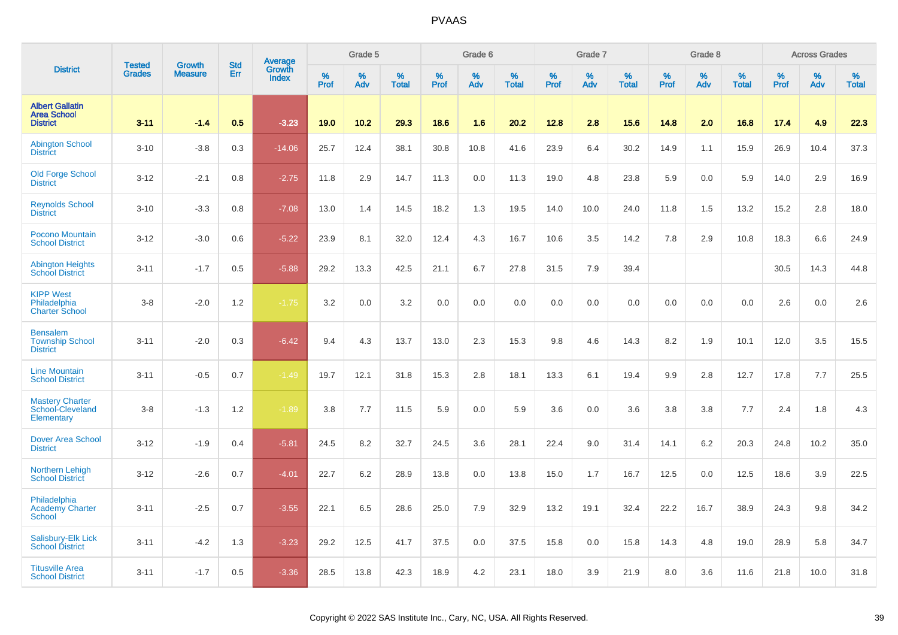# PVAAS

| District | Tested Grades | Growth Measure | Std Err | Average Growth Index | Grade 5 | | | Grade 6 | | | Grade 7 | | | Grade 8 | | | Across Grades | | |
|---|---|---|---|---|---|---|---|---|---|---|---|---|---|---|---|---|---|---|---|
| | | | | | % Prof | % Adv | % Total | % Prof | % Adv | % Total | % Prof | % Adv | % Total | % Prof | % Adv | % Total | % Prof | % Adv | % Total |
| **Albert Gallatin Area School District** | **3-11** | **-1.4** | **0.5** | **-3.23** | **19.0** | **10.2** | **29.3** | **18.6** | **1.6** | **20.2** | **12.8** | **2.8** | **15.6** | **14.8** | **2.0** | **16.8** | **17.4** | **4.9** | **22.3** |
| Abington School District | 3-10 | -3.8 | 0.3 | -14.06 | 25.7 | 12.4 | 38.1 | 30.8 | 10.8 | 41.6 | 23.9 | 6.4 | 30.2 | 14.9 | 1.1 | 15.9 | 26.9 | 10.4 | 37.3 |
| Old Forge School District | 3-12 | -2.1 | 0.8 | -2.75 | 11.8 | 2.9 | 14.7 | 11.3 | 0.0 | 11.3 | 19.0 | 4.8 | 23.8 | 5.9 | 0.0 | 5.9 | 14.0 | 2.9 | 16.9 |
| Reynolds School District | 3-10 | -3.3 | 0.8 | -7.08 | 13.0 | 1.4 | 14.5 | 18.2 | 1.3 | 19.5 | 14.0 | 10.0 | 24.0 | 11.8 | 1.5 | 13.2 | 15.2 | 2.8 | 18.0 |
| Pocono Mountain School District | 3-12 | -3.0 | 0.6 | -5.22 | 23.9 | 8.1 | 32.0 | 12.4 | 4.3 | 16.7 | 10.6 | 3.5 | 14.2 | 7.8 | 2.9 | 10.8 | 18.3 | 6.6 | 24.9 |
| Abington Heights School District | 3-11 | -1.7 | 0.5 | -5.88 | 29.2 | 13.3 | 42.5 | 21.1 | 6.7 | 27.8 | 31.5 | 7.9 | 39.4 | | | | 30.5 | 14.3 | 44.8 |
| KIPP West Philadelphia Charter School | 3-8 | -2.0 | 1.2 | -1.75 | 3.2 | 0.0 | 3.2 | 0.0 | 0.0 | 0.0 | 0.0 | 0.0 | 0.0 | 0.0 | 0.0 | 0.0 | 2.6 | 0.0 | 2.6 |
| Bensalem Township School District | 3-11 | -2.0 | 0.3 | -6.42 | 9.4 | 4.3 | 13.7 | 13.0 | 2.3 | 15.3 | 9.8 | 4.6 | 14.3 | 8.2 | 1.9 | 10.1 | 12.0 | 3.5 | 15.5 |
| Line Mountain School District | 3-11 | -0.5 | 0.7 | -1.49 | 19.7 | 12.1 | 31.8 | 15.3 | 2.8 | 18.1 | 13.3 | 6.1 | 19.4 | 9.9 | 2.8 | 12.7 | 17.8 | 7.7 | 25.5 |
| Mastery Charter School-Cleveland Elementary | 3-8 | -1.3 | 1.2 | -1.89 | 3.8 | 7.7 | 11.5 | 5.9 | 0.0 | 5.9 | 3.6 | 0.0 | 3.6 | 3.8 | 3.8 | 7.7 | 2.4 | 1.8 | 4.3 |
| Dover Area School District | 3-12 | -1.9 | 0.4 | -5.81 | 24.5 | 8.2 | 32.7 | 24.5 | 3.6 | 28.1 | 22.4 | 9.0 | 31.4 | 14.1 | 6.2 | 20.3 | 24.8 | 10.2 | 35.0 |
| Northern Lehigh School District | 3-12 | -2.6 | 0.7 | -4.01 | 22.7 | 6.2 | 28.9 | 13.8 | 0.0 | 13.8 | 15.0 | 1.7 | 16.7 | 12.5 | 0.0 | 12.5 | 18.6 | 3.9 | 22.5 |
| Philadelphia Academy Charter School | 3-11 | -2.5 | 0.7 | -3.55 | 22.1 | 6.5 | 28.6 | 25.0 | 7.9 | 32.9 | 13.2 | 19.1 | 32.4 | 22.2 | 16.7 | 38.9 | 24.3 | 9.8 | 34.2 |
| Salisbury-Elk Lick School District | 3-11 | -4.2 | 1.3 | -3.23 | 29.2 | 12.5 | 41.7 | 37.5 | 0.0 | 37.5 | 15.8 | 0.0 | 15.8 | 14.3 | 4.8 | 19.0 | 28.9 | 5.8 | 34.7 |
| Titusville Area School District | 3-11 | -1.7 | 0.5 | -3.36 | 28.5 | 13.8 | 42.3 | 18.9 | 4.2 | 23.1 | 18.0 | 3.9 | 21.9 | 8.0 | 3.6 | 11.6 | 21.8 | 10.0 | 31.8 |

Copyright © 2022 SAS Institute Inc., Cary, NC, USA. All Rights Reserved.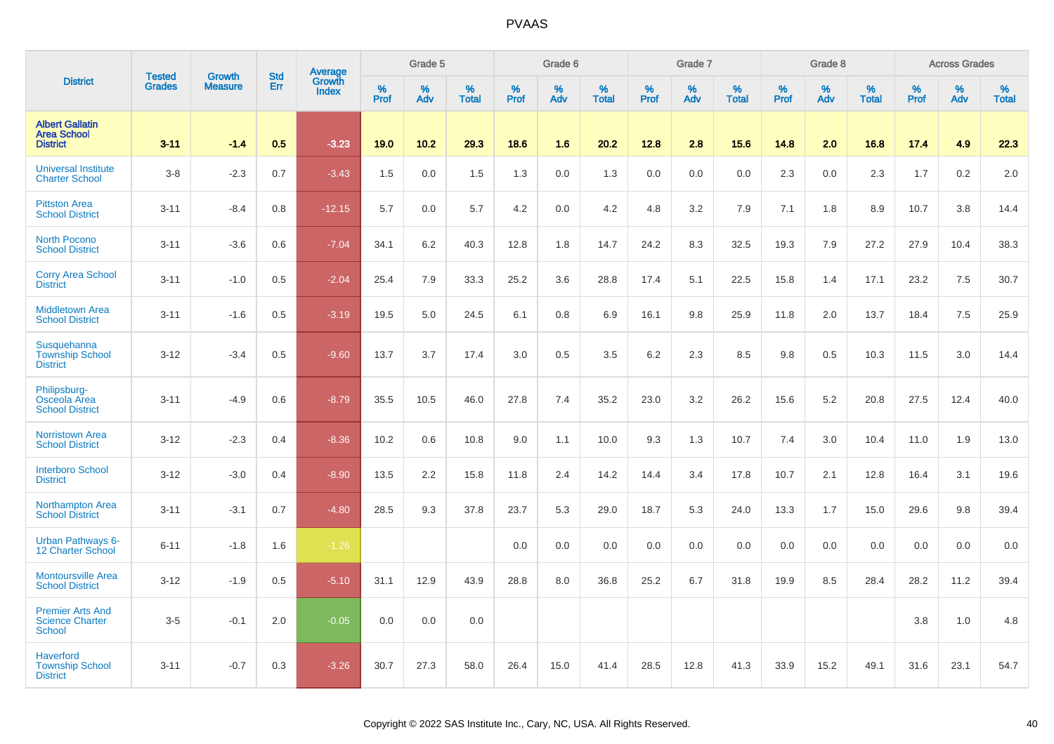# PVAAS

| District | Tested Grades | Growth Measure | Std Err | Average Growth Index | Grade 5 | | | Grade 6 | | | Grade 7 | | | Grade 8 | | | Across Grades | | |
|---|---|---|---|---|---|---|---|---|---|---|---|---|---|---|---|---|---|---|---|
| | | | | | % Prof | % Adv | % Total | % Prof | % Adv | % Total | % Prof | % Adv | % Total | % Prof | % Adv | % Total | % Prof | % Adv | % Total |
| **Albert Gallatin Area School District** | **3-11** | **-1.4** | **0.5** | **-3.23** | **19.0** | **10.2** | **29.3** | **18.6** | **1.6** | **20.2** | **12.8** | **2.8** | **15.6** | **14.8** | **2.0** | **16.8** | **17.4** | **4.9** | **22.3** |
| Universal Institute Charter School | 3-8 | -2.3 | 0.7 | -3.43 | 1.5 | 0.0 | 1.5 | 1.3 | 0.0 | 1.3 | 0.0 | 0.0 | 0.0 | 2.3 | 0.0 | 2.3 | 1.7 | 0.2 | 2.0 |
| Pittston Area School District | 3-11 | -8.4 | 0.8 | -12.15 | 5.7 | 0.0 | 5.7 | 4.2 | 0.0 | 4.2 | 4.8 | 3.2 | 7.9 | 7.1 | 1.8 | 8.9 | 10.7 | 3.8 | 14.4 |
| North Pocono School District | 3-11 | -3.6 | 0.6 | -7.04 | 34.1 | 6.2 | 40.3 | 12.8 | 1.8 | 14.7 | 24.2 | 8.3 | 32.5 | 19.3 | 7.9 | 27.2 | 27.9 | 10.4 | 38.3 |
| Corry Area School District | 3-11 | -1.0 | 0.5 | -2.04 | 25.4 | 7.9 | 33.3 | 25.2 | 3.6 | 28.8 | 17.4 | 5.1 | 22.5 | 15.8 | 1.4 | 17.1 | 23.2 | 7.5 | 30.7 |
| Middletown Area School District | 3-11 | -1.6 | 0.5 | -3.19 | 19.5 | 5.0 | 24.5 | 6.1 | 0.8 | 6.9 | 16.1 | 9.8 | 25.9 | 11.8 | 2.0 | 13.7 | 18.4 | 7.5 | 25.9 |
| Susquehanna Township School District | 3-12 | -3.4 | 0.5 | -9.60 | 13.7 | 3.7 | 17.4 | 3.0 | 0.5 | 3.5 | 6.2 | 2.3 | 8.5 | 9.8 | 0.5 | 10.3 | 11.5 | 3.0 | 14.4 |
| Philipsburg-Osceola Area School District | 3-11 | -4.9 | 0.6 | -8.79 | 35.5 | 10.5 | 46.0 | 27.8 | 7.4 | 35.2 | 23.0 | 3.2 | 26.2 | 15.6 | 5.2 | 20.8 | 27.5 | 12.4 | 40.0 |
| Norristown Area School District | 3-12 | -2.3 | 0.4 | -8.36 | 10.2 | 0.6 | 10.8 | 9.0 | 1.1 | 10.0 | 9.3 | 1.3 | 10.7 | 7.4 | 3.0 | 10.4 | 11.0 | 1.9 | 13.0 |
| Interboro School District | 3-12 | -3.0 | 0.4 | -8.90 | 13.5 | 2.2 | 15.8 | 11.8 | 2.4 | 14.2 | 14.4 | 3.4 | 17.8 | 10.7 | 2.1 | 12.8 | 16.4 | 3.1 | 19.6 |
| Northampton Area School District | 3-11 | -3.1 | 0.7 | -4.80 | 28.5 | 9.3 | 37.8 | 23.7 | 5.3 | 29.0 | 18.7 | 5.3 | 24.0 | 13.3 | 1.7 | 15.0 | 29.6 | 9.8 | 39.4 |
| Urban Pathways 6-12 Charter School | 6-11 | -1.8 | 1.6 | -1.26 | | | | 0.0 | 0.0 | 0.0 | 0.0 | 0.0 | 0.0 | 0.0 | 0.0 | 0.0 | 0.0 | 0.0 | 0.0 |
| Montoursville Area School District | 3-12 | -1.9 | 0.5 | -5.10 | 31.1 | 12.9 | 43.9 | 28.8 | 8.0 | 36.8 | 25.2 | 6.7 | 31.8 | 19.9 | 8.5 | 28.4 | 28.2 | 11.2 | 39.4 |
| Premier Arts And Science Charter School | 3-5 | -0.1 | 2.0 | -0.05 | 0.0 | 0.0 | 0.0 | | | | | | | | | | 3.8 | 1.0 | 4.8 |
| Haverford Township School District | 3-11 | -0.7 | 0.3 | -3.26 | 30.7 | 27.3 | 58.0 | 26.4 | 15.0 | 41.4 | 28.5 | 12.8 | 41.3 | 33.9 | 15.2 | 49.1 | 31.6 | 23.1 | 54.7 |

Copyright © 2022 SAS Institute Inc., Cary, NC, USA. All Rights Reserved.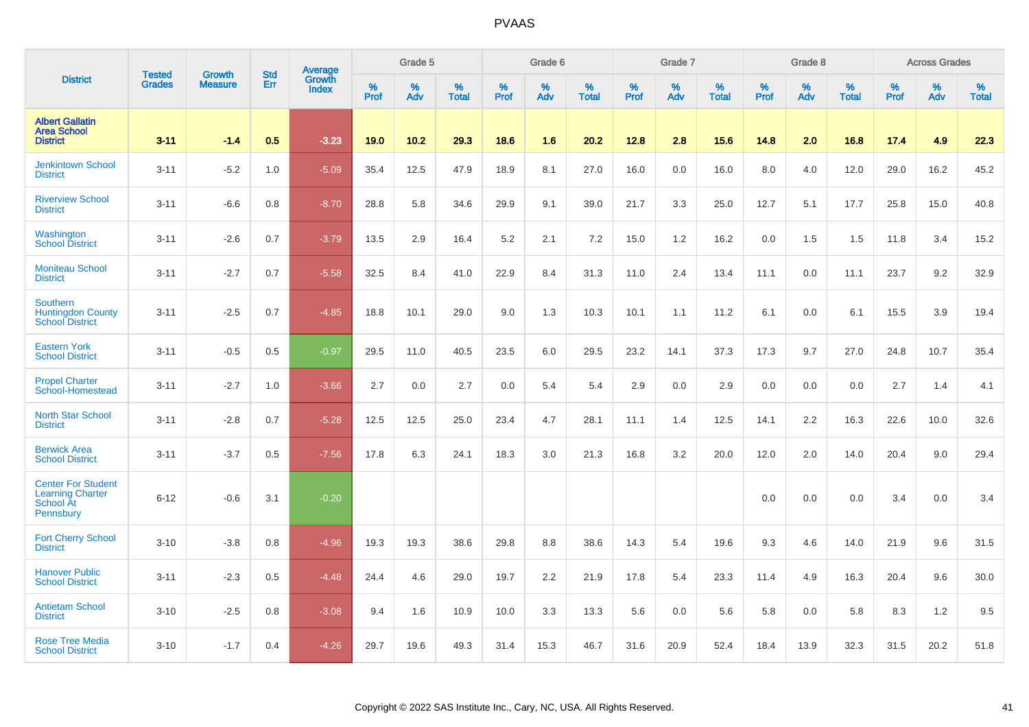| District | Tested Grades | Growth Measure | Std Err | Average Growth Index | Grade 5 | | | Grade 6 | | | Grade 7 | | | Grade 8 | | | Across Grades | | |
|---|---|---|---|---|---|---|---|---|---|---|---|---|---|---|---|---|---|---|---|
| | | | | | % Prof | % Adv | % Total | % Prof | % Adv | % Total | % Prof | % Adv | % Total | % Prof | % Adv | % Total | % Prof | % Adv | % Total |
| **Albert Gallatin Area School District** | **3-11** | **-1.4** | **0.5** | **-3.23** | **19.0** | **10.2** | **29.3** | **18.6** | **1.6** | **20.2** | **12.8** | **2.8** | **15.6** | **14.8** | **2.0** | **16.8** | **17.4** | **4.9** | **22.3** |
| Jenkintown School District | 3-11 | -5.2 | 1.0 | -5.09 | 35.4 | 12.5 | 47.9 | 18.9 | 8.1 | 27.0 | 16.0 | 0.0 | 16.0 | 8.0 | 4.0 | 12.0 | 29.0 | 16.2 | 45.2 |
| Riverview School District | 3-11 | -6.6 | 0.8 | -8.70 | 28.8 | 5.8 | 34.6 | 29.9 | 9.1 | 39.0 | 21.7 | 3.3 | 25.0 | 12.7 | 5.1 | 17.7 | 25.8 | 15.0 | 40.8 |
| Washington School District | 3-11 | -2.6 | 0.7 | -3.79 | 13.5 | 2.9 | 16.4 | 5.2 | 2.1 | 7.2 | 15.0 | 1.2 | 16.2 | 0.0 | 1.5 | 1.5 | 11.8 | 3.4 | 15.2 |
| Moniteau School District | 3-11 | -2.7 | 0.7 | -5.58 | 32.5 | 8.4 | 41.0 | 22.9 | 8.4 | 31.3 | 11.0 | 2.4 | 13.4 | 11.1 | 0.0 | 11.1 | 23.7 | 9.2 | 32.9 |
| Southern Huntingdon County School District | 3-11 | -2.5 | 0.7 | -4.85 | 18.8 | 10.1 | 29.0 | 9.0 | 1.3 | 10.3 | 10.1 | 1.1 | 11.2 | 6.1 | 0.0 | 6.1 | 15.5 | 3.9 | 19.4 |
| Eastern York School District | 3-11 | -0.5 | 0.5 | -0.97 | 29.5 | 11.0 | 40.5 | 23.5 | 6.0 | 29.5 | 23.2 | 14.1 | 37.3 | 17.3 | 9.7 | 27.0 | 24.8 | 10.7 | 35.4 |
| Propel Charter School-Homestead | 3-11 | -2.7 | 1.0 | -3.66 | 2.7 | 0.0 | 2.7 | 0.0 | 5.4 | 5.4 | 2.9 | 0.0 | 2.9 | 0.0 | 0.0 | 0.0 | 2.7 | 1.4 | 4.1 |
| North Star School District | 3-11 | -2.8 | 0.7 | -5.28 | 12.5 | 12.5 | 25.0 | 23.4 | 4.7 | 28.1 | 11.1 | 1.4 | 12.5 | 14.1 | 2.2 | 16.3 | 22.6 | 10.0 | 32.6 |
| Berwick Area School District | 3-11 | -3.7 | 0.5 | -7.56 | 17.8 | 6.3 | 24.1 | 18.3 | 3.0 | 21.3 | 16.8 | 3.2 | 20.0 | 12.0 | 2.0 | 14.0 | 20.4 | 9.0 | 29.4 |
| Center For Student Learning Charter School At Pennsbury | 6-12 | -0.6 | 3.1 | -0.20 | | | | | | | | | | 0.0 | 0.0 | 0.0 | 3.4 | 0.0 | 3.4 |
| Fort Cherry School District | 3-10 | -3.8 | 0.8 | -4.96 | 19.3 | 19.3 | 38.6 | 29.8 | 8.8 | 38.6 | 14.3 | 5.4 | 19.6 | 9.3 | 4.6 | 14.0 | 21.9 | 9.6 | 31.5 |
| Hanover Public School District | 3-11 | -2.3 | 0.5 | -4.48 | 24.4 | 4.6 | 29.0 | 19.7 | 2.2 | 21.9 | 17.8 | 5.4 | 23.3 | 11.4 | 4.9 | 16.3 | 20.4 | 9.6 | 30.0 |
| Antietam School District | 3-10 | -2.5 | 0.8 | -3.08 | 9.4 | 1.6 | 10.9 | 10.0 | 3.3 | 13.3 | 5.6 | 0.0 | 5.6 | 5.8 | 0.0 | 5.8 | 8.3 | 1.2 | 9.5 |
| Rose Tree Media School District | 3-10 | -1.7 | 0.4 | -4.26 | 29.7 | 19.6 | 49.3 | 31.4 | 15.3 | 46.7 | 31.6 | 20.9 | 52.4 | 18.4 | 13.9 | 32.3 | 31.5 | 20.2 | 51.8 |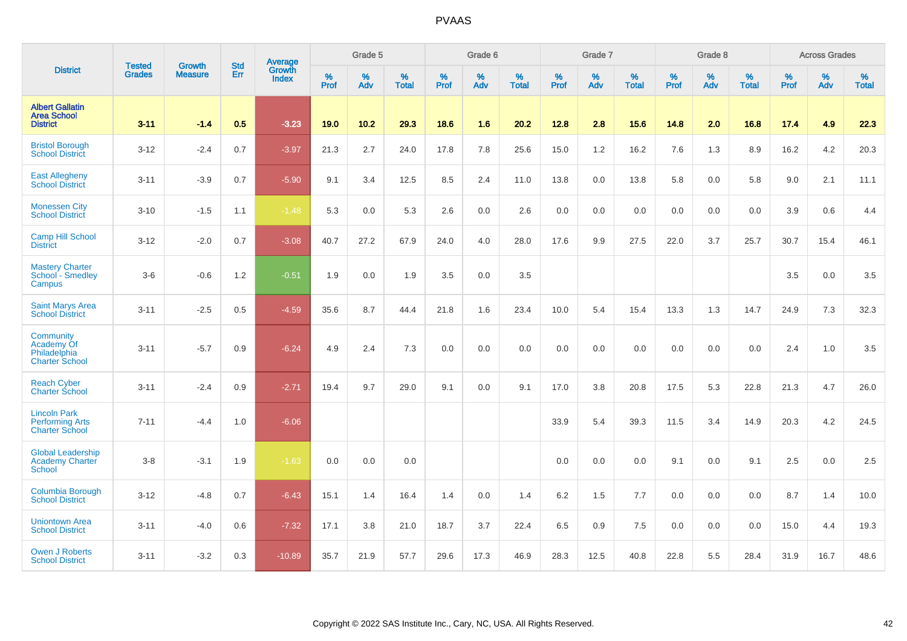# PVAAS

| District | Tested Grades | Growth Measure | Std Err | Average Growth Index | Grade 5 | | | Grade 6 | | | Grade 7 | | | Grade 8 | | | Across Grades | | |
|---|---|---|---|---|---|---|---|---|---|---|---|---|---|---|---|---|---|---|---|
| | | | | | % Prof | % Adv | % Total | % Prof | % Adv | % Total | % Prof | % Adv | % Total | % Prof | % Adv | % Total | % Prof | % Adv | % Total |
| **Albert Gallatin Area School District** | **3-11** | **-1.4** | **0.5** | **-3.23** | **19.0** | **10.2** | **29.3** | **18.6** | **1.6** | **20.2** | **12.8** | **2.8** | **15.6** | **14.8** | **2.0** | **16.8** | **17.4** | **4.9** | **22.3** |
| Bristol Borough School District | 3-12 | -2.4 | 0.7 | -3.97 | 21.3 | 2.7 | 24.0 | 17.8 | 7.8 | 25.6 | 15.0 | 1.2 | 16.2 | 7.6 | 1.3 | 8.9 | 16.2 | 4.2 | 20.3 |
| East Allegheny School District | 3-11 | -3.9 | 0.7 | -5.90 | 9.1 | 3.4 | 12.5 | 8.5 | 2.4 | 11.0 | 13.8 | 0.0 | 13.8 | 5.8 | 0.0 | 5.8 | 9.0 | 2.1 | 11.1 |
| Monessen City School District | 3-10 | -1.5 | 1.1 | -1.48 | 5.3 | 0.0 | 5.3 | 2.6 | 0.0 | 2.6 | 0.0 | 0.0 | 0.0 | 0.0 | 0.0 | 0.0 | 3.9 | 0.6 | 4.4 |
| Camp Hill School District | 3-12 | -2.0 | 0.7 | -3.08 | 40.7 | 27.2 | 67.9 | 24.0 | 4.0 | 28.0 | 17.6 | 9.9 | 27.5 | 22.0 | 3.7 | 25.7 | 30.7 | 15.4 | 46.1 |
| Mastery Charter School - Smedley Campus | 3-6 | -0.6 | 1.2 | -0.51 | 1.9 | 0.0 | 1.9 | 3.5 | 0.0 | 3.5 | | | | | | | 3.5 | 0.0 | 3.5 |
| Saint Marys Area School District | 3-11 | -2.5 | 0.5 | -4.59 | 35.6 | 8.7 | 44.4 | 21.8 | 1.6 | 23.4 | 10.0 | 5.4 | 15.4 | 13.3 | 1.3 | 14.7 | 24.9 | 7.3 | 32.3 |
| Community Academy Of Philadelphia Charter School | 3-11 | -5.7 | 0.9 | -6.24 | 4.9 | 2.4 | 7.3 | 0.0 | 0.0 | 0.0 | 0.0 | 0.0 | 0.0 | 0.0 | 0.0 | 0.0 | 2.4 | 1.0 | 3.5 |
| Reach Cyber Charter School | 3-11 | -2.4 | 0.9 | -2.71 | 19.4 | 9.7 | 29.0 | 9.1 | 0.0 | 9.1 | 17.0 | 3.8 | 20.8 | 17.5 | 5.3 | 22.8 | 21.3 | 4.7 | 26.0 |
| Lincoln Park Performing Arts Charter School | 7-11 | -4.4 | 1.0 | -6.06 | | | | | | | 33.9 | 5.4 | 39.3 | 11.5 | 3.4 | 14.9 | 20.3 | 4.2 | 24.5 |
| Global Leadership Academy Charter School | 3-8 | -3.1 | 1.9 | -1.63 | 0.0 | 0.0 | 0.0 | | | | 0.0 | 0.0 | 0.0 | 9.1 | 0.0 | 9.1 | 2.5 | 0.0 | 2.5 |
| Columbia Borough School District | 3-12 | -4.8 | 0.7 | -6.43 | 15.1 | 1.4 | 16.4 | 1.4 | 0.0 | 1.4 | 6.2 | 1.5 | 7.7 | 0.0 | 0.0 | 0.0 | 8.7 | 1.4 | 10.0 |
| Uniontown Area School District | 3-11 | -4.0 | 0.6 | -7.32 | 17.1 | 3.8 | 21.0 | 18.7 | 3.7 | 22.4 | 6.5 | 0.9 | 7.5 | 0.0 | 0.0 | 0.0 | 15.0 | 4.4 | 19.3 |
| Owen J Roberts School District | 3-11 | -3.2 | 0.3 | -10.89 | 35.7 | 21.9 | 57.7 | 29.6 | 17.3 | 46.9 | 28.3 | 12.5 | 40.8 | 22.8 | 5.5 | 28.4 | 31.9 | 16.7 | 48.6 |

Copyright © 2022 SAS Institute Inc., Cary, NC, USA. All Rights Reserved.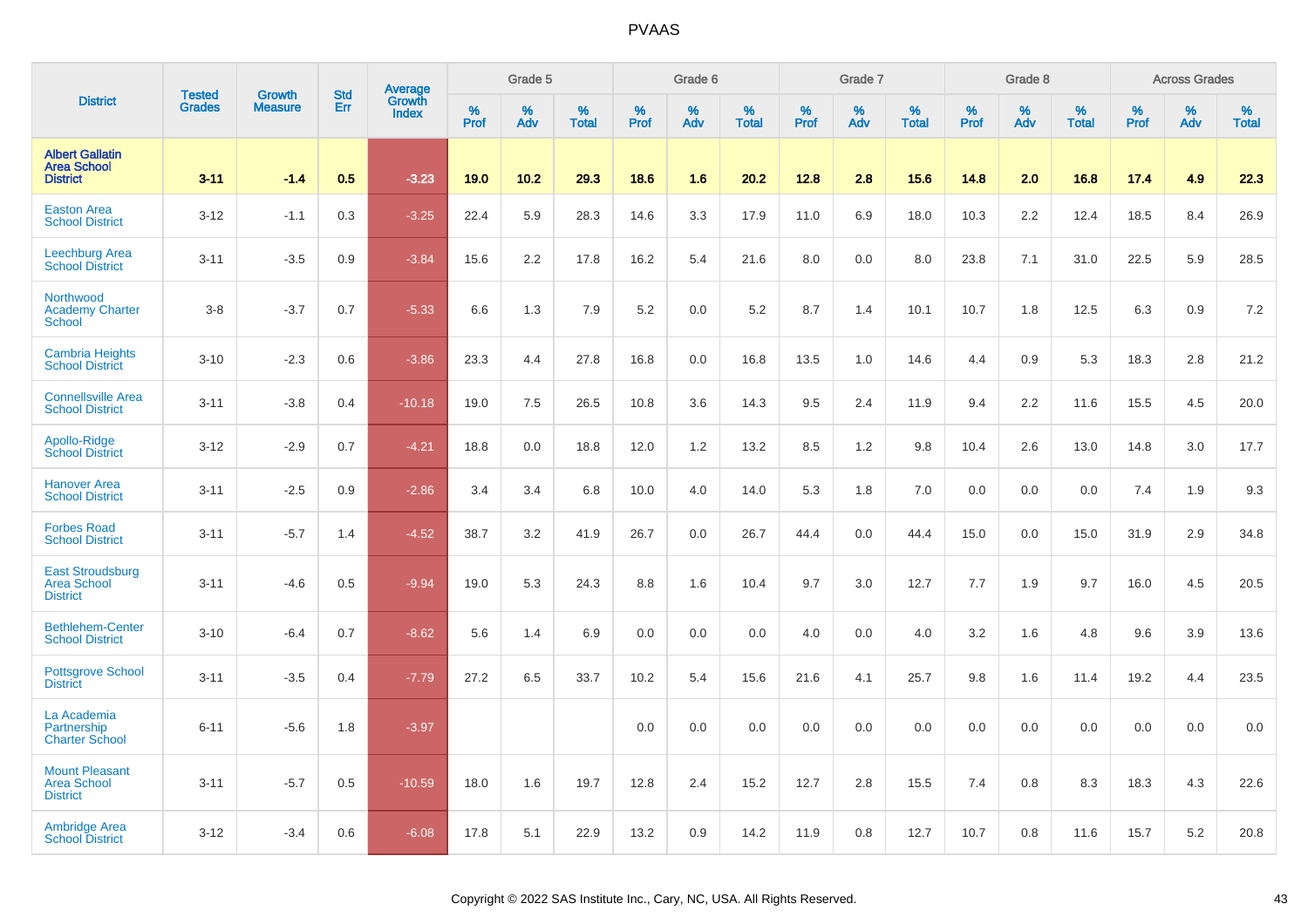# PVAAS

| District | Tested Grades | Growth Measure | Std Err | Average Growth Index | Grade 5 | | | Grade 6 | | | Grade 7 | | | Grade 8 | | | Across Grades | | |
|---|---|---|---|---|---|---|---|---|---|---|---|---|---|---|---|---|---|---|---|
| | | | | | % Prof | % Adv | % Total | % Prof | % Adv | % Total | % Prof | % Adv | % Total | % Prof | % Adv | % Total | % Prof | % Adv | % Total |
| **Albert Gallatin Area School District** | **3-11** | **-1.4** | **0.5** | **-3.23** | **19.0** | **10.2** | **29.3** | **18.6** | **1.6** | **20.2** | **12.8** | **2.8** | **15.6** | **14.8** | **2.0** | **16.8** | **17.4** | **4.9** | **22.3** |
| Easton Area School District | 3-12 | -1.1 | 0.3 | -3.25 | 22.4 | 5.9 | 28.3 | 14.6 | 3.3 | 17.9 | 11.0 | 6.9 | 18.0 | 10.3 | 2.2 | 12.4 | 18.5 | 8.4 | 26.9 |
| Leechburg Area School District | 3-11 | -3.5 | 0.9 | -3.84 | 15.6 | 2.2 | 17.8 | 16.2 | 5.4 | 21.6 | 8.0 | 0.0 | 8.0 | 23.8 | 7.1 | 31.0 | 22.5 | 5.9 | 28.5 |
| Northwood Academy Charter School | 3-8 | -3.7 | 0.7 | -5.33 | 6.6 | 1.3 | 7.9 | 5.2 | 0.0 | 5.2 | 8.7 | 1.4 | 10.1 | 10.7 | 1.8 | 12.5 | 6.3 | 0.9 | 7.2 |
| Cambria Heights School District | 3-10 | -2.3 | 0.6 | -3.86 | 23.3 | 4.4 | 27.8 | 16.8 | 0.0 | 16.8 | 13.5 | 1.0 | 14.6 | 4.4 | 0.9 | 5.3 | 18.3 | 2.8 | 21.2 |
| Connellsville Area School District | 3-11 | -3.8 | 0.4 | -10.18 | 19.0 | 7.5 | 26.5 | 10.8 | 3.6 | 14.3 | 9.5 | 2.4 | 11.9 | 9.4 | 2.2 | 11.6 | 15.5 | 4.5 | 20.0 |
| Apollo-Ridge School District | 3-12 | -2.9 | 0.7 | -4.21 | 18.8 | 0.0 | 18.8 | 12.0 | 1.2 | 13.2 | 8.5 | 1.2 | 9.8 | 10.4 | 2.6 | 13.0 | 14.8 | 3.0 | 17.7 |
| Hanover Area School District | 3-11 | -2.5 | 0.9 | -2.86 | 3.4 | 3.4 | 6.8 | 10.0 | 4.0 | 14.0 | 5.3 | 1.8 | 7.0 | 0.0 | 0.0 | 0.0 | 7.4 | 1.9 | 9.3 |
| Forbes Road School District | 3-11 | -5.7 | 1.4 | -4.52 | 38.7 | 3.2 | 41.9 | 26.7 | 0.0 | 26.7 | 44.4 | 0.0 | 44.4 | 15.0 | 0.0 | 15.0 | 31.9 | 2.9 | 34.8 |
| East Stroudsburg Area School District | 3-11 | -4.6 | 0.5 | -9.94 | 19.0 | 5.3 | 24.3 | 8.8 | 1.6 | 10.4 | 9.7 | 3.0 | 12.7 | 7.7 | 1.9 | 9.7 | 16.0 | 4.5 | 20.5 |
| Bethlehem-Center School District | 3-10 | -6.4 | 0.7 | -8.62 | 5.6 | 1.4 | 6.9 | 0.0 | 0.0 | 0.0 | 4.0 | 0.0 | 4.0 | 3.2 | 1.6 | 4.8 | 9.6 | 3.9 | 13.6 |
| Pottsgrove School District | 3-11 | -3.5 | 0.4 | -7.79 | 27.2 | 6.5 | 33.7 | 10.2 | 5.4 | 15.6 | 21.6 | 4.1 | 25.7 | 9.8 | 1.6 | 11.4 | 19.2 | 4.4 | 23.5 |
| La Academia Partnership Charter School | 6-11 | -5.6 | 1.8 | -3.97 | | | | 0.0 | 0.0 | 0.0 | 0.0 | 0.0 | 0.0 | 0.0 | 0.0 | 0.0 | 0.0 | 0.0 | 0.0 |
| Mount Pleasant Area School District | 3-11 | -5.7 | 0.5 | -10.59 | 18.0 | 1.6 | 19.7 | 12.8 | 2.4 | 15.2 | 12.7 | 2.8 | 15.5 | 7.4 | 0.8 | 8.3 | 18.3 | 4.3 | 22.6 |
| Ambridge Area School District | 3-12 | -3.4 | 0.6 | -6.08 | 17.8 | 5.1 | 22.9 | 13.2 | 0.9 | 14.2 | 11.9 | 0.8 | 12.7 | 10.7 | 0.8 | 11.6 | 15.7 | 5.2 | 20.8 |

Copyright © 2022 SAS Institute Inc., Cary, NC, USA. All Rights Reserved.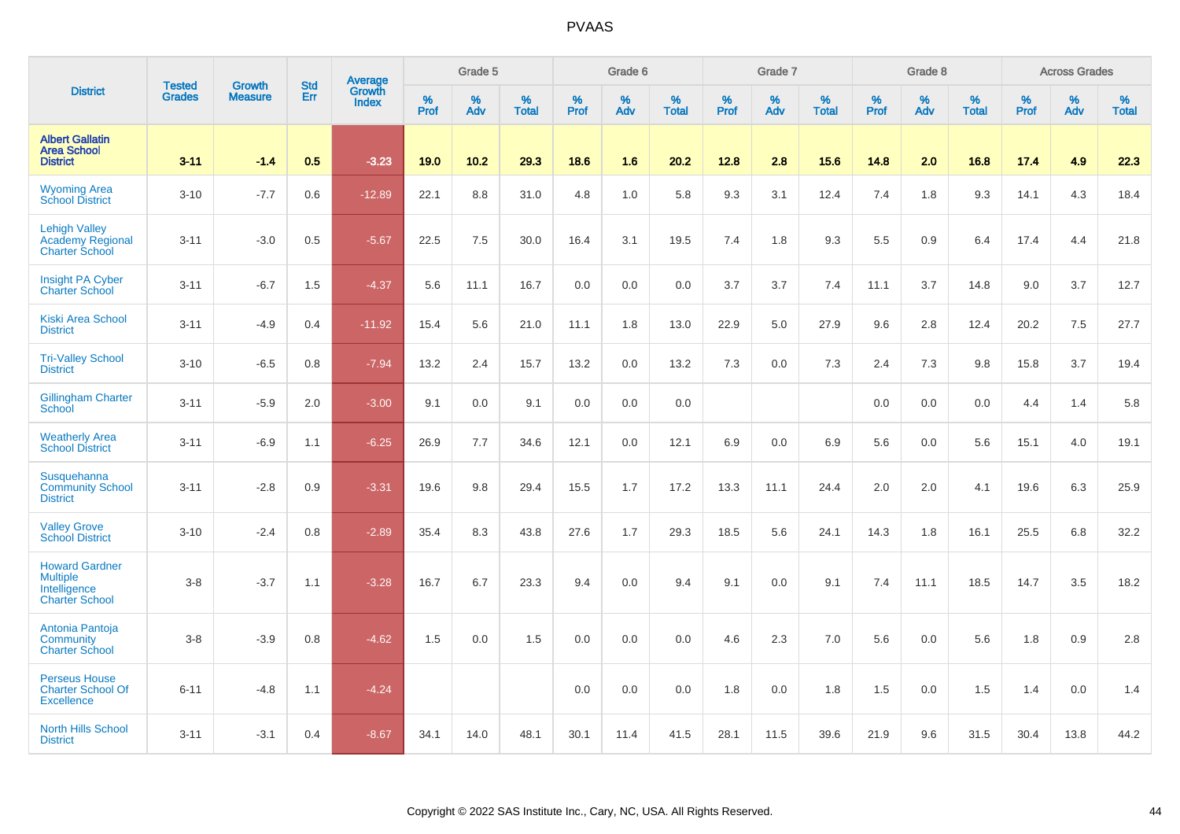# PVAAS

| District | Tested Grades | Growth Measure | Std Err | Average Growth Index | Grade 5 | | | Grade 6 | | | Grade 7 | | | Grade 8 | | | Across Grades | | |
|---|---|---|---|---|---|---|---|---|---|---|---|---|---|---|---|---|---|---|---|
| | | | | | % Prof | % Adv | % Total | % Prof | % Adv | % Total | % Prof | % Adv | % Total | % Prof | % Adv | % Total | % Prof | % Adv | % Total |
| **Albert Gallatin Area School District** | **3-11** | **-1.4** | **0.5** | **-3.23** | **19.0** | **10.2** | **29.3** | **18.6** | **1.6** | **20.2** | **12.8** | **2.8** | **15.6** | **14.8** | **2.0** | **16.8** | **17.4** | **4.9** | **22.3** |
| Wyoming Area School District | 3-10 | -7.7 | 0.6 | -12.89 | 22.1 | 8.8 | 31.0 | 4.8 | 1.0 | 5.8 | 9.3 | 3.1 | 12.4 | 7.4 | 1.8 | 9.3 | 14.1 | 4.3 | 18.4 |
| Lehigh Valley Academy Regional Charter School | 3-11 | -3.0 | 0.5 | -5.67 | 22.5 | 7.5 | 30.0 | 16.4 | 3.1 | 19.5 | 7.4 | 1.8 | 9.3 | 5.5 | 0.9 | 6.4 | 17.4 | 4.4 | 21.8 |
| Insight PA Cyber Charter School | 3-11 | -6.7 | 1.5 | -4.37 | 5.6 | 11.1 | 16.7 | 0.0 | 0.0 | 0.0 | 3.7 | 3.7 | 7.4 | 11.1 | 3.7 | 14.8 | 9.0 | 3.7 | 12.7 |
| Kiski Area School District | 3-11 | -4.9 | 0.4 | -11.92 | 15.4 | 5.6 | 21.0 | 11.1 | 1.8 | 13.0 | 22.9 | 5.0 | 27.9 | 9.6 | 2.8 | 12.4 | 20.2 | 7.5 | 27.7 |
| Tri-Valley School District | 3-10 | -6.5 | 0.8 | -7.94 | 13.2 | 2.4 | 15.7 | 13.2 | 0.0 | 13.2 | 7.3 | 0.0 | 7.3 | 2.4 | 7.3 | 9.8 | 15.8 | 3.7 | 19.4 |
| Gillingham Charter School | 3-11 | -5.9 | 2.0 | -3.00 | 9.1 | 0.0 | 9.1 | 0.0 | 0.0 | 0.0 | | | | 0.0 | 0.0 | 0.0 | 4.4 | 1.4 | 5.8 |
| Weatherly Area School District | 3-11 | -6.9 | 1.1 | -6.25 | 26.9 | 7.7 | 34.6 | 12.1 | 0.0 | 12.1 | 6.9 | 0.0 | 6.9 | 5.6 | 0.0 | 5.6 | 15.1 | 4.0 | 19.1 |
| Susquehanna Community School District | 3-11 | -2.8 | 0.9 | -3.31 | 19.6 | 9.8 | 29.4 | 15.5 | 1.7 | 17.2 | 13.3 | 11.1 | 24.4 | 2.0 | 2.0 | 4.1 | 19.6 | 6.3 | 25.9 |
| Valley Grove School District | 3-10 | -2.4 | 0.8 | -2.89 | 35.4 | 8.3 | 43.8 | 27.6 | 1.7 | 29.3 | 18.5 | 5.6 | 24.1 | 14.3 | 1.8 | 16.1 | 25.5 | 6.8 | 32.2 |
| Howard Gardner Multiple Intelligence Charter School | 3-8 | -3.7 | 1.1 | -3.28 | 16.7 | 6.7 | 23.3 | 9.4 | 0.0 | 9.4 | 9.1 | 0.0 | 9.1 | 7.4 | 11.1 | 18.5 | 14.7 | 3.5 | 18.2 |
| Antonia Pantoja Community Charter School | 3-8 | -3.9 | 0.8 | -4.62 | 1.5 | 0.0 | 1.5 | 0.0 | 0.0 | 0.0 | 4.6 | 2.3 | 7.0 | 5.6 | 0.0 | 5.6 | 1.8 | 0.9 | 2.8 |
| Perseus House Charter School Of Excellence | 6-11 | -4.8 | 1.1 | -4.24 | | | | 0.0 | 0.0 | 0.0 | 1.8 | 0.0 | 1.8 | 1.5 | 0.0 | 1.5 | 1.4 | 0.0 | 1.4 |
| North Hills School District | 3-11 | -3.1 | 0.4 | -8.67 | 34.1 | 14.0 | 48.1 | 30.1 | 11.4 | 41.5 | 28.1 | 11.5 | 39.6 | 21.9 | 9.6 | 31.5 | 30.4 | 13.8 | 44.2 |

Copyright © 2022 SAS Institute Inc., Cary, NC, USA. All Rights Reserved.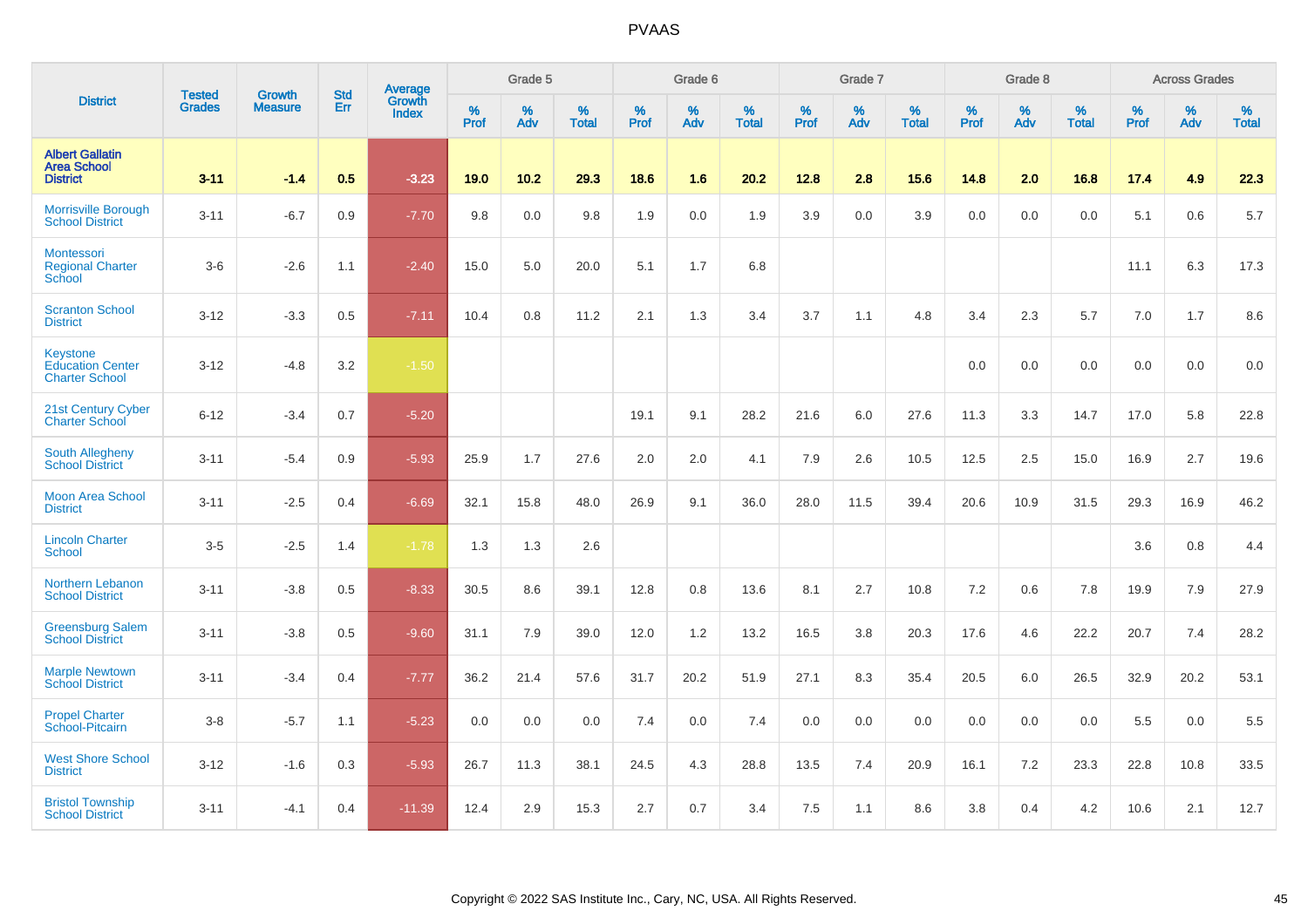| District | Tested Grades | Growth Measure | Std Err | Average Growth Index | Grade 5 | | | Grade 6 | | | Grade 7 | | | Grade 8 | | | Across Grades | | |
|---|---|---|---|---|---|---|---|---|---|---|---|---|---|---|---|---|---|---|---|
| | | | | | % Prof | % Adv | % Total | % Prof | % Adv | % Total | % Prof | % Adv | % Total | % Prof | % Adv | % Total | % Prof | % Adv | % Total |
| **Albert Gallatin Area School District** | **3-11** | **-1.4** | **0.5** | **-3.23** | **19.0** | **10.2** | **29.3** | **18.6** | **1.6** | **20.2** | **12.8** | **2.8** | **15.6** | **14.8** | **2.0** | **16.8** | **17.4** | **4.9** | **22.3** |
| Morrisville Borough School District | 3-11 | -6.7 | 0.9 | -7.70 | 9.8 | 0.0 | 9.8 | 1.9 | 0.0 | 1.9 | 3.9 | 0.0 | 3.9 | 0.0 | 0.0 | 0.0 | 5.1 | 0.6 | 5.7 |
| Montessori Regional Charter School | 3-6 | -2.6 | 1.1 | -2.40 | 15.0 | 5.0 | 20.0 | 5.1 | 1.7 | 6.8 | | | | | | | 11.1 | 6.3 | 17.3 |
| Scranton School District | 3-12 | -3.3 | 0.5 | -7.11 | 10.4 | 0.8 | 11.2 | 2.1 | 1.3 | 3.4 | 3.7 | 1.1 | 4.8 | 3.4 | 2.3 | 5.7 | 7.0 | 1.7 | 8.6 |
| Keystone Education Center Charter School | 3-12 | -4.8 | 3.2 | -1.50 | | | | | | | | | | 0.0 | 0.0 | 0.0 | 0.0 | 0.0 | 0.0 |
| 21st Century Cyber Charter School | 6-12 | -3.4 | 0.7 | -5.20 | | | | 19.1 | 9.1 | 28.2 | 21.6 | 6.0 | 27.6 | 11.3 | 3.3 | 14.7 | 17.0 | 5.8 | 22.8 |
| South Allegheny School District | 3-11 | -5.4 | 0.9 | -5.93 | 25.9 | 1.7 | 27.6 | 2.0 | 2.0 | 4.1 | 7.9 | 2.6 | 10.5 | 12.5 | 2.5 | 15.0 | 16.9 | 2.7 | 19.6 |
| Moon Area School District | 3-11 | -2.5 | 0.4 | -6.69 | 32.1 | 15.8 | 48.0 | 26.9 | 9.1 | 36.0 | 28.0 | 11.5 | 39.4 | 20.6 | 10.9 | 31.5 | 29.3 | 16.9 | 46.2 |
| Lincoln Charter School | 3-5 | -2.5 | 1.4 | -1.78 | 1.3 | 1.3 | 2.6 | | | | | | | | | | 3.6 | 0.8 | 4.4 |
| Northern Lebanon School District | 3-11 | -3.8 | 0.5 | -8.33 | 30.5 | 8.6 | 39.1 | 12.8 | 0.8 | 13.6 | 8.1 | 2.7 | 10.8 | 7.2 | 0.6 | 7.8 | 19.9 | 7.9 | 27.9 |
| Greensburg Salem School District | 3-11 | -3.8 | 0.5 | -9.60 | 31.1 | 7.9 | 39.0 | 12.0 | 1.2 | 13.2 | 16.5 | 3.8 | 20.3 | 17.6 | 4.6 | 22.2 | 20.7 | 7.4 | 28.2 |
| Marple Newtown School District | 3-11 | -3.4 | 0.4 | -7.77 | 36.2 | 21.4 | 57.6 | 31.7 | 20.2 | 51.9 | 27.1 | 8.3 | 35.4 | 20.5 | 6.0 | 26.5 | 32.9 | 20.2 | 53.1 |
| Propel Charter School-Pitcairn | 3-8 | -5.7 | 1.1 | -5.23 | 0.0 | 0.0 | 0.0 | 7.4 | 0.0 | 7.4 | 0.0 | 0.0 | 0.0 | 0.0 | 0.0 | 0.0 | 5.5 | 0.0 | 5.5 |
| West Shore School District | 3-12 | -1.6 | 0.3 | -5.93 | 26.7 | 11.3 | 38.1 | 24.5 | 4.3 | 28.8 | 13.5 | 7.4 | 20.9 | 16.1 | 7.2 | 23.3 | 22.8 | 10.8 | 33.5 |
| Bristol Township School District | 3-11 | -4.1 | 0.4 | -11.39 | 12.4 | 2.9 | 15.3 | 2.7 | 0.7 | 3.4 | 7.5 | 1.1 | 8.6 | 3.8 | 0.4 | 4.2 | 10.6 | 2.1 | 12.7 |

Copyright © 2022 SAS Institute Inc., Cary, NC, USA. All Rights Reserved.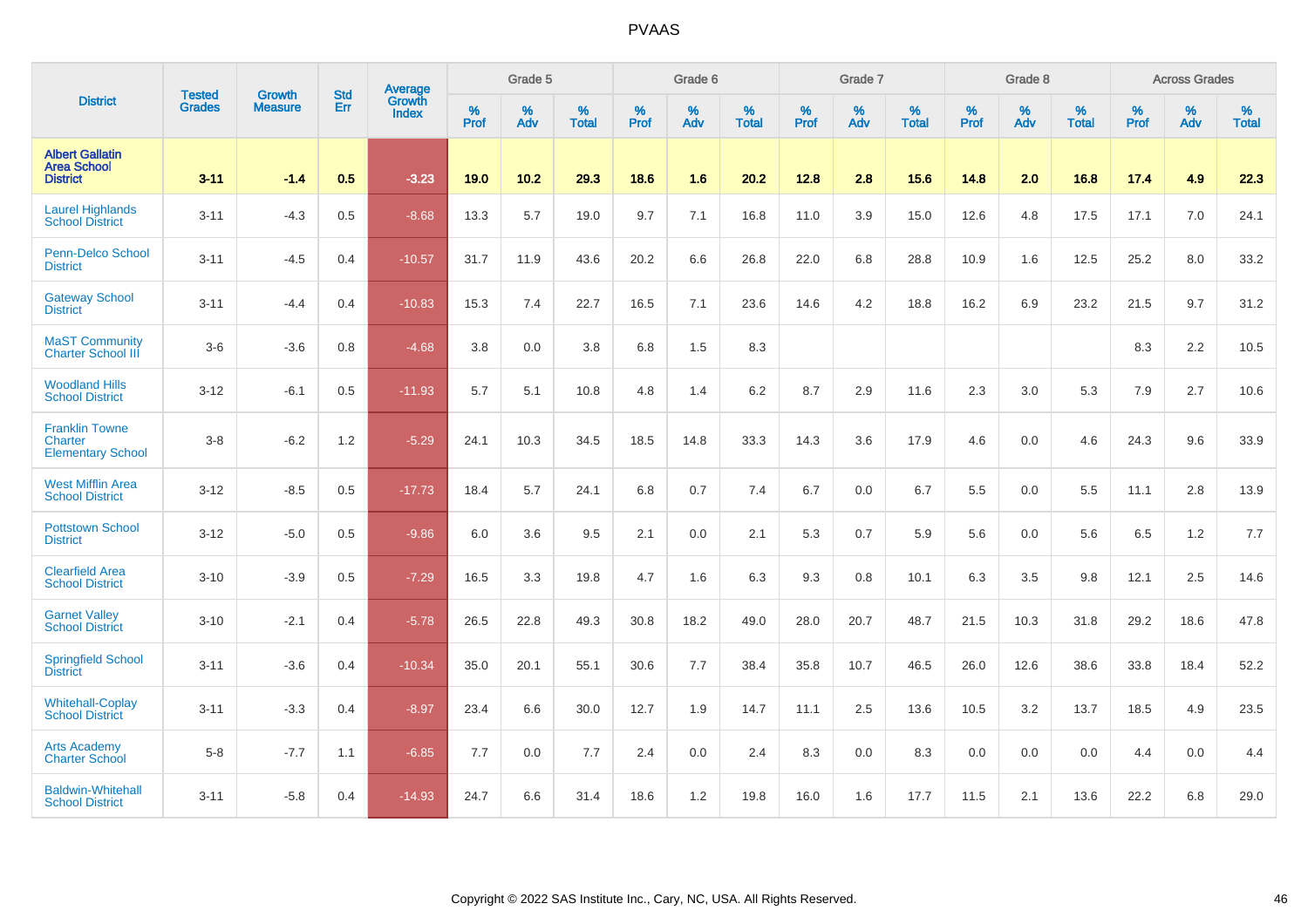# PVAAS

| District | Tested Grades | Growth Measure | Std Err | Average Growth Index | Grade 5 | | | Grade 6 | | | Grade 7 | | | Grade 8 | | | Across Grades | | |
|---|---|---|---|---|---|---|---|---|---|---|---|---|---|---|---|---|---|---|---|
| | | | | | % Prof | % Adv | % Total | % Prof | % Adv | % Total | % Prof | % Adv | % Total | % Prof | % Adv | % Total | % Prof | % Adv | % Total |
| **Albert Gallatin Area School District** | **3-11** | **-1.4** | **0.5** | **-3.23** | **19.0** | **10.2** | **29.3** | **18.6** | **1.6** | **20.2** | **12.8** | **2.8** | **15.6** | **14.8** | **2.0** | **16.8** | **17.4** | **4.9** | **22.3** |
| Laurel Highlands School District | 3-11 | -4.3 | 0.5 | -8.68 | 13.3 | 5.7 | 19.0 | 9.7 | 7.1 | 16.8 | 11.0 | 3.9 | 15.0 | 12.6 | 4.8 | 17.5 | 17.1 | 7.0 | 24.1 |
| Penn-Delco School District | 3-11 | -4.5 | 0.4 | -10.57 | 31.7 | 11.9 | 43.6 | 20.2 | 6.6 | 26.8 | 22.0 | 6.8 | 28.8 | 10.9 | 1.6 | 12.5 | 25.2 | 8.0 | 33.2 |
| Gateway School District | 3-11 | -4.4 | 0.4 | -10.83 | 15.3 | 7.4 | 22.7 | 16.5 | 7.1 | 23.6 | 14.6 | 4.2 | 18.8 | 16.2 | 6.9 | 23.2 | 21.5 | 9.7 | 31.2 |
| MaST Community Charter School III | 3-6 | -3.6 | 0.8 | -4.68 | 3.8 | 0.0 | 3.8 | 6.8 | 1.5 | 8.3 | | | | | | | 8.3 | 2.2 | 10.5 |
| Woodland Hills School District | 3-12 | -6.1 | 0.5 | -11.93 | 5.7 | 5.1 | 10.8 | 4.8 | 1.4 | 6.2 | 8.7 | 2.9 | 11.6 | 2.3 | 3.0 | 5.3 | 7.9 | 2.7 | 10.6 |
| Franklin Towne Charter Elementary School | 3-8 | -6.2 | 1.2 | -5.29 | 24.1 | 10.3 | 34.5 | 18.5 | 14.8 | 33.3 | 14.3 | 3.6 | 17.9 | 4.6 | 0.0 | 4.6 | 24.3 | 9.6 | 33.9 |
| West Mifflin Area School District | 3-12 | -8.5 | 0.5 | -17.73 | 18.4 | 5.7 | 24.1 | 6.8 | 0.7 | 7.4 | 6.7 | 0.0 | 6.7 | 5.5 | 0.0 | 5.5 | 11.1 | 2.8 | 13.9 |
| Pottstown School District | 3-12 | -5.0 | 0.5 | -9.86 | 6.0 | 3.6 | 9.5 | 2.1 | 0.0 | 2.1 | 5.3 | 0.7 | 5.9 | 5.6 | 0.0 | 5.6 | 6.5 | 1.2 | 7.7 |
| Clearfield Area School District | 3-10 | -3.9 | 0.5 | -7.29 | 16.5 | 3.3 | 19.8 | 4.7 | 1.6 | 6.3 | 9.3 | 0.8 | 10.1 | 6.3 | 3.5 | 9.8 | 12.1 | 2.5 | 14.6 |
| Garnet Valley School District | 3-10 | -2.1 | 0.4 | -5.78 | 26.5 | 22.8 | 49.3 | 30.8 | 18.2 | 49.0 | 28.0 | 20.7 | 48.7 | 21.5 | 10.3 | 31.8 | 29.2 | 18.6 | 47.8 |
| Springfield School District | 3-11 | -3.6 | 0.4 | -10.34 | 35.0 | 20.1 | 55.1 | 30.6 | 7.7 | 38.4 | 35.8 | 10.7 | 46.5 | 26.0 | 12.6 | 38.6 | 33.8 | 18.4 | 52.2 |
| Whitehall-Coplay School District | 3-11 | -3.3 | 0.4 | -8.97 | 23.4 | 6.6 | 30.0 | 12.7 | 1.9 | 14.7 | 11.1 | 2.5 | 13.6 | 10.5 | 3.2 | 13.7 | 18.5 | 4.9 | 23.5 |
| Arts Academy Charter School | 5-8 | -7.7 | 1.1 | -6.85 | 7.7 | 0.0 | 7.7 | 2.4 | 0.0 | 2.4 | 8.3 | 0.0 | 8.3 | 0.0 | 0.0 | 0.0 | 4.4 | 0.0 | 4.4 |
| Baldwin-Whitehall School District | 3-11 | -5.8 | 0.4 | -14.93 | 24.7 | 6.6 | 31.4 | 18.6 | 1.2 | 19.8 | 16.0 | 1.6 | 17.7 | 11.5 | 2.1 | 13.6 | 22.2 | 6.8 | 29.0 |

Copyright © 2022 SAS Institute Inc., Cary, NC, USA. All Rights Reserved.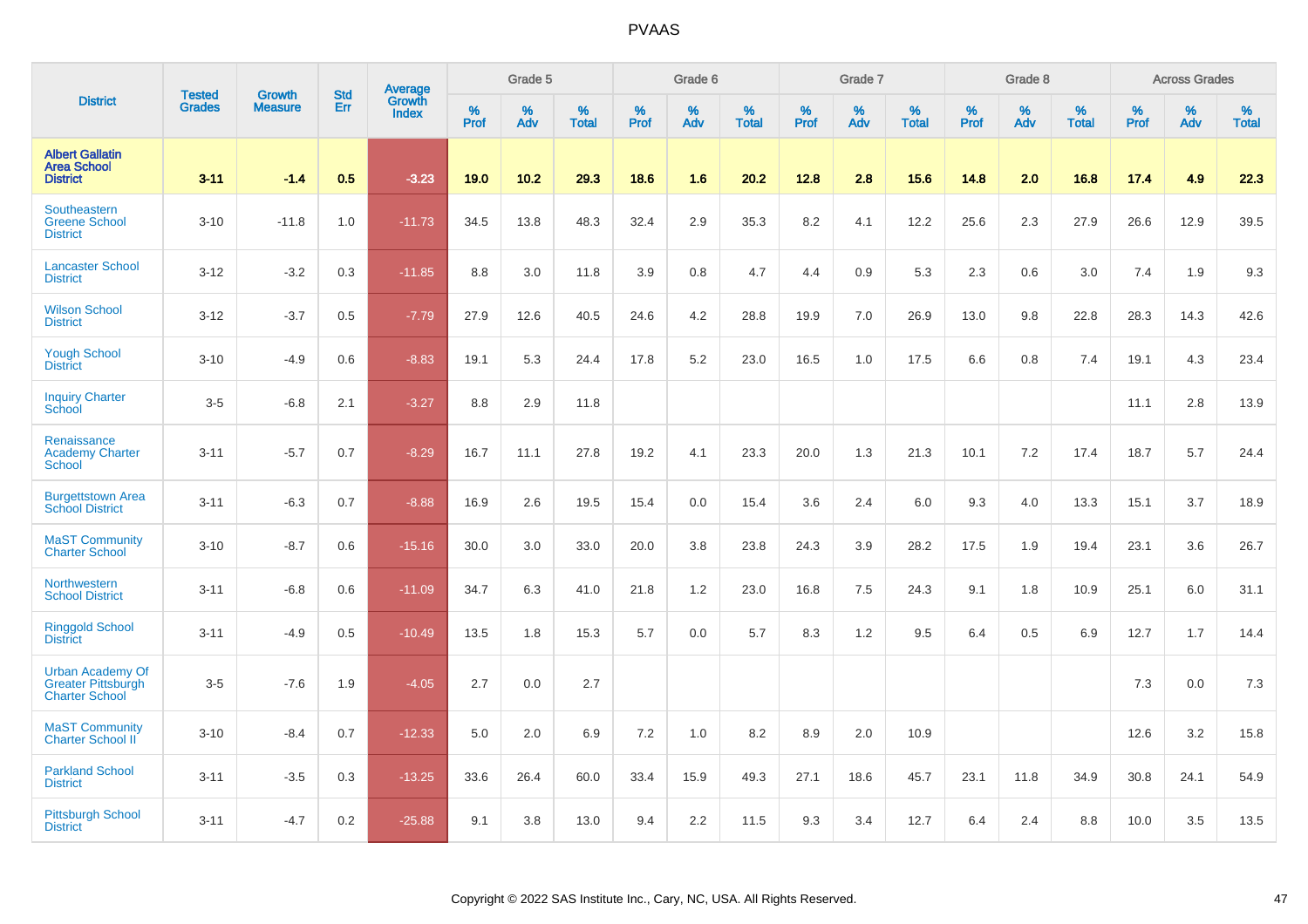# PVAAS

| District | Tested Grades | Growth Measure | Std Err | Average Growth Index | Grade 5 | | | Grade 6 | | | Grade 7 | | | Grade 8 | | | Across Grades | | |
|---|---|---|---|---|---|---|---|---|---|---|---|---|---|---|---|---|---|---|---|
| | | | | | % Prof | % Adv | % Total | % Prof | % Adv | % Total | % Prof | % Adv | % Total | % Prof | % Adv | % Total | % Prof | % Adv | % Total |
| **Albert Gallatin Area School District** | **3-11** | **-1.4** | **0.5** | **-3.23** | **19.0** | **10.2** | **29.3** | **18.6** | **1.6** | **20.2** | **12.8** | **2.8** | **15.6** | **14.8** | **2.0** | **16.8** | **17.4** | **4.9** | **22.3** |
| Southeastern Greene School District | 3-10 | -11.8 | 1.0 | -11.73 | 34.5 | 13.8 | 48.3 | 32.4 | 2.9 | 35.3 | 8.2 | 4.1 | 12.2 | 25.6 | 2.3 | 27.9 | 26.6 | 12.9 | 39.5 |
| Lancaster School District | 3-12 | -3.2 | 0.3 | -11.85 | 8.8 | 3.0 | 11.8 | 3.9 | 0.8 | 4.7 | 4.4 | 0.9 | 5.3 | 2.3 | 0.6 | 3.0 | 7.4 | 1.9 | 9.3 |
| Wilson School District | 3-12 | -3.7 | 0.5 | -7.79 | 27.9 | 12.6 | 40.5 | 24.6 | 4.2 | 28.8 | 19.9 | 7.0 | 26.9 | 13.0 | 9.8 | 22.8 | 28.3 | 14.3 | 42.6 |
| Yough School District | 3-10 | -4.9 | 0.6 | -8.83 | 19.1 | 5.3 | 24.4 | 17.8 | 5.2 | 23.0 | 16.5 | 1.0 | 17.5 | 6.6 | 0.8 | 7.4 | 19.1 | 4.3 | 23.4 |
| Inquiry Charter School | 3-5 | -6.8 | 2.1 | -3.27 | 8.8 | 2.9 | 11.8 | | | | | | | | | | 11.1 | 2.8 | 13.9 |
| Renaissance Academy Charter School | 3-11 | -5.7 | 0.7 | -8.29 | 16.7 | 11.1 | 27.8 | 19.2 | 4.1 | 23.3 | 20.0 | 1.3 | 21.3 | 10.1 | 7.2 | 17.4 | 18.7 | 5.7 | 24.4 |
| Burgettstown Area School District | 3-11 | -6.3 | 0.7 | -8.88 | 16.9 | 2.6 | 19.5 | 15.4 | 0.0 | 15.4 | 3.6 | 2.4 | 6.0 | 9.3 | 4.0 | 13.3 | 15.1 | 3.7 | 18.9 |
| MaST Community Charter School | 3-10 | -8.7 | 0.6 | -15.16 | 30.0 | 3.0 | 33.0 | 20.0 | 3.8 | 23.8 | 24.3 | 3.9 | 28.2 | 17.5 | 1.9 | 19.4 | 23.1 | 3.6 | 26.7 |
| Northwestern School District | 3-11 | -6.8 | 0.6 | -11.09 | 34.7 | 6.3 | 41.0 | 21.8 | 1.2 | 23.0 | 16.8 | 7.5 | 24.3 | 9.1 | 1.8 | 10.9 | 25.1 | 6.0 | 31.1 |
| Ringgold School District | 3-11 | -4.9 | 0.5 | -10.49 | 13.5 | 1.8 | 15.3 | 5.7 | 0.0 | 5.7 | 8.3 | 1.2 | 9.5 | 6.4 | 0.5 | 6.9 | 12.7 | 1.7 | 14.4 |
| Urban Academy Of Greater Pittsburgh Charter School | 3-5 | -7.6 | 1.9 | -4.05 | 2.7 | 0.0 | 2.7 | | | | | | | | | | 7.3 | 0.0 | 7.3 |
| MaST Community Charter School II | 3-10 | -8.4 | 0.7 | -12.33 | 5.0 | 2.0 | 6.9 | 7.2 | 1.0 | 8.2 | 8.9 | 2.0 | 10.9 | | | | 12.6 | 3.2 | 15.8 |
| Parkland School District | 3-11 | -3.5 | 0.3 | -13.25 | 33.6 | 26.4 | 60.0 | 33.4 | 15.9 | 49.3 | 27.1 | 18.6 | 45.7 | 23.1 | 11.8 | 34.9 | 30.8 | 24.1 | 54.9 |
| Pittsburgh School District | 3-11 | -4.7 | 0.2 | -25.88 | 9.1 | 3.8 | 13.0 | 9.4 | 2.2 | 11.5 | 9.3 | 3.4 | 12.7 | 6.4 | 2.4 | 8.8 | 10.0 | 3.5 | 13.5 |

Copyright © 2022 SAS Institute Inc., Cary, NC, USA. All Rights Reserved.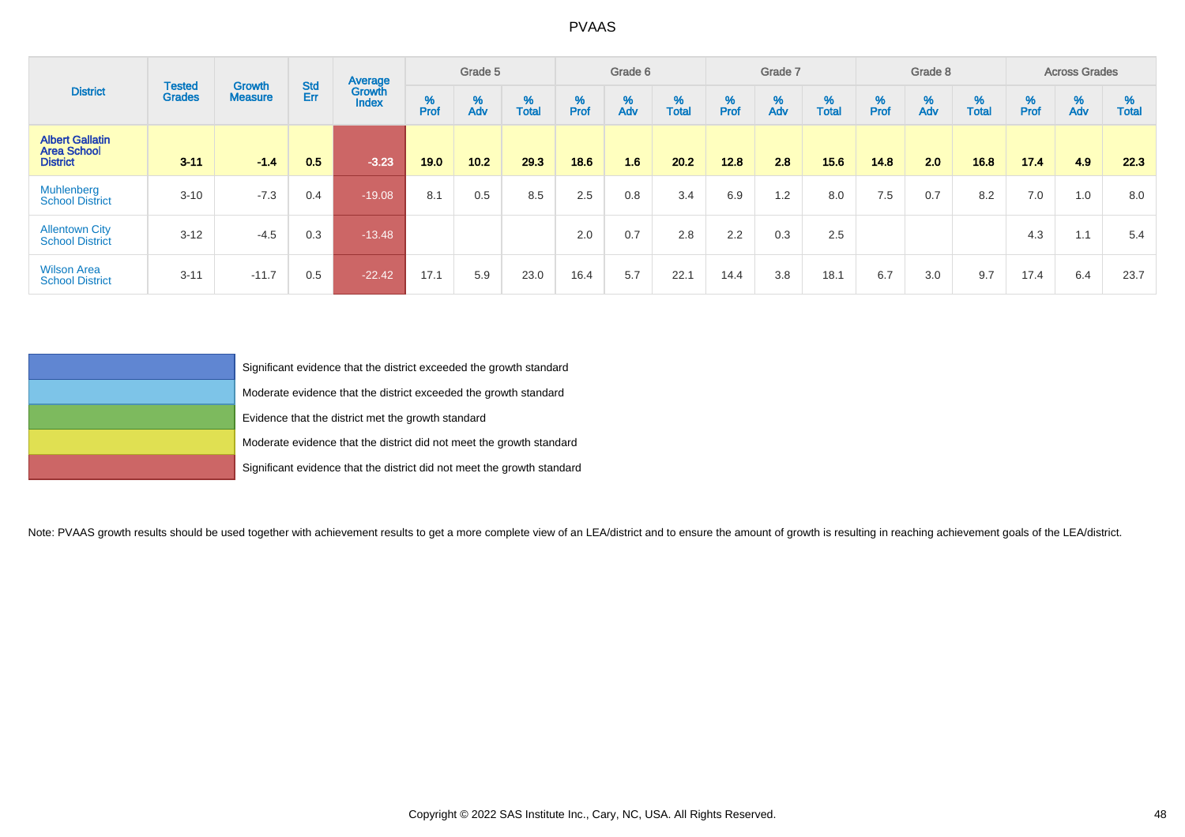# PVAAS

| District | Tested Grades | Growth Measure | Std Err | Average Growth Index | Grade 5 | | | Grade 6 | | | Grade 7 | | | Grade 8 | | | Across Grades | | |
|---|---|---|---|---|---|---|---|---|---|---|---|---|---|---|---|---|---|---|---|
| | | | | | % Prof | % Adv | % Total | % Prof | % Adv | % Total | % Prof | % Adv | % Total | % Prof | % Adv | % Total | % Prof | % Adv | % Total |
| **Albert Gallatin Area School District** | **3-11** | **-1.4** | **0.5** | **-3.23** | **19.0** | **10.2** | **29.3** | **18.6** | **1.6** | **20.2** | **12.8** | **2.8** | **15.6** | **14.8** | **2.0** | **16.8** | **17.4** | **4.9** | **22.3** |
| Muhlenberg School District | 3-10 | -7.3 | 0.4 | -19.08 | 8.1 | 0.5 | 8.5 | 2.5 | 0.8 | 3.4 | 6.9 | 1.2 | 8.0 | 7.5 | 0.7 | 8.2 | 7.0 | 1.0 | 8.0 |
| Allentown City School District | 3-12 | -4.5 | 0.3 | -13.48 | | | | 2.0 | 0.7 | 2.8 | 2.2 | 0.3 | 2.5 | | | | 4.3 | 1.1 | 5.4 |
| Wilson Area School District | 3-11 | -11.7 | 0.5 | -22.42 | 17.1 | 5.9 | 23.0 | 16.4 | 5.7 | 22.1 | 14.4 | 3.8 | 18.1 | 6.7 | 3.0 | 9.7 | 17.4 | 6.4 | 23.7 |

| Color | Meaning |
|---|---|
| Dark blue | Significant evidence that the district exceeded the growth standard |
| Light blue | Moderate evidence that the district exceeded the growth standard |
| Green | Evidence that the district met the growth standard |
| Yellow | Moderate evidence that the district did not meet the growth standard |
| Red | Significant evidence that the district did not meet the growth standard |

Note: PVAAS growth results should be used together with achievement results to get a more complete view of an LEA/district and to ensure the amount of growth is resulting in reaching achievement goals of the LEA/district.

Copyright © 2022 SAS Institute Inc., Cary, NC, USA. All Rights Reserved.